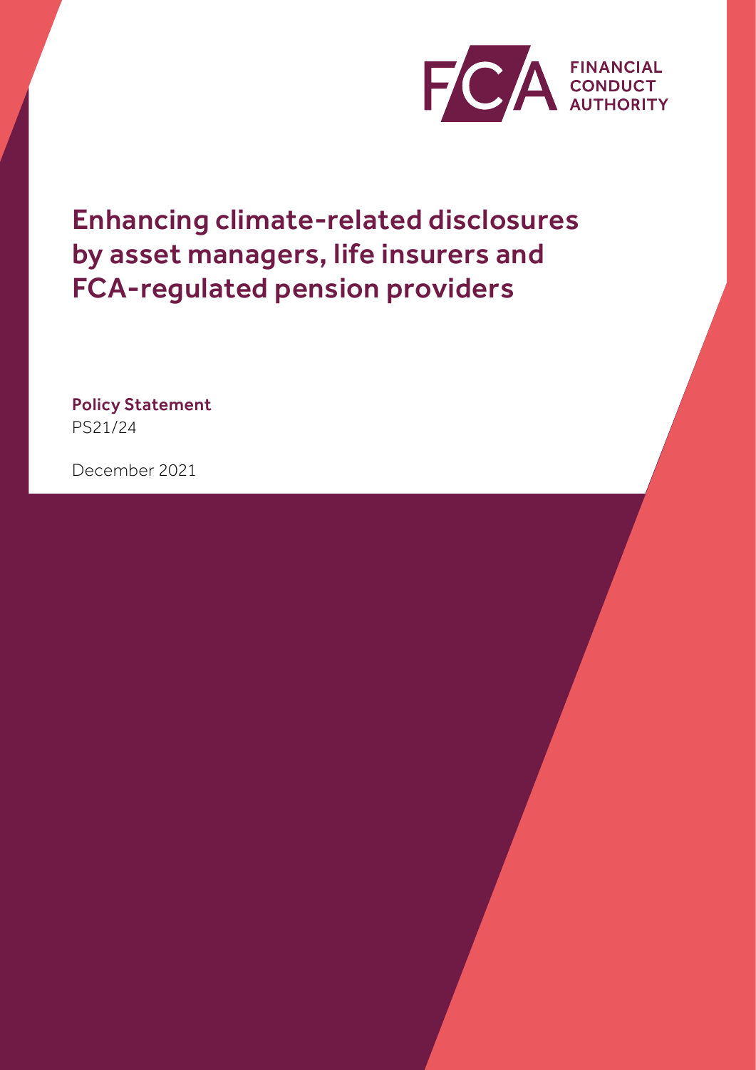FINANCIAL CONDUCT AUTHORITY

# Enhancing climate-related disclosures by asset managers, life insurers and FCA-regulated pension providers

**Policy Statement**
PS21/24

December 2021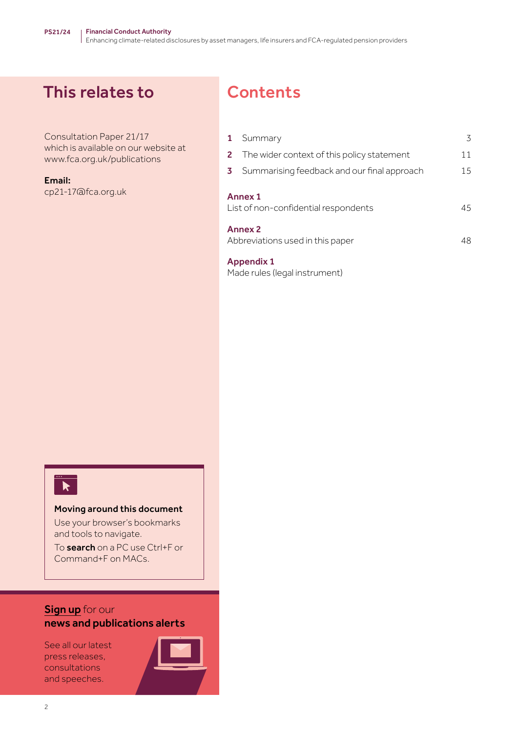## This relates to

Consultation Paper 21/17 which is available on our website at www.fca.org.uk/publications

**Email:**
cp21-17@fca.org.uk

## Contents

| | | |
|---|---|---|
| **1** | Summary | 3 |
| **2** | The wider context of this policy statement | 11 |
| **3** | Summarising feedback and our final approach | 15 |

**Annex 1**
List of non-confidential respondents 45

**Annex 2**
Abbreviations used in this paper 48

**Appendix 1**
Made rules (legal instrument)

**Moving around this document**

Use your browser's bookmarks and tools to navigate.

To **search** on a PC use Ctrl+F or Command+F on MACs.

**Sign up** for our **news and publications alerts**

See all our latest press releases, consultations and speeches.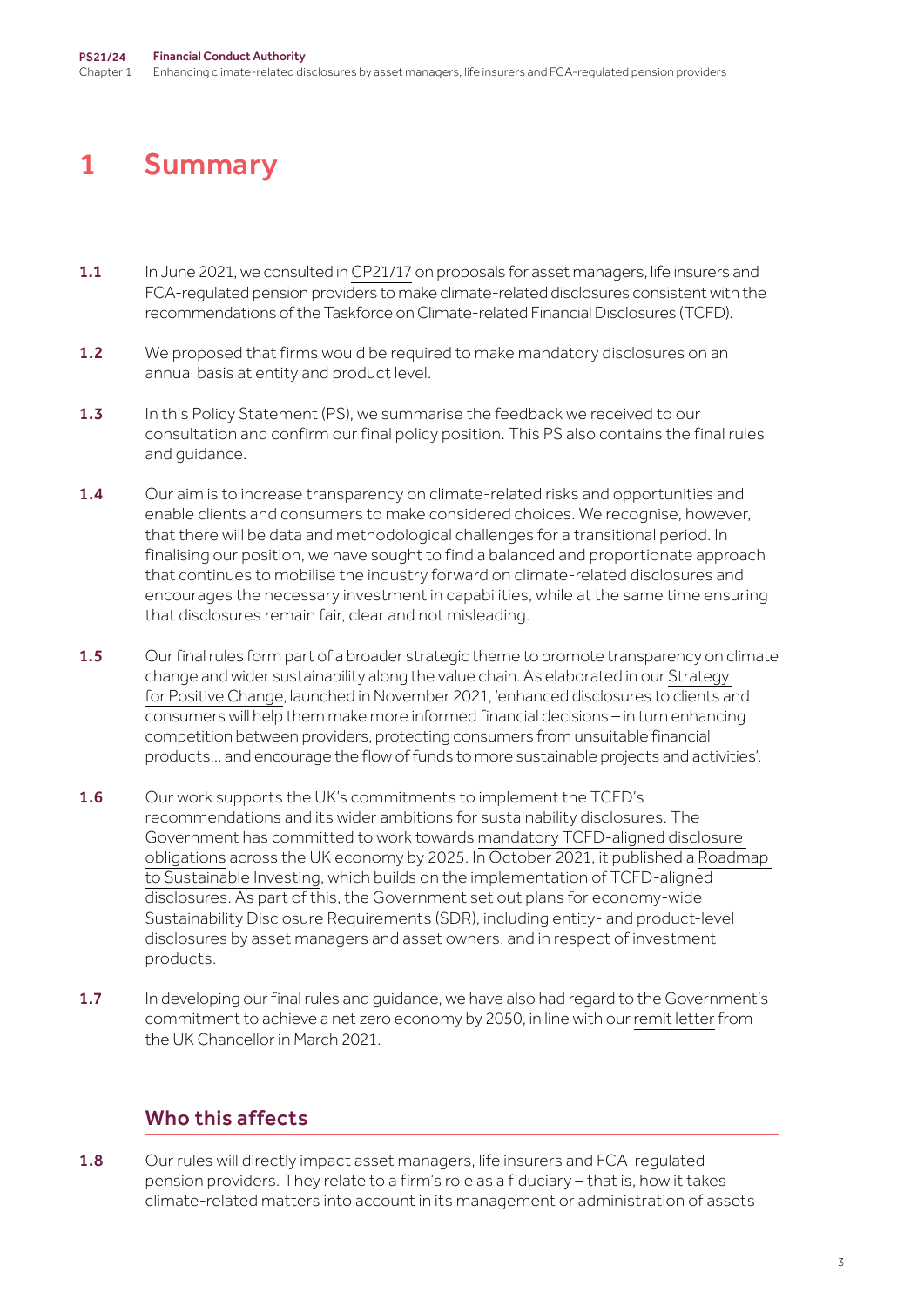# 1 Summary

**1.1** In June 2021, we consulted in CP21/17 on proposals for asset managers, life insurers and FCA-regulated pension providers to make climate-related disclosures consistent with the recommendations of the Taskforce on Climate-related Financial Disclosures (TCFD).

**1.2** We proposed that firms would be required to make mandatory disclosures on an annual basis at entity and product level.

**1.3** In this Policy Statement (PS), we summarise the feedback we received to our consultation and confirm our final policy position. This PS also contains the final rules and guidance.

**1.4** Our aim is to increase transparency on climate-related risks and opportunities and enable clients and consumers to make considered choices. We recognise, however, that there will be data and methodological challenges for a transitional period. In finalising our position, we have sought to find a balanced and proportionate approach that continues to mobilise the industry forward on climate-related disclosures and encourages the necessary investment in capabilities, while at the same time ensuring that disclosures remain fair, clear and not misleading.

**1.5** Our final rules form part of a broader strategic theme to promote transparency on climate change and wider sustainability along the value chain. As elaborated in our Strategy for Positive Change, launched in November 2021, 'enhanced disclosures to clients and consumers will help them make more informed financial decisions – in turn enhancing competition between providers, protecting consumers from unsuitable financial products… and encourage the flow of funds to more sustainable projects and activities'.

**1.6** Our work supports the UK's commitments to implement the TCFD's recommendations and its wider ambitions for sustainability disclosures. The Government has committed to work towards mandatory TCFD-aligned disclosure obligations across the UK economy by 2025. In October 2021, it published a Roadmap to Sustainable Investing, which builds on the implementation of TCFD-aligned disclosures. As part of this, the Government set out plans for economy-wide Sustainability Disclosure Requirements (SDR), including entity- and product-level disclosures by asset managers and asset owners, and in respect of investment products.

**1.7** In developing our final rules and guidance, we have also had regard to the Government's commitment to achieve a net zero economy by 2050, in line with our remit letter from the UK Chancellor in March 2021.

## Who this affects

**1.8** Our rules will directly impact asset managers, life insurers and FCA-regulated pension providers. They relate to a firm's role as a fiduciary – that is, how it takes climate-related matters into account in its management or administration of assets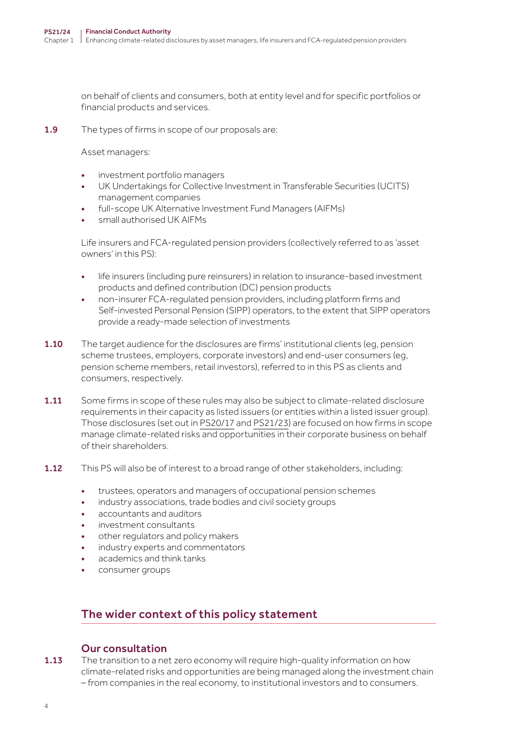on behalf of clients and consumers, both at entity level and for specific portfolios or financial products and services.

**1.9** The types of firms in scope of our proposals are:

Asset managers:

- investment portfolio managers
- UK Undertakings for Collective Investment in Transferable Securities (UCITS) management companies
- full-scope UK Alternative Investment Fund Managers (AIFMs)
- small authorised UK AIFMs

Life insurers and FCA-regulated pension providers (collectively referred to as 'asset owners' in this PS):

- life insurers (including pure reinsurers) in relation to insurance-based investment products and defined contribution (DC) pension products
- non-insurer FCA-regulated pension providers, including platform firms and Self-invested Personal Pension (SIPP) operators, to the extent that SIPP operators provide a ready-made selection of investments

**1.10** The target audience for the disclosures are firms' institutional clients (eg, pension scheme trustees, employers, corporate investors) and end-user consumers (eg, pension scheme members, retail investors), referred to in this PS as clients and consumers, respectively.

**1.11** Some firms in scope of these rules may also be subject to climate-related disclosure requirements in their capacity as listed issuers (or entities within a listed issuer group). Those disclosures (set out in PS20/17 and PS21/23) are focused on how firms in scope manage climate-related risks and opportunities in their corporate business on behalf of their shareholders.

**1.12** This PS will also be of interest to a broad range of other stakeholders, including:

- trustees, operators and managers of occupational pension schemes
- industry associations, trade bodies and civil society groups
- accountants and auditors
- investment consultants
- other regulators and policy makers
- industry experts and commentators
- academics and think tanks
- consumer groups

## The wider context of this policy statement

### Our consultation

**1.13** The transition to a net zero economy will require high-quality information on how climate-related risks and opportunities are being managed along the investment chain – from companies in the real economy, to institutional investors and to consumers.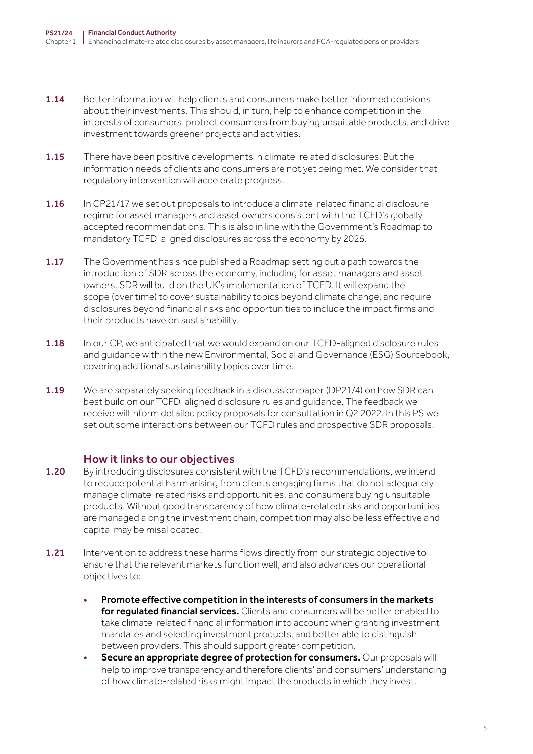1.14 Better information will help clients and consumers make better informed decisions about their investments. This should, in turn, help to enhance competition in the interests of consumers, protect consumers from buying unsuitable products, and drive investment towards greener projects and activities.

1.15 There have been positive developments in climate-related disclosures. But the information needs of clients and consumers are not yet being met. We consider that regulatory intervention will accelerate progress.

1.16 In CP21/17 we set out proposals to introduce a climate-related financial disclosure regime for asset managers and asset owners consistent with the TCFD's globally accepted recommendations. This is also in line with the Government's Roadmap to mandatory TCFD-aligned disclosures across the economy by 2025.

1.17 The Government has since published a Roadmap setting out a path towards the introduction of SDR across the economy, including for asset managers and asset owners. SDR will build on the UK's implementation of TCFD. It will expand the scope (over time) to cover sustainability topics beyond climate change, and require disclosures beyond financial risks and opportunities to include the impact firms and their products have on sustainability.

1.18 In our CP, we anticipated that we would expand on our TCFD-aligned disclosure rules and guidance within the new Environmental, Social and Governance (ESG) Sourcebook, covering additional sustainability topics over time.

1.19 We are separately seeking feedback in a discussion paper (DP21/4) on how SDR can best build on our TCFD-aligned disclosure rules and guidance. The feedback we receive will inform detailed policy proposals for consultation in Q2 2022. In this PS we set out some interactions between our TCFD rules and prospective SDR proposals.

## How it links to our objectives

1.20 By introducing disclosures consistent with the TCFD's recommendations, we intend to reduce potential harm arising from clients engaging firms that do not adequately manage climate-related risks and opportunities, and consumers buying unsuitable products. Without good transparency of how climate-related risks and opportunities are managed along the investment chain, competition may also be less effective and capital may be misallocated.

1.21 Intervention to address these harms flows directly from our strategic objective to ensure that the relevant markets function well, and also advances our operational objectives to:

- **Promote effective competition in the interests of consumers in the markets for regulated financial services.** Clients and consumers will be better enabled to take climate-related financial information into account when granting investment mandates and selecting investment products, and better able to distinguish between providers. This should support greater competition.
- **Secure an appropriate degree of protection for consumers.** Our proposals will help to improve transparency and therefore clients' and consumers' understanding of how climate-related risks might impact the products in which they invest.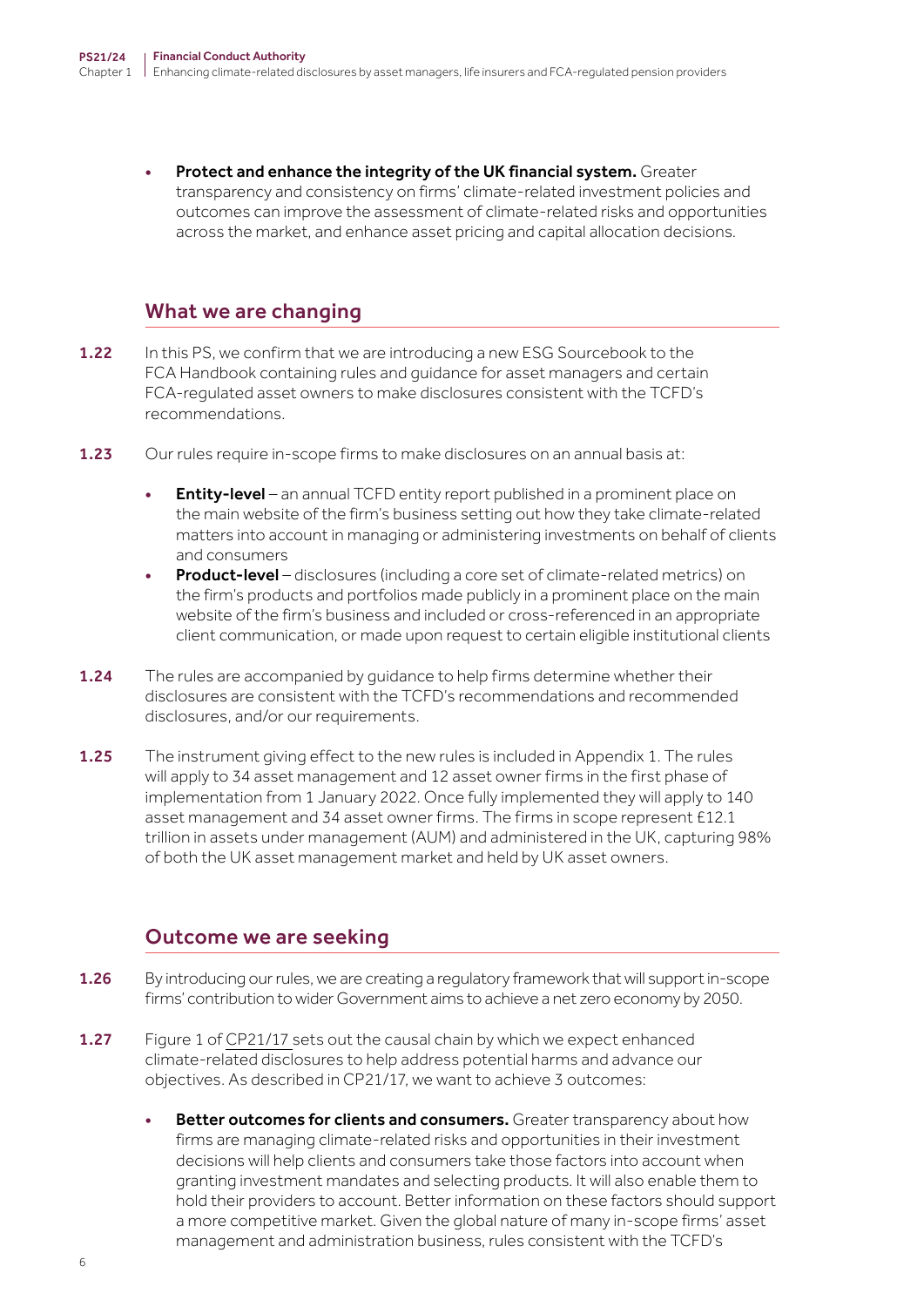- **Protect and enhance the integrity of the UK financial system.** Greater transparency and consistency on firms' climate-related investment policies and outcomes can improve the assessment of climate-related risks and opportunities across the market, and enhance asset pricing and capital allocation decisions.

## What we are changing

**1.22** In this PS, we confirm that we are introducing a new ESG Sourcebook to the FCA Handbook containing rules and guidance for asset managers and certain FCA-regulated asset owners to make disclosures consistent with the TCFD's recommendations.

**1.23** Our rules require in-scope firms to make disclosures on an annual basis at:

- **Entity-level** – an annual TCFD entity report published in a prominent place on the main website of the firm's business setting out how they take climate-related matters into account in managing or administering investments on behalf of clients and consumers
- **Product-level** – disclosures (including a core set of climate-related metrics) on the firm's products and portfolios made publicly in a prominent place on the main website of the firm's business and included or cross-referenced in an appropriate client communication, or made upon request to certain eligible institutional clients

**1.24** The rules are accompanied by guidance to help firms determine whether their disclosures are consistent with the TCFD's recommendations and recommended disclosures, and/or our requirements.

**1.25** The instrument giving effect to the new rules is included in Appendix 1. The rules will apply to 34 asset management and 12 asset owner firms in the first phase of implementation from 1 January 2022. Once fully implemented they will apply to 140 asset management and 34 asset owner firms. The firms in scope represent £12.1 trillion in assets under management (AUM) and administered in the UK, capturing 98% of both the UK asset management market and held by UK asset owners.

## Outcome we are seeking

**1.26** By introducing our rules, we are creating a regulatory framework that will support in-scope firms' contribution to wider Government aims to achieve a net zero economy by 2050.

**1.27** Figure 1 of CP21/17 sets out the causal chain by which we expect enhanced climate-related disclosures to help address potential harms and advance our objectives. As described in CP21/17, we want to achieve 3 outcomes:

- **Better outcomes for clients and consumers.** Greater transparency about how firms are managing climate-related risks and opportunities in their investment decisions will help clients and consumers take those factors into account when granting investment mandates and selecting products. It will also enable them to hold their providers to account. Better information on these factors should support a more competitive market. Given the global nature of many in-scope firms' asset management and administration business, rules consistent with the TCFD's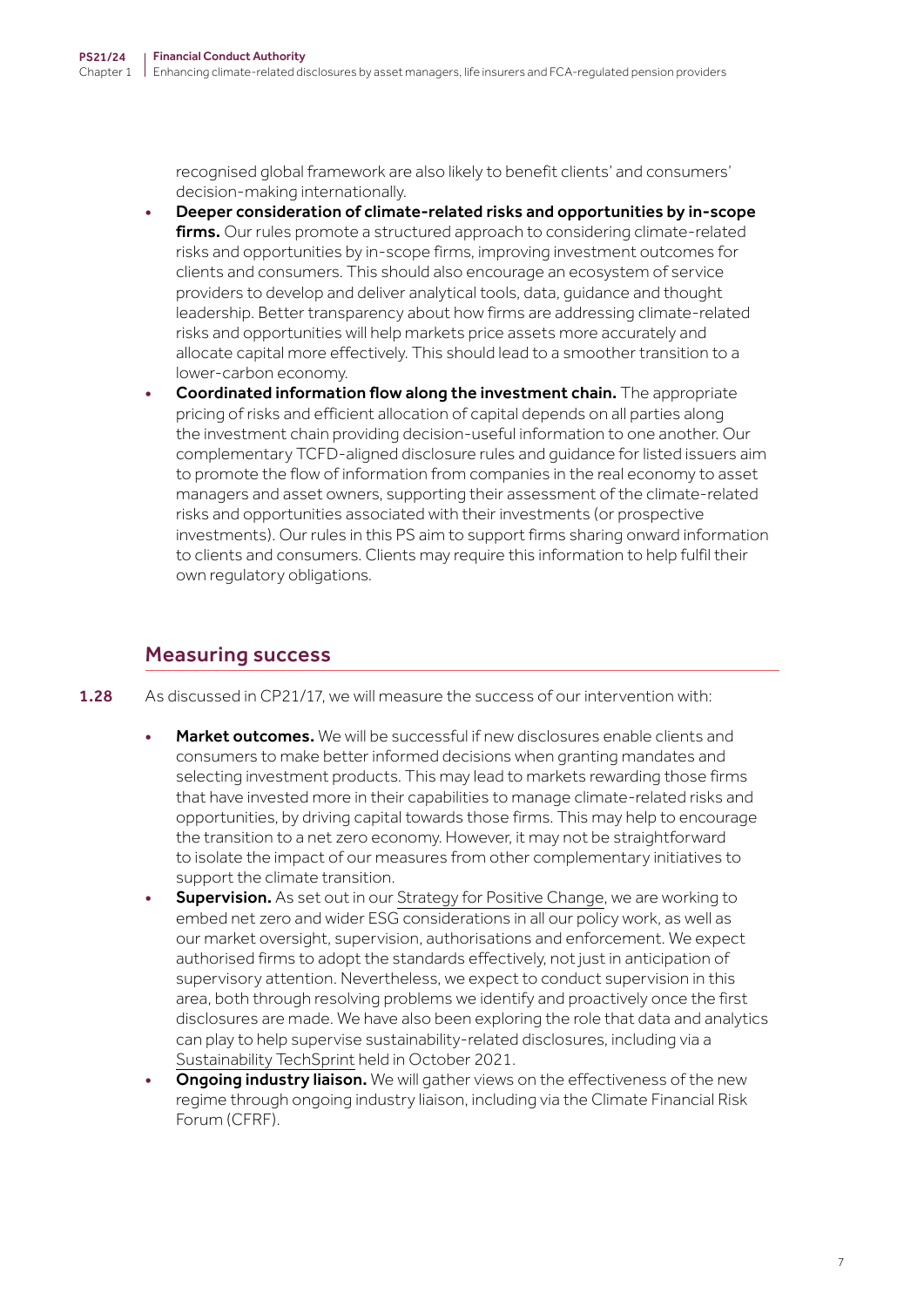recognised global framework are also likely to benefit clients' and consumers' decision-making internationally.

- **Deeper consideration of climate-related risks and opportunities by in-scope firms.** Our rules promote a structured approach to considering climate-related risks and opportunities by in-scope firms, improving investment outcomes for clients and consumers. This should also encourage an ecosystem of service providers to develop and deliver analytical tools, data, guidance and thought leadership. Better transparency about how firms are addressing climate-related risks and opportunities will help markets price assets more accurately and allocate capital more effectively. This should lead to a smoother transition to a lower-carbon economy.
- **Coordinated information flow along the investment chain.** The appropriate pricing of risks and efficient allocation of capital depends on all parties along the investment chain providing decision-useful information to one another. Our complementary TCFD-aligned disclosure rules and guidance for listed issuers aim to promote the flow of information from companies in the real economy to asset managers and asset owners, supporting their assessment of the climate-related risks and opportunities associated with their investments (or prospective investments). Our rules in this PS aim to support firms sharing onward information to clients and consumers. Clients may require this information to help fulfil their own regulatory obligations.

## Measuring success

**1.28** As discussed in CP21/17, we will measure the success of our intervention with:

- **Market outcomes.** We will be successful if new disclosures enable clients and consumers to make better informed decisions when granting mandates and selecting investment products. This may lead to markets rewarding those firms that have invested more in their capabilities to manage climate-related risks and opportunities, by driving capital towards those firms. This may help to encourage the transition to a net zero economy. However, it may not be straightforward to isolate the impact of our measures from other complementary initiatives to support the climate transition.
- **Supervision.** As set out in our Strategy for Positive Change, we are working to embed net zero and wider ESG considerations in all our policy work, as well as our market oversight, supervision, authorisations and enforcement. We expect authorised firms to adopt the standards effectively, not just in anticipation of supervisory attention. Nevertheless, we expect to conduct supervision in this area, both through resolving problems we identify and proactively once the first disclosures are made. We have also been exploring the role that data and analytics can play to help supervise sustainability-related disclosures, including via a Sustainability TechSprint held in October 2021.
- **Ongoing industry liaison.** We will gather views on the effectiveness of the new regime through ongoing industry liaison, including via the Climate Financial Risk Forum (CFRF).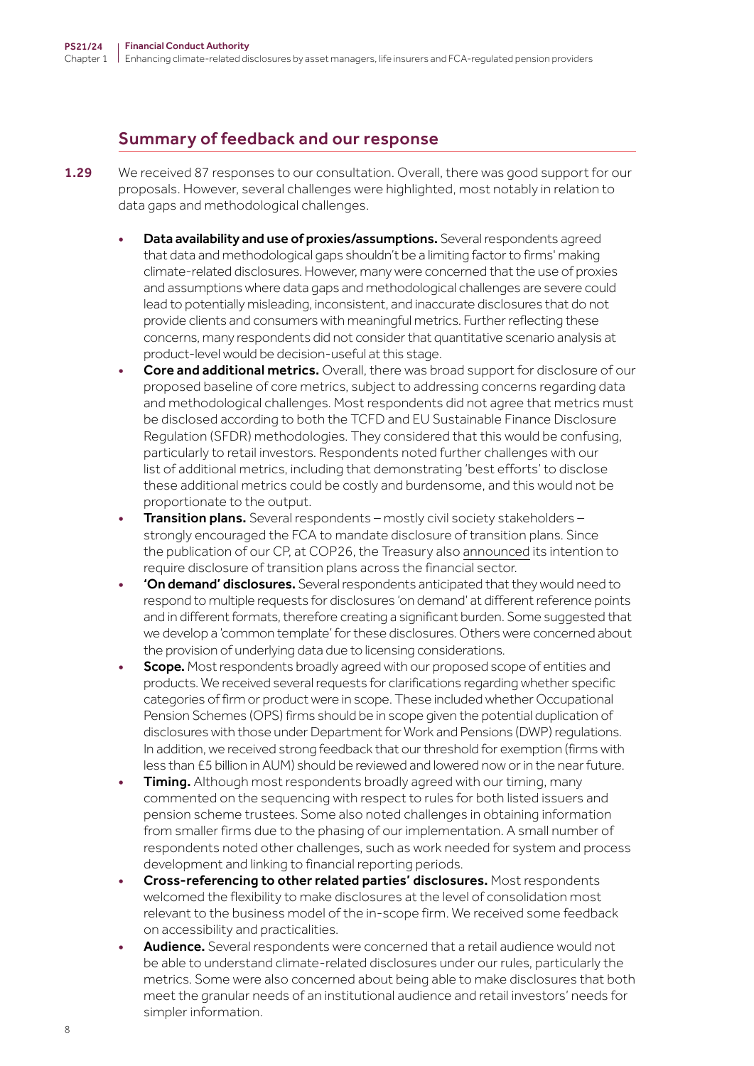## Summary of feedback and our response

1.29 We received 87 responses to our consultation. Overall, there was good support for our proposals. However, several challenges were highlighted, most notably in relation to data gaps and methodological challenges.

- **Data availability and use of proxies/assumptions.** Several respondents agreed that data and methodological gaps shouldn't be a limiting factor to firms' making climate-related disclosures. However, many were concerned that the use of proxies and assumptions where data gaps and methodological challenges are severe could lead to potentially misleading, inconsistent, and inaccurate disclosures that do not provide clients and consumers with meaningful metrics. Further reflecting these concerns, many respondents did not consider that quantitative scenario analysis at product-level would be decision-useful at this stage.
- **Core and additional metrics.** Overall, there was broad support for disclosure of our proposed baseline of core metrics, subject to addressing concerns regarding data and methodological challenges. Most respondents did not agree that metrics must be disclosed according to both the TCFD and EU Sustainable Finance Disclosure Regulation (SFDR) methodologies. They considered that this would be confusing, particularly to retail investors. Respondents noted further challenges with our list of additional metrics, including that demonstrating 'best efforts' to disclose these additional metrics could be costly and burdensome, and this would not be proportionate to the output.
- **Transition plans.** Several respondents – mostly civil society stakeholders – strongly encouraged the FCA to mandate disclosure of transition plans. Since the publication of our CP, at COP26, the Treasury also announced its intention to require disclosure of transition plans across the financial sector.
- **'On demand' disclosures.** Several respondents anticipated that they would need to respond to multiple requests for disclosures 'on demand' at different reference points and in different formats, therefore creating a significant burden. Some suggested that we develop a 'common template' for these disclosures. Others were concerned about the provision of underlying data due to licensing considerations.
- **Scope.** Most respondents broadly agreed with our proposed scope of entities and products. We received several requests for clarifications regarding whether specific categories of firm or product were in scope. These included whether Occupational Pension Schemes (OPS) firms should be in scope given the potential duplication of disclosures with those under Department for Work and Pensions (DWP) regulations. In addition, we received strong feedback that our threshold for exemption (firms with less than £5 billion in AUM) should be reviewed and lowered now or in the near future.
- **Timing.** Although most respondents broadly agreed with our timing, many commented on the sequencing with respect to rules for both listed issuers and pension scheme trustees. Some also noted challenges in obtaining information from smaller firms due to the phasing of our implementation. A small number of respondents noted other challenges, such as work needed for system and process development and linking to financial reporting periods.
- **Cross-referencing to other related parties' disclosures.** Most respondents welcomed the flexibility to make disclosures at the level of consolidation most relevant to the business model of the in-scope firm. We received some feedback on accessibility and practicalities.
- **Audience.** Several respondents were concerned that a retail audience would not be able to understand climate-related disclosures under our rules, particularly the metrics. Some were also concerned about being able to make disclosures that both meet the granular needs of an institutional audience and retail investors' needs for simpler information.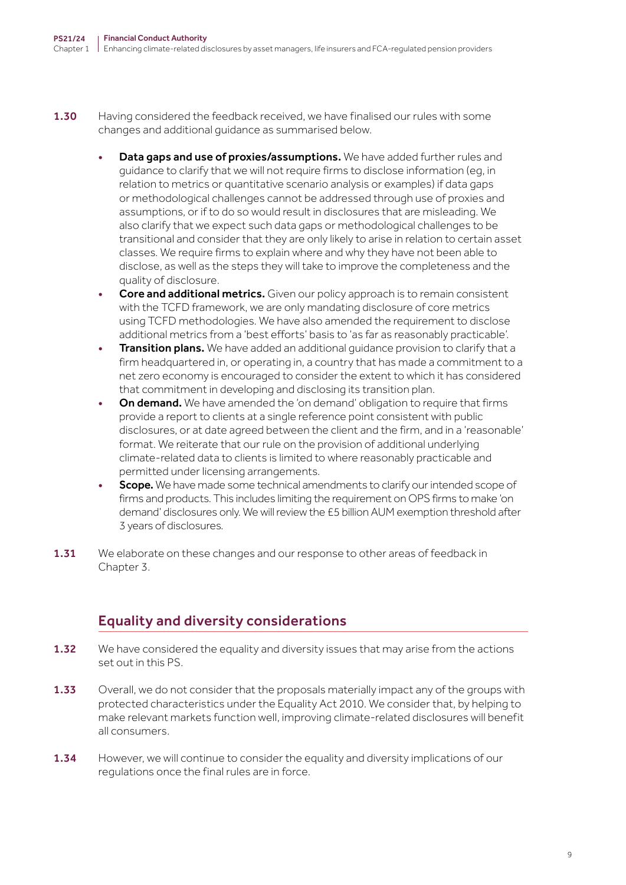**1.30** Having considered the feedback received, we have finalised our rules with some changes and additional guidance as summarised below.

- **Data gaps and use of proxies/assumptions.** We have added further rules and guidance to clarify that we will not require firms to disclose information (eg, in relation to metrics or quantitative scenario analysis or examples) if data gaps or methodological challenges cannot be addressed through use of proxies and assumptions, or if to do so would result in disclosures that are misleading. We also clarify that we expect such data gaps or methodological challenges to be transitional and consider that they are only likely to arise in relation to certain asset classes. We require firms to explain where and why they have not been able to disclose, as well as the steps they will take to improve the completeness and the quality of disclosure.
- **Core and additional metrics.** Given our policy approach is to remain consistent with the TCFD framework, we are only mandating disclosure of core metrics using TCFD methodologies. We have also amended the requirement to disclose additional metrics from a 'best efforts' basis to 'as far as reasonably practicable'.
- **Transition plans.** We have added an additional guidance provision to clarify that a firm headquartered in, or operating in, a country that has made a commitment to a net zero economy is encouraged to consider the extent to which it has considered that commitment in developing and disclosing its transition plan.
- **On demand.** We have amended the 'on demand' obligation to require that firms provide a report to clients at a single reference point consistent with public disclosures, or at date agreed between the client and the firm, and in a 'reasonable' format. We reiterate that our rule on the provision of additional underlying climate-related data to clients is limited to where reasonably practicable and permitted under licensing arrangements.
- **Scope.** We have made some technical amendments to clarify our intended scope of firms and products. This includes limiting the requirement on OPS firms to make 'on demand' disclosures only. We will review the £5 billion AUM exemption threshold after 3 years of disclosures.

**1.31** We elaborate on these changes and our response to other areas of feedback in Chapter 3.

## Equality and diversity considerations

**1.32** We have considered the equality and diversity issues that may arise from the actions set out in this PS.

**1.33** Overall, we do not consider that the proposals materially impact any of the groups with protected characteristics under the Equality Act 2010. We consider that, by helping to make relevant markets function well, improving climate-related disclosures will benefit all consumers.

**1.34** However, we will continue to consider the equality and diversity implications of our regulations once the final rules are in force.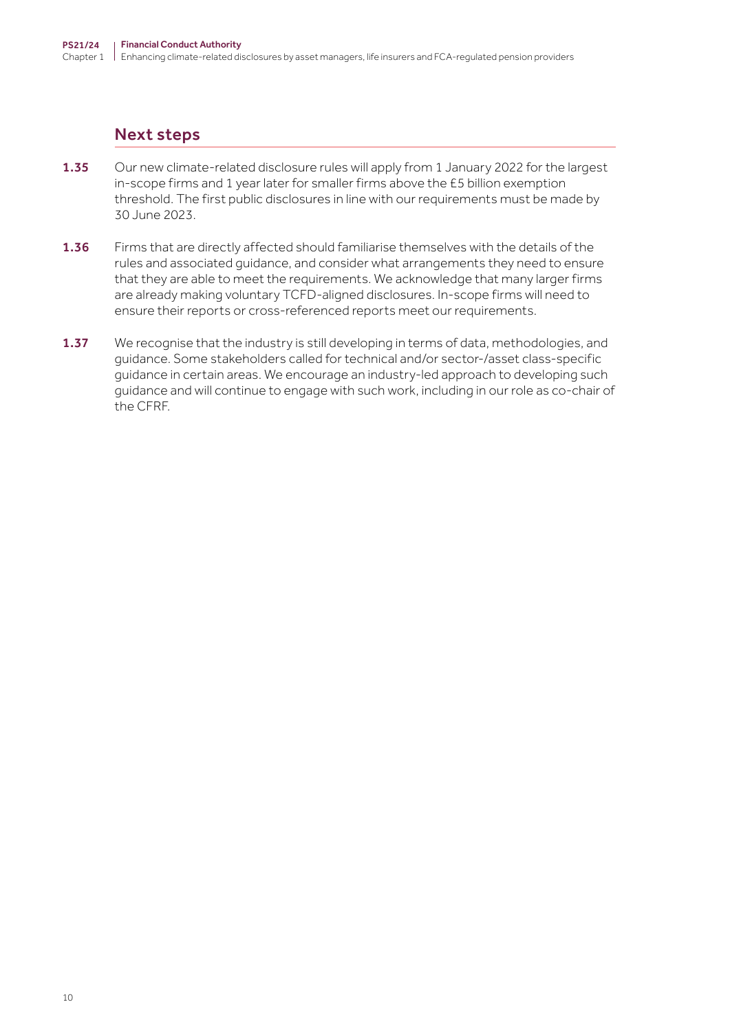## Next steps

**1.35** Our new climate-related disclosure rules will apply from 1 January 2022 for the largest in-scope firms and 1 year later for smaller firms above the £5 billion exemption threshold. The first public disclosures in line with our requirements must be made by 30 June 2023.

**1.36** Firms that are directly affected should familiarise themselves with the details of the rules and associated guidance, and consider what arrangements they need to ensure that they are able to meet the requirements. We acknowledge that many larger firms are already making voluntary TCFD-aligned disclosures. In-scope firms will need to ensure their reports or cross-referenced reports meet our requirements.

**1.37** We recognise that the industry is still developing in terms of data, methodologies, and guidance. Some stakeholders called for technical and/or sector-/asset class-specific guidance in certain areas. We encourage an industry-led approach to developing such guidance and will continue to engage with such work, including in our role as co-chair of the CFRF.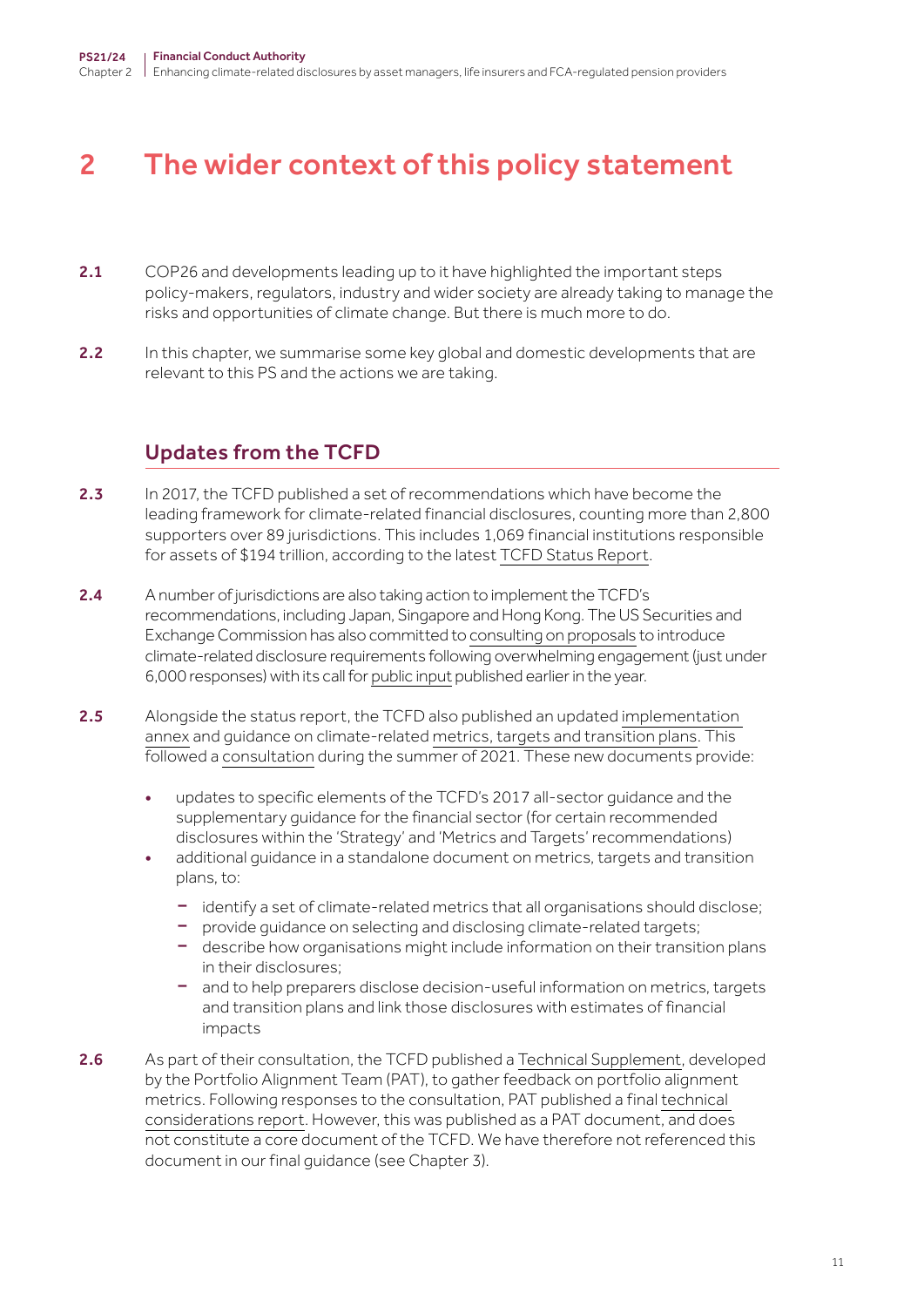# 2 The wider context of this policy statement

**2.1** COP26 and developments leading up to it have highlighted the important steps policy-makers, regulators, industry and wider society are already taking to manage the risks and opportunities of climate change. But there is much more to do.

**2.2** In this chapter, we summarise some key global and domestic developments that are relevant to this PS and the actions we are taking.

## Updates from the TCFD

**2.3** In 2017, the TCFD published a set of recommendations which have become the leading framework for climate-related financial disclosures, counting more than 2,800 supporters over 89 jurisdictions. This includes 1,069 financial institutions responsible for assets of $194 trillion, according to the latest TCFD Status Report.

**2.4** A number of jurisdictions are also taking action to implement the TCFD's recommendations, including Japan, Singapore and Hong Kong. The US Securities and Exchange Commission has also committed to consulting on proposals to introduce climate-related disclosure requirements following overwhelming engagement (just under 6,000 responses) with its call for public input published earlier in the year.

**2.5** Alongside the status report, the TCFD also published an updated implementation annex and guidance on climate-related metrics, targets and transition plans. This followed a consultation during the summer of 2021. These new documents provide:

- updates to specific elements of the TCFD's 2017 all-sector guidance and the supplementary guidance for the financial sector (for certain recommended disclosures within the 'Strategy' and 'Metrics and Targets' recommendations)
- additional guidance in a standalone document on metrics, targets and transition plans, to:
  - identify a set of climate-related metrics that all organisations should disclose;
  - provide guidance on selecting and disclosing climate-related targets;
  - describe how organisations might include information on their transition plans in their disclosures;
  - and to help preparers disclose decision-useful information on metrics, targets and transition plans and link those disclosures with estimates of financial impacts

**2.6** As part of their consultation, the TCFD published a Technical Supplement, developed by the Portfolio Alignment Team (PAT), to gather feedback on portfolio alignment metrics. Following responses to the consultation, PAT published a final technical considerations report. However, this was published as a PAT document, and does not constitute a core document of the TCFD. We have therefore not referenced this document in our final guidance (see Chapter 3).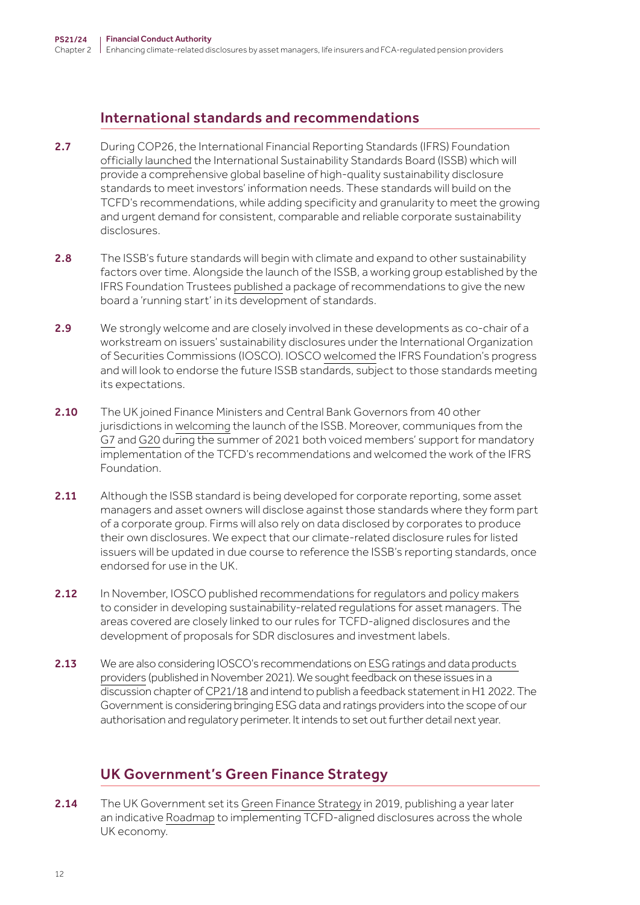## International standards and recommendations

**2.7** During COP26, the International Financial Reporting Standards (IFRS) Foundation officially launched the International Sustainability Standards Board (ISSB) which will provide a comprehensive global baseline of high-quality sustainability disclosure standards to meet investors' information needs. These standards will build on the TCFD's recommendations, while adding specificity and granularity to meet the growing and urgent demand for consistent, comparable and reliable corporate sustainability disclosures.

**2.8** The ISSB's future standards will begin with climate and expand to other sustainability factors over time. Alongside the launch of the ISSB, a working group established by the IFRS Foundation Trustees published a package of recommendations to give the new board a 'running start' in its development of standards.

**2.9** We strongly welcome and are closely involved in these developments as co-chair of a workstream on issuers' sustainability disclosures under the International Organization of Securities Commissions (IOSCO). IOSCO welcomed the IFRS Foundation's progress and will look to endorse the future ISSB standards, subject to those standards meeting its expectations.

**2.10** The UK joined Finance Ministers and Central Bank Governors from 40 other jurisdictions in welcoming the launch of the ISSB. Moreover, communiques from the G7 and G20 during the summer of 2021 both voiced members' support for mandatory implementation of the TCFD's recommendations and welcomed the work of the IFRS Foundation.

**2.11** Although the ISSB standard is being developed for corporate reporting, some asset managers and asset owners will disclose against those standards where they form part of a corporate group. Firms will also rely on data disclosed by corporates to produce their own disclosures. We expect that our climate-related disclosure rules for listed issuers will be updated in due course to reference the ISSB's reporting standards, once endorsed for use in the UK.

**2.12** In November, IOSCO published recommendations for regulators and policy makers to consider in developing sustainability-related regulations for asset managers. The areas covered are closely linked to our rules for TCFD-aligned disclosures and the development of proposals for SDR disclosures and investment labels.

**2.13** We are also considering IOSCO's recommendations on ESG ratings and data products providers (published in November 2021). We sought feedback on these issues in a discussion chapter of CP21/18 and intend to publish a feedback statement in H1 2022. The Government is considering bringing ESG data and ratings providers into the scope of our authorisation and regulatory perimeter. It intends to set out further detail next year.

## UK Government's Green Finance Strategy

**2.14** The UK Government set its Green Finance Strategy in 2019, publishing a year later an indicative Roadmap to implementing TCFD-aligned disclosures across the whole UK economy.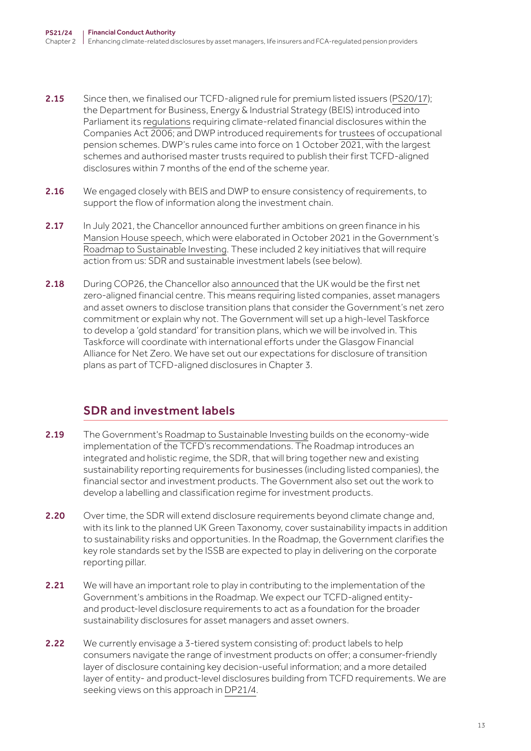**2.15** Since then, we finalised our TCFD-aligned rule for premium listed issuers (PS20/17); the Department for Business, Energy & Industrial Strategy (BEIS) introduced into Parliament its regulations requiring climate-related financial disclosures within the Companies Act 2006; and DWP introduced requirements for trustees of occupational pension schemes. DWP's rules came into force on 1 October 2021, with the largest schemes and authorised master trusts required to publish their first TCFD-aligned disclosures within 7 months of the end of the scheme year.

**2.16** We engaged closely with BEIS and DWP to ensure consistency of requirements, to support the flow of information along the investment chain.

**2.17** In July 2021, the Chancellor announced further ambitions on green finance in his Mansion House speech, which were elaborated in October 2021 in the Government's Roadmap to Sustainable Investing. These included 2 key initiatives that will require action from us: SDR and sustainable investment labels (see below).

**2.18** During COP26, the Chancellor also announced that the UK would be the first net zero-aligned financial centre. This means requiring listed companies, asset managers and asset owners to disclose transition plans that consider the Government's net zero commitment or explain why not. The Government will set up a high-level Taskforce to develop a 'gold standard' for transition plans, which we will be involved in. This Taskforce will coordinate with international efforts under the Glasgow Financial Alliance for Net Zero. We have set out our expectations for disclosure of transition plans as part of TCFD-aligned disclosures in Chapter 3.

## SDR and investment labels

**2.19** The Government's Roadmap to Sustainable Investing builds on the economy-wide implementation of the TCFD's recommendations. The Roadmap introduces an integrated and holistic regime, the SDR, that will bring together new and existing sustainability reporting requirements for businesses (including listed companies), the financial sector and investment products. The Government also set out the work to develop a labelling and classification regime for investment products.

**2.20** Over time, the SDR will extend disclosure requirements beyond climate change and, with its link to the planned UK Green Taxonomy, cover sustainability impacts in addition to sustainability risks and opportunities. In the Roadmap, the Government clarifies the key role standards set by the ISSB are expected to play in delivering on the corporate reporting pillar.

**2.21** We will have an important role to play in contributing to the implementation of the Government's ambitions in the Roadmap. We expect our TCFD-aligned entity- and product-level disclosure requirements to act as a foundation for the broader sustainability disclosures for asset managers and asset owners.

**2.22** We currently envisage a 3-tiered system consisting of: product labels to help consumers navigate the range of investment products on offer; a consumer-friendly layer of disclosure containing key decision-useful information; and a more detailed layer of entity- and product-level disclosures building from TCFD requirements. We are seeking views on this approach in DP21/4.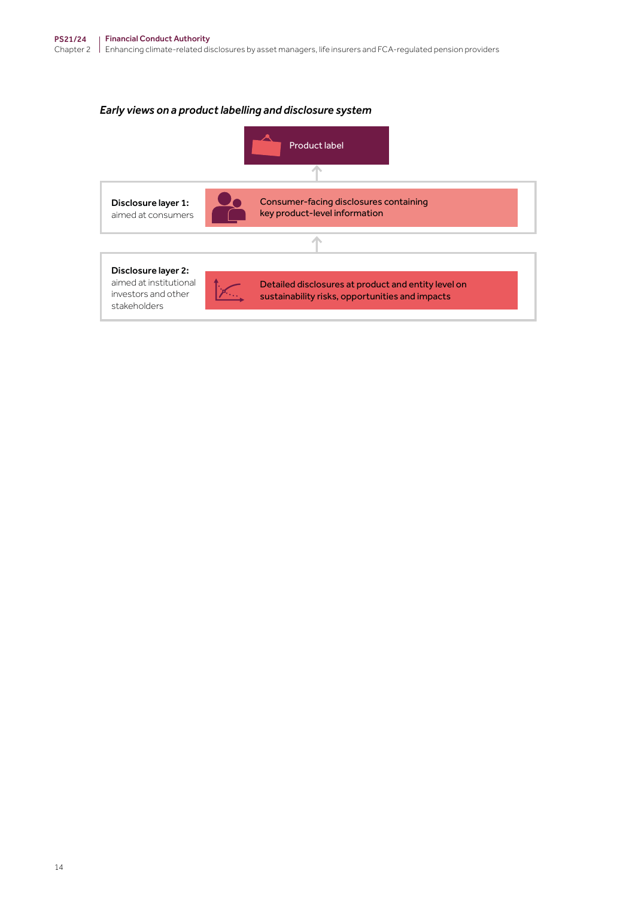*Early views on a product labelling and disclosure system*

Product label

↑

| | |
|---|---|
| **Disclosure layer 1:** aimed at consumers | Consumer-facing disclosures containing key product-level information |

↑

| | |
|---|---|
| **Disclosure layer 2:** aimed at institutional investors and other stakeholders | Detailed disclosures at product and entity level on sustainability risks, opportunities and impacts |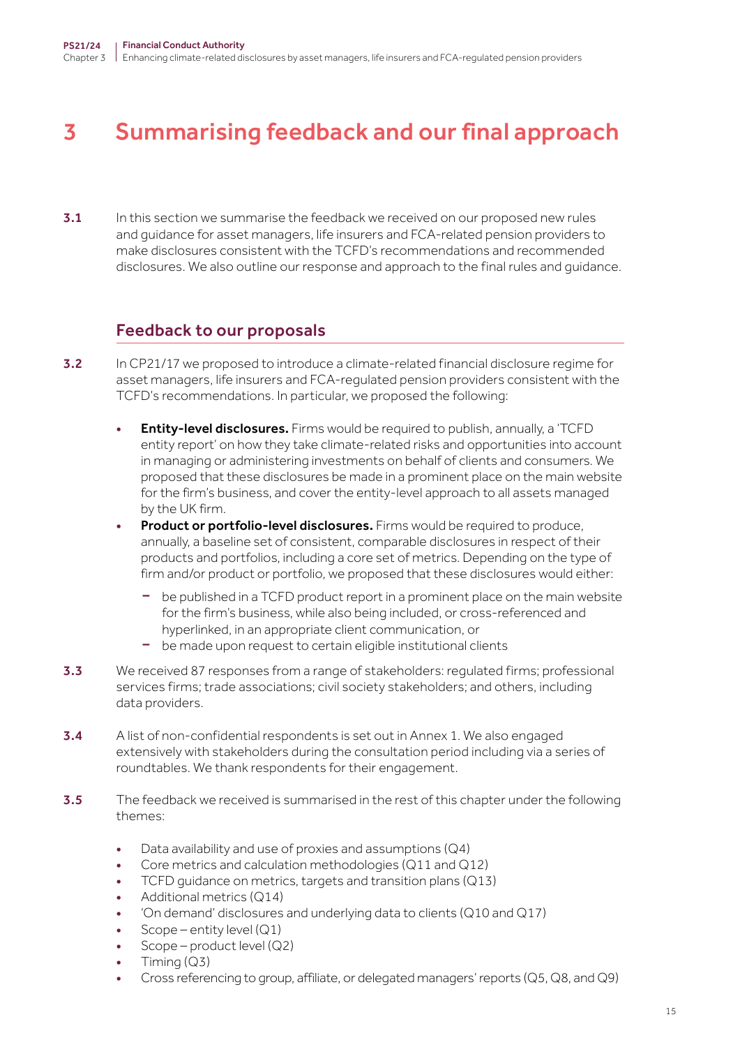# 3 Summarising feedback and our final approach

**3.1** In this section we summarise the feedback we received on our proposed new rules and guidance for asset managers, life insurers and FCA-related pension providers to make disclosures consistent with the TCFD's recommendations and recommended disclosures. We also outline our response and approach to the final rules and guidance.

## Feedback to our proposals

**3.2** In CP21/17 we proposed to introduce a climate-related financial disclosure regime for asset managers, life insurers and FCA-regulated pension providers consistent with the TCFD's recommendations. In particular, we proposed the following:

- **Entity-level disclosures.** Firms would be required to publish, annually, a 'TCFD entity report' on how they take climate-related risks and opportunities into account in managing or administering investments on behalf of clients and consumers. We proposed that these disclosures be made in a prominent place on the main website for the firm's business, and cover the entity-level approach to all assets managed by the UK firm.
- **Product or portfolio-level disclosures.** Firms would be required to produce, annually, a baseline set of consistent, comparable disclosures in respect of their products and portfolios, including a core set of metrics. Depending on the type of firm and/or product or portfolio, we proposed that these disclosures would either:
  - be published in a TCFD product report in a prominent place on the main website for the firm's business, while also being included, or cross-referenced and hyperlinked, in an appropriate client communication, or
  - be made upon request to certain eligible institutional clients

**3.3** We received 87 responses from a range of stakeholders: regulated firms; professional services firms; trade associations; civil society stakeholders; and others, including data providers.

**3.4** A list of non-confidential respondents is set out in Annex 1. We also engaged extensively with stakeholders during the consultation period including via a series of roundtables. We thank respondents for their engagement.

**3.5** The feedback we received is summarised in the rest of this chapter under the following themes:

- Data availability and use of proxies and assumptions (Q4)
- Core metrics and calculation methodologies (Q11 and Q12)
- TCFD guidance on metrics, targets and transition plans (Q13)
- Additional metrics (Q14)
- 'On demand' disclosures and underlying data to clients (Q10 and Q17)
- Scope – entity level (Q1)
- Scope – product level (Q2)
- Timing (Q3)
- Cross referencing to group, affiliate, or delegated managers' reports (Q5, Q8, and Q9)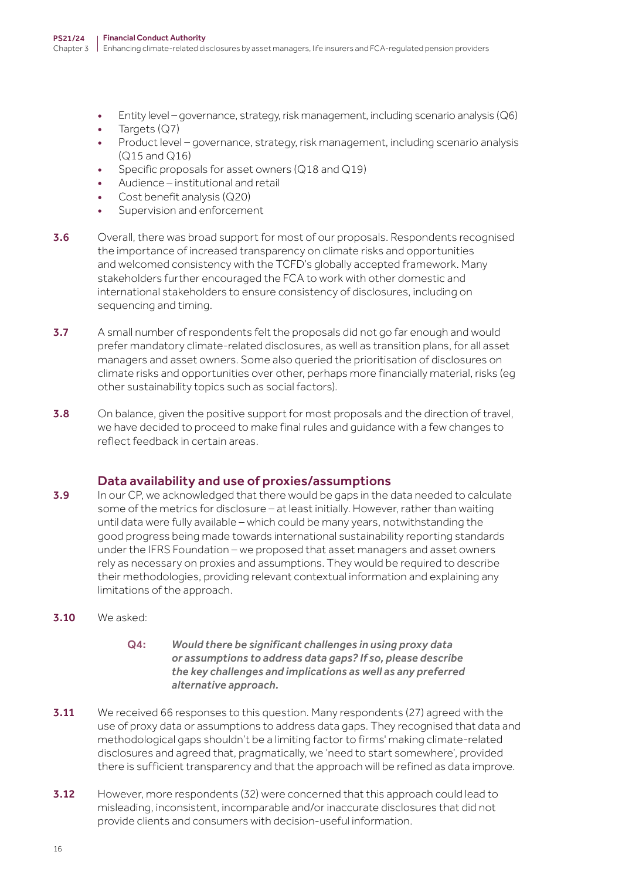- Entity level – governance, strategy, risk management, including scenario analysis (Q6)
- Targets (Q7)
- Product level – governance, strategy, risk management, including scenario analysis (Q15 and Q16)
- Specific proposals for asset owners (Q18 and Q19)
- Audience – institutional and retail
- Cost benefit analysis (Q20)
- Supervision and enforcement

**3.6** Overall, there was broad support for most of our proposals. Respondents recognised the importance of increased transparency on climate risks and opportunities and welcomed consistency with the TCFD's globally accepted framework. Many stakeholders further encouraged the FCA to work with other domestic and international stakeholders to ensure consistency of disclosures, including on sequencing and timing.

**3.7** A small number of respondents felt the proposals did not go far enough and would prefer mandatory climate-related disclosures, as well as transition plans, for all asset managers and asset owners. Some also queried the prioritisation of disclosures on climate risks and opportunities over other, perhaps more financially material, risks (eg other sustainability topics such as social factors).

**3.8** On balance, given the positive support for most proposals and the direction of travel, we have decided to proceed to make final rules and guidance with a few changes to reflect feedback in certain areas.

## Data availability and use of proxies/assumptions

**3.9** In our CP, we acknowledged that there would be gaps in the data needed to calculate some of the metrics for disclosure – at least initially. However, rather than waiting until data were fully available – which could be many years, notwithstanding the good progress being made towards international sustainability reporting standards under the IFRS Foundation – we proposed that asset managers and asset owners rely as necessary on proxies and assumptions. They would be required to describe their methodologies, providing relevant contextual information and explaining any limitations of the approach.

**3.10** We asked:

> **Q4:** ***Would there be significant challenges in using proxy data or assumptions to address data gaps? If so, please describe the key challenges and implications as well as any preferred alternative approach.***

**3.11** We received 66 responses to this question. Many respondents (27) agreed with the use of proxy data or assumptions to address data gaps. They recognised that data and methodological gaps shouldn't be a limiting factor to firms' making climate-related disclosures and agreed that, pragmatically, we 'need to start somewhere', provided there is sufficient transparency and that the approach will be refined as data improve.

**3.12** However, more respondents (32) were concerned that this approach could lead to misleading, inconsistent, incomparable and/or inaccurate disclosures that did not provide clients and consumers with decision-useful information.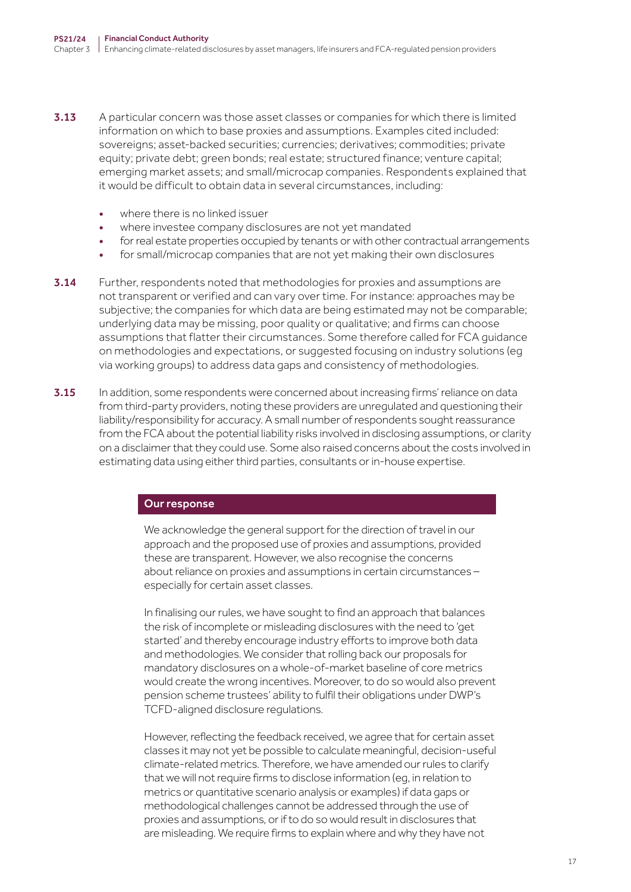**3.13** A particular concern was those asset classes or companies for which there is limited information on which to base proxies and assumptions. Examples cited included: sovereigns; asset-backed securities; currencies; derivatives; commodities; private equity; private debt; green bonds; real estate; structured finance; venture capital; emerging market assets; and small/microcap companies. Respondents explained that it would be difficult to obtain data in several circumstances, including:

- where there is no linked issuer
- where investee company disclosures are not yet mandated
- for real estate properties occupied by tenants or with other contractual arrangements
- for small/microcap companies that are not yet making their own disclosures

**3.14** Further, respondents noted that methodologies for proxies and assumptions are not transparent or verified and can vary over time. For instance: approaches may be subjective; the companies for which data are being estimated may not be comparable; underlying data may be missing, poor quality or qualitative; and firms can choose assumptions that flatter their circumstances. Some therefore called for FCA guidance on methodologies and expectations, or suggested focusing on industry solutions (eg via working groups) to address data gaps and consistency of methodologies.

**3.15** In addition, some respondents were concerned about increasing firms' reliance on data from third-party providers, noting these providers are unregulated and questioning their liability/responsibility for accuracy. A small number of respondents sought reassurance from the FCA about the potential liability risks involved in disclosing assumptions, or clarity on a disclaimer that they could use. Some also raised concerns about the costs involved in estimating data using either third parties, consultants or in-house expertise.

**Our response**

We acknowledge the general support for the direction of travel in our approach and the proposed use of proxies and assumptions, provided these are transparent. However, we also recognise the concerns about reliance on proxies and assumptions in certain circumstances – especially for certain asset classes.

In finalising our rules, we have sought to find an approach that balances the risk of incomplete or misleading disclosures with the need to 'get started' and thereby encourage industry efforts to improve both data and methodologies. We consider that rolling back our proposals for mandatory disclosures on a whole-of-market baseline of core metrics would create the wrong incentives. Moreover, to do so would also prevent pension scheme trustees' ability to fulfil their obligations under DWP's TCFD-aligned disclosure regulations.

However, reflecting the feedback received, we agree that for certain asset classes it may not yet be possible to calculate meaningful, decision-useful climate-related metrics. Therefore, we have amended our rules to clarify that we will not require firms to disclose information (eg, in relation to metrics or quantitative scenario analysis or examples) if data gaps or methodological challenges cannot be addressed through the use of proxies and assumptions, or if to do so would result in disclosures that are misleading. We require firms to explain where and why they have not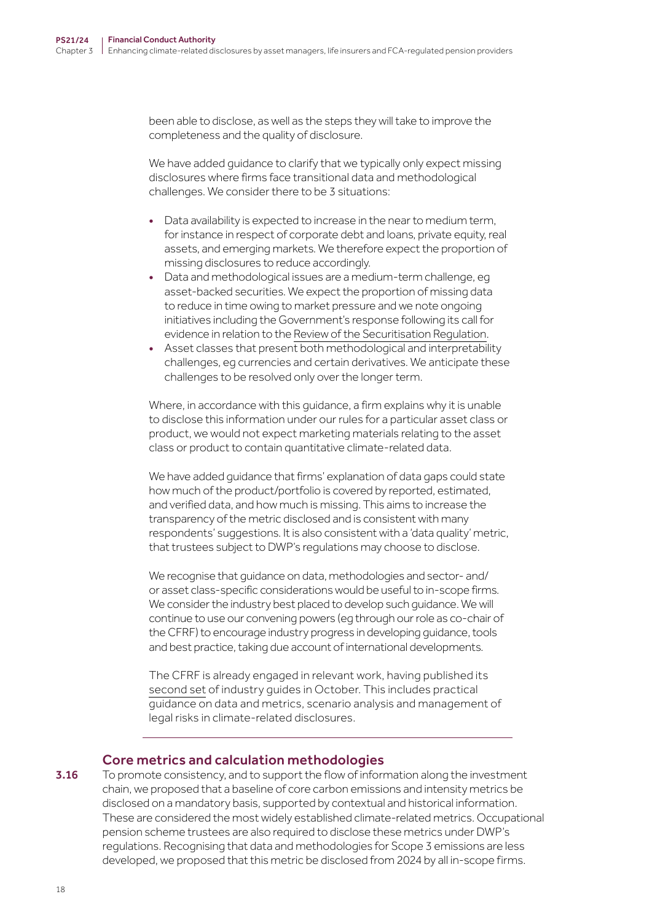been able to disclose, as well as the steps they will take to improve the completeness and the quality of disclosure.

We have added guidance to clarify that we typically only expect missing disclosures where firms face transitional data and methodological challenges. We consider there to be 3 situations:

- Data availability is expected to increase in the near to medium term, for instance in respect of corporate debt and loans, private equity, real assets, and emerging markets. We therefore expect the proportion of missing disclosures to reduce accordingly.
- Data and methodological issues are a medium-term challenge, eg asset-backed securities. We expect the proportion of missing data to reduce in time owing to market pressure and we note ongoing initiatives including the Government's response following its call for evidence in relation to the Review of the Securitisation Regulation.
- Asset classes that present both methodological and interpretability challenges, eg currencies and certain derivatives. We anticipate these challenges to be resolved only over the longer term.

Where, in accordance with this guidance, a firm explains why it is unable to disclose this information under our rules for a particular asset class or product, we would not expect marketing materials relating to the asset class or product to contain quantitative climate-related data.

We have added guidance that firms' explanation of data gaps could state how much of the product/portfolio is covered by reported, estimated, and verified data, and how much is missing. This aims to increase the transparency of the metric disclosed and is consistent with many respondents' suggestions. It is also consistent with a 'data quality' metric, that trustees subject to DWP's regulations may choose to disclose.

We recognise that guidance on data, methodologies and sector- and/or asset class-specific considerations would be useful to in-scope firms. We consider the industry best placed to develop such guidance. We will continue to use our convening powers (eg through our role as co-chair of the CFRF) to encourage industry progress in developing guidance, tools and best practice, taking due account of international developments.

The CFRF is already engaged in relevant work, having published its second set of industry guides in October. This includes practical guidance on data and metrics, scenario analysis and management of legal risks in climate-related disclosures.

## Core metrics and calculation methodologies

**3.16** To promote consistency, and to support the flow of information along the investment chain, we proposed that a baseline of core carbon emissions and intensity metrics be disclosed on a mandatory basis, supported by contextual and historical information. These are considered the most widely established climate-related metrics. Occupational pension scheme trustees are also required to disclose these metrics under DWP's regulations. Recognising that data and methodologies for Scope 3 emissions are less developed, we proposed that this metric be disclosed from 2024 by all in-scope firms.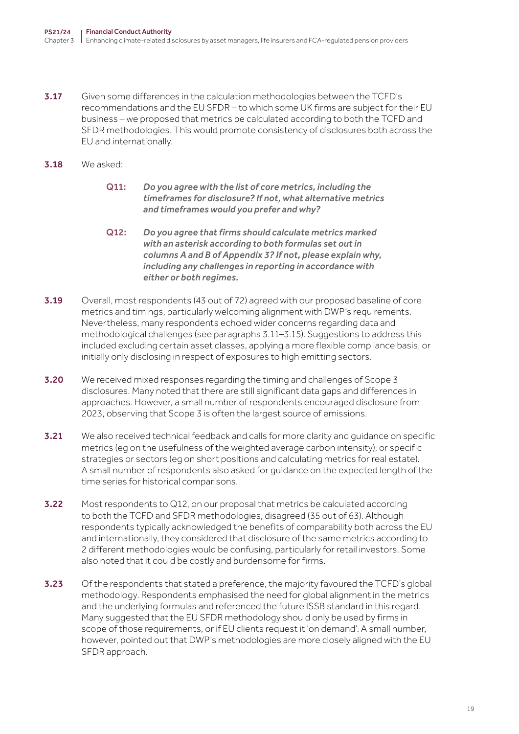**3.17** Given some differences in the calculation methodologies between the TCFD's recommendations and the EU SFDR – to which some UK firms are subject for their EU business – we proposed that metrics be calculated according to both the TCFD and SFDR methodologies. This would promote consistency of disclosures both across the EU and internationally.

**3.18** We asked:

> **Q11:** *Do you agree with the list of core metrics, including the timeframes for disclosure? If not, what alternative metrics and timeframes would you prefer and why?*
>
> **Q12:** *Do you agree that firms should calculate metrics marked with an asterisk according to both formulas set out in columns A and B of Appendix 3? If not, please explain why, including any challenges in reporting in accordance with either or both regimes.*

**3.19** Overall, most respondents (43 out of 72) agreed with our proposed baseline of core metrics and timings, particularly welcoming alignment with DWP's requirements. Nevertheless, many respondents echoed wider concerns regarding data and methodological challenges (see paragraphs 3.11–3.15). Suggestions to address this included excluding certain asset classes, applying a more flexible compliance basis, or initially only disclosing in respect of exposures to high emitting sectors.

**3.20** We received mixed responses regarding the timing and challenges of Scope 3 disclosures. Many noted that there are still significant data gaps and differences in approaches. However, a small number of respondents encouraged disclosure from 2023, observing that Scope 3 is often the largest source of emissions.

**3.21** We also received technical feedback and calls for more clarity and guidance on specific metrics (eg on the usefulness of the weighted average carbon intensity), or specific strategies or sectors (eg on short positions and calculating metrics for real estate). A small number of respondents also asked for guidance on the expected length of the time series for historical comparisons.

**3.22** Most respondents to Q12, on our proposal that metrics be calculated according to both the TCFD and SFDR methodologies, disagreed (35 out of 63). Although respondents typically acknowledged the benefits of comparability both across the EU and internationally, they considered that disclosure of the same metrics according to 2 different methodologies would be confusing, particularly for retail investors. Some also noted that it could be costly and burdensome for firms.

**3.23** Of the respondents that stated a preference, the majority favoured the TCFD's global methodology. Respondents emphasised the need for global alignment in the metrics and the underlying formulas and referenced the future ISSB standard in this regard. Many suggested that the EU SFDR methodology should only be used by firms in scope of those requirements, or if EU clients request it 'on demand'. A small number, however, pointed out that DWP's methodologies are more closely aligned with the EU SFDR approach.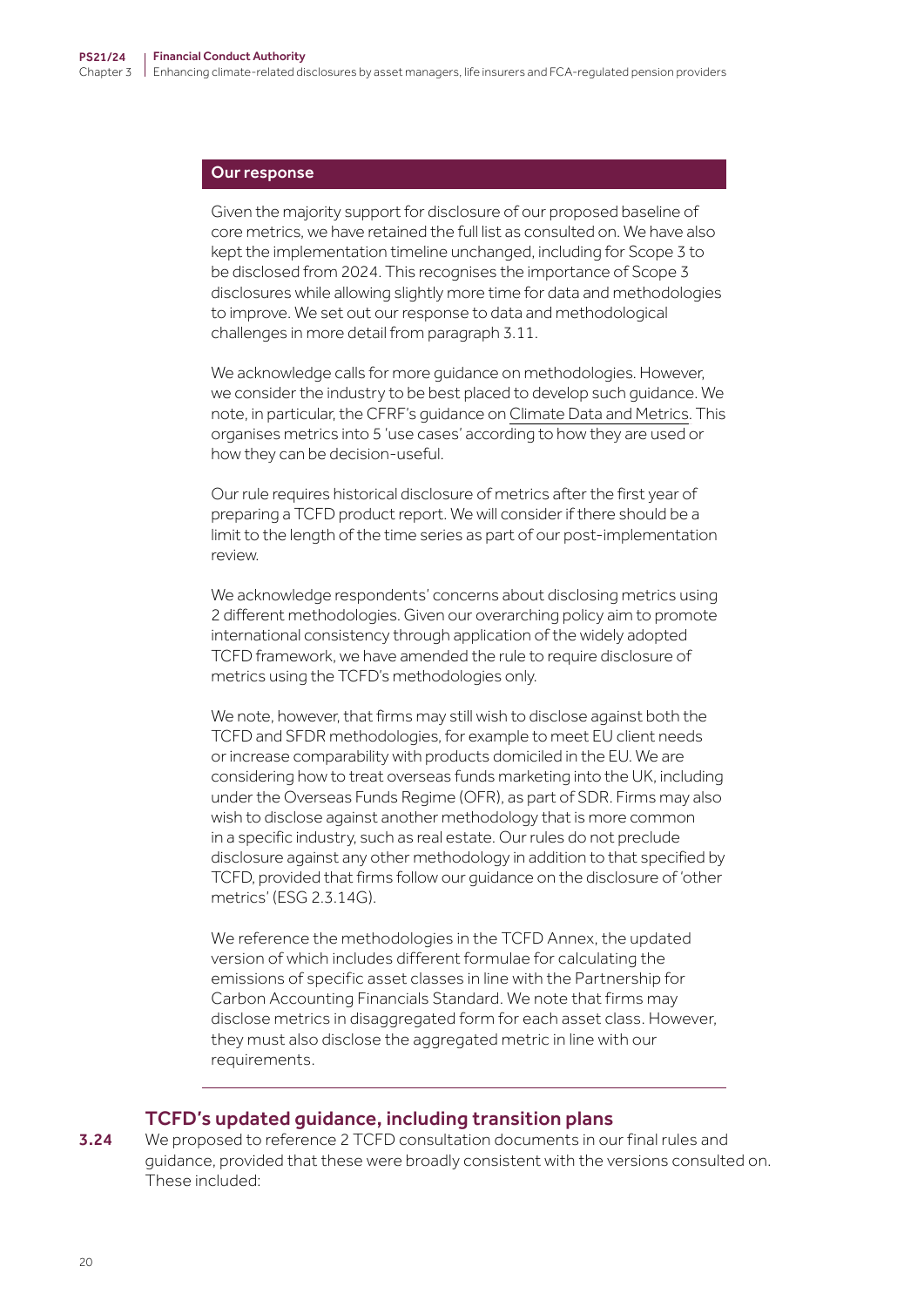## Our response

Given the majority support for disclosure of our proposed baseline of core metrics, we have retained the full list as consulted on. We have also kept the implementation timeline unchanged, including for Scope 3 to be disclosed from 2024. This recognises the importance of Scope 3 disclosures while allowing slightly more time for data and methodologies to improve. We set out our response to data and methodological challenges in more detail from paragraph 3.11.

We acknowledge calls for more guidance on methodologies. However, we consider the industry to be best placed to develop such guidance. We note, in particular, the CFRF's guidance on Climate Data and Metrics. This organises metrics into 5 'use cases' according to how they are used or how they can be decision-useful.

Our rule requires historical disclosure of metrics after the first year of preparing a TCFD product report. We will consider if there should be a limit to the length of the time series as part of our post-implementation review.

We acknowledge respondents' concerns about disclosing metrics using 2 different methodologies. Given our overarching policy aim to promote international consistency through application of the widely adopted TCFD framework, we have amended the rule to require disclosure of metrics using the TCFD's methodologies only.

We note, however, that firms may still wish to disclose against both the TCFD and SFDR methodologies, for example to meet EU client needs or increase comparability with products domiciled in the EU. We are considering how to treat overseas funds marketing into the UK, including under the Overseas Funds Regime (OFR), as part of SDR. Firms may also wish to disclose against another methodology that is more common in a specific industry, such as real estate. Our rules do not preclude disclosure against any other methodology in addition to that specified by TCFD, provided that firms follow our guidance on the disclosure of 'other metrics' (ESG 2.3.14G).

We reference the methodologies in the TCFD Annex, the updated version of which includes different formulae for calculating the emissions of specific asset classes in line with the Partnership for Carbon Accounting Financials Standard. We note that firms may disclose metrics in disaggregated form for each asset class. However, they must also disclose the aggregated metric in line with our requirements.

## TCFD's updated guidance, including transition plans

**3.24** We proposed to reference 2 TCFD consultation documents in our final rules and guidance, provided that these were broadly consistent with the versions consulted on. These included: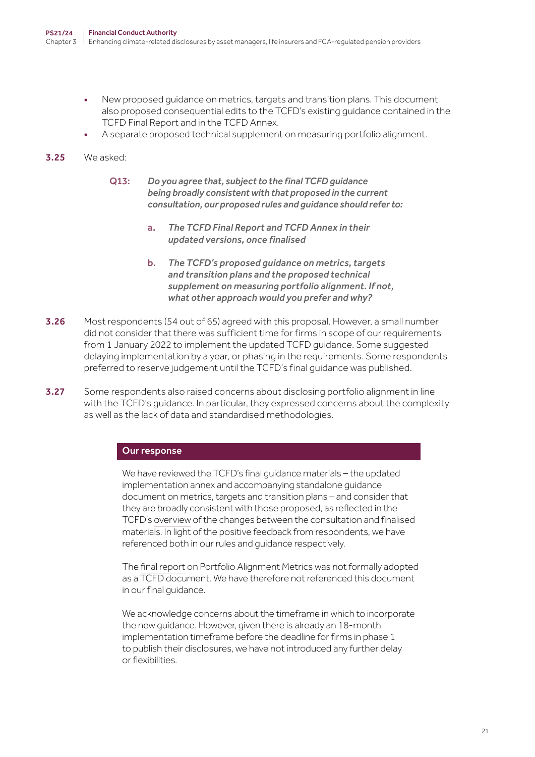- New proposed guidance on metrics, targets and transition plans. This document also proposed consequential edits to the TCFD's existing guidance contained in the TCFD Final Report and in the TCFD Annex.
- A separate proposed technical supplement on measuring portfolio alignment.

**3.25** We asked:

> **Q13:** ***Do you agree that, subject to the final TCFD guidance being broadly consistent with that proposed in the current consultation, our proposed rules and guidance should refer to:***
>
> **a.** ***The TCFD Final Report and TCFD Annex in their updated versions, once finalised***
>
> **b.** ***The TCFD's proposed guidance on metrics, targets and transition plans and the proposed technical supplement on measuring portfolio alignment. If not, what other approach would you prefer and why?***

**3.26** Most respondents (54 out of 65) agreed with this proposal. However, a small number did not consider that there was sufficient time for firms in scope of our requirements from 1 January 2022 to implement the updated TCFD guidance. Some suggested delaying implementation by a year, or phasing in the requirements. Some respondents preferred to reserve judgement until the TCFD's final guidance was published.

**3.27** Some respondents also raised concerns about disclosing portfolio alignment in line with the TCFD's guidance. In particular, they expressed concerns about the complexity as well as the lack of data and standardised methodologies.

**Our response**

We have reviewed the TCFD's final guidance materials – the updated implementation annex and accompanying standalone guidance document on metrics, targets and transition plans – and consider that they are broadly consistent with those proposed, as reflected in the TCFD's overview of the changes between the consultation and finalised materials. In light of the positive feedback from respondents, we have referenced both in our rules and guidance respectively.

The final report on Portfolio Alignment Metrics was not formally adopted as a TCFD document. We have therefore not referenced this document in our final guidance.

We acknowledge concerns about the timeframe in which to incorporate the new guidance. However, given there is already an 18-month implementation timeframe before the deadline for firms in phase 1 to publish their disclosures, we have not introduced any further delay or flexibilities.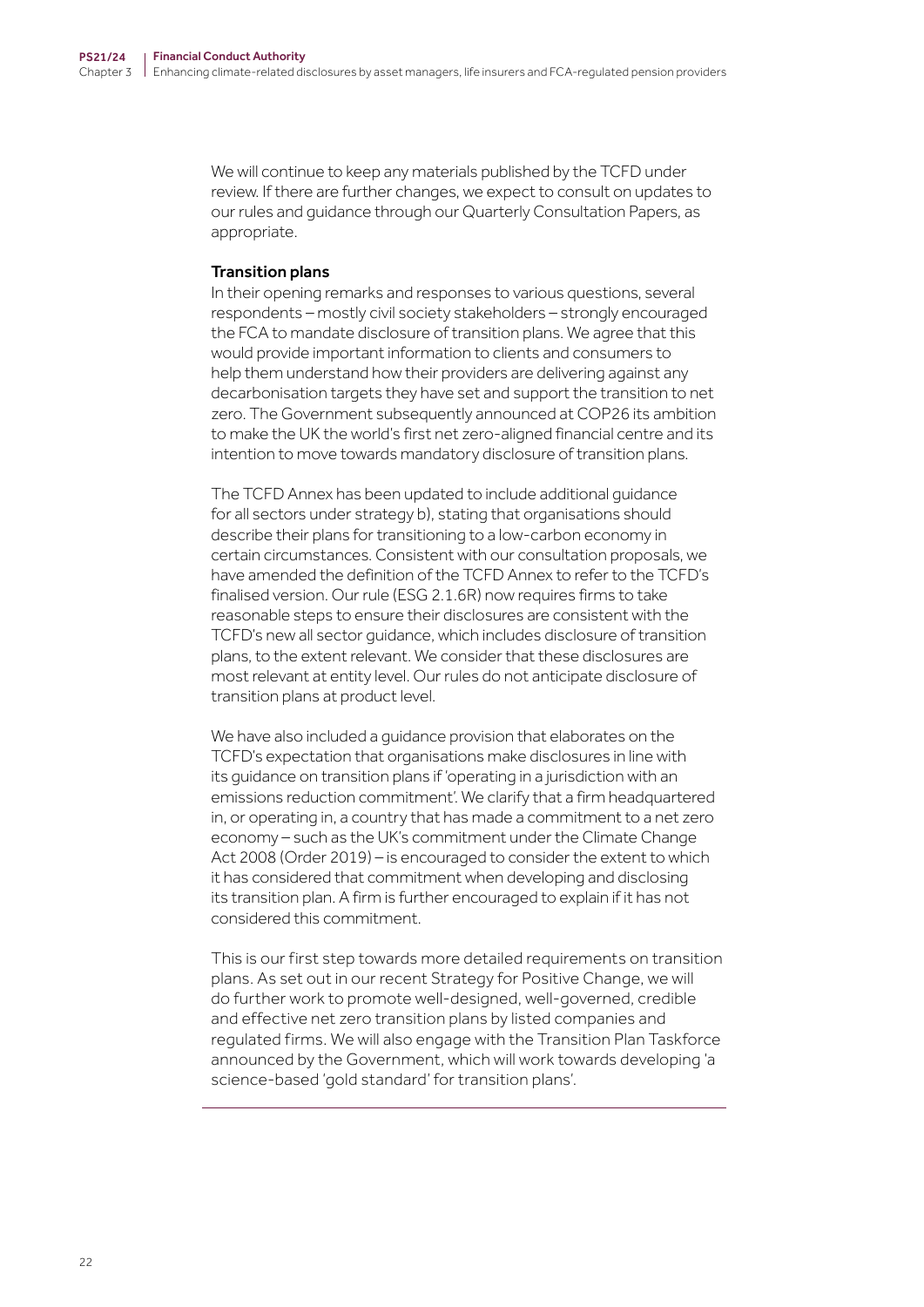We will continue to keep any materials published by the TCFD under review. If there are further changes, we expect to consult on updates to our rules and guidance through our Quarterly Consultation Papers, as appropriate.

**Transition plans**

In their opening remarks and responses to various questions, several respondents – mostly civil society stakeholders – strongly encouraged the FCA to mandate disclosure of transition plans. We agree that this would provide important information to clients and consumers to help them understand how their providers are delivering against any decarbonisation targets they have set and support the transition to net zero. The Government subsequently announced at COP26 its ambition to make the UK the world's first net zero-aligned financial centre and its intention to move towards mandatory disclosure of transition plans.

The TCFD Annex has been updated to include additional guidance for all sectors under strategy b), stating that organisations should describe their plans for transitioning to a low-carbon economy in certain circumstances. Consistent with our consultation proposals, we have amended the definition of the TCFD Annex to refer to the TCFD's finalised version. Our rule (ESG 2.1.6R) now requires firms to take reasonable steps to ensure their disclosures are consistent with the TCFD's new all sector guidance, which includes disclosure of transition plans, to the extent relevant. We consider that these disclosures are most relevant at entity level. Our rules do not anticipate disclosure of transition plans at product level.

We have also included a guidance provision that elaborates on the TCFD's expectation that organisations make disclosures in line with its guidance on transition plans if 'operating in a jurisdiction with an emissions reduction commitment'. We clarify that a firm headquartered in, or operating in, a country that has made a commitment to a net zero economy – such as the UK's commitment under the Climate Change Act 2008 (Order 2019) – is encouraged to consider the extent to which it has considered that commitment when developing and disclosing its transition plan. A firm is further encouraged to explain if it has not considered this commitment.

This is our first step towards more detailed requirements on transition plans. As set out in our recent Strategy for Positive Change, we will do further work to promote well-designed, well-governed, credible and effective net zero transition plans by listed companies and regulated firms. We will also engage with the Transition Plan Taskforce announced by the Government, which will work towards developing 'a science-based 'gold standard' for transition plans'.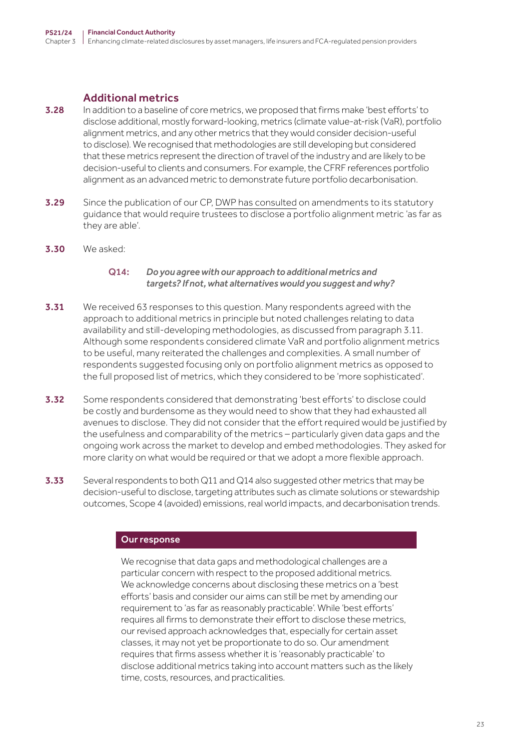### Additional metrics

**3.28** In addition to a baseline of core metrics, we proposed that firms make 'best efforts' to disclose additional, mostly forward-looking, metrics (climate value-at-risk (VaR), portfolio alignment metrics, and any other metrics that they would consider decision-useful to disclose). We recognised that methodologies are still developing but considered that these metrics represent the direction of travel of the industry and are likely to be decision-useful to clients and consumers. For example, the CFRF references portfolio alignment as an advanced metric to demonstrate future portfolio decarbonisation.

**3.29** Since the publication of our CP, DWP has consulted on amendments to its statutory guidance that would require trustees to disclose a portfolio alignment metric 'as far as they are able'.

**3.30** We asked:

> **Q14:** *Do you agree with our approach to additional metrics and targets? If not, what alternatives would you suggest and why?*

**3.31** We received 63 responses to this question. Many respondents agreed with the approach to additional metrics in principle but noted challenges relating to data availability and still-developing methodologies, as discussed from paragraph 3.11. Although some respondents considered climate VaR and portfolio alignment metrics to be useful, many reiterated the challenges and complexities. A small number of respondents suggested focusing only on portfolio alignment metrics as opposed to the full proposed list of metrics, which they considered to be 'more sophisticated'.

**3.32** Some respondents considered that demonstrating 'best efforts' to disclose could be costly and burdensome as they would need to show that they had exhausted all avenues to disclose. They did not consider that the effort required would be justified by the usefulness and comparability of the metrics – particularly given data gaps and the ongoing work across the market to develop and embed methodologies. They asked for more clarity on what would be required or that we adopt a more flexible approach.

**3.33** Several respondents to both Q11 and Q14 also suggested other metrics that may be decision-useful to disclose, targeting attributes such as climate solutions or stewardship outcomes, Scope 4 (avoided) emissions, real world impacts, and decarbonisation trends.

**Our response**

We recognise that data gaps and methodological challenges are a particular concern with respect to the proposed additional metrics. We acknowledge concerns about disclosing these metrics on a 'best efforts' basis and consider our aims can still be met by amending our requirement to 'as far as reasonably practicable'. While 'best efforts' requires all firms to demonstrate their effort to disclose these metrics, our revised approach acknowledges that, especially for certain asset classes, it may not yet be proportionate to do so. Our amendment requires that firms assess whether it is 'reasonably practicable' to disclose additional metrics taking into account matters such as the likely time, costs, resources, and practicalities.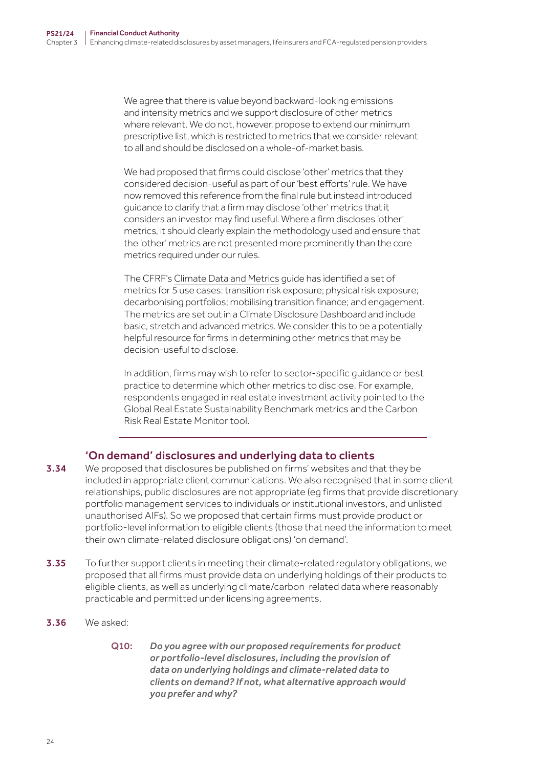We agree that there is value beyond backward-looking emissions and intensity metrics and we support disclosure of other metrics where relevant. We do not, however, propose to extend our minimum prescriptive list, which is restricted to metrics that we consider relevant to all and should be disclosed on a whole-of-market basis.

We had proposed that firms could disclose 'other' metrics that they considered decision-useful as part of our 'best efforts' rule. We have now removed this reference from the final rule but instead introduced guidance to clarify that a firm may disclose 'other' metrics that it considers an investor may find useful. Where a firm discloses 'other' metrics, it should clearly explain the methodology used and ensure that the 'other' metrics are not presented more prominently than the core metrics required under our rules.

The CFRF's Climate Data and Metrics guide has identified a set of metrics for 5 use cases: transition risk exposure; physical risk exposure; decarbonising portfolios; mobilising transition finance; and engagement. The metrics are set out in a Climate Disclosure Dashboard and include basic, stretch and advanced metrics. We consider this to be a potentially helpful resource for firms in determining other metrics that may be decision-useful to disclose.

In addition, firms may wish to refer to sector-specific guidance or best practice to determine which other metrics to disclose. For example, respondents engaged in real estate investment activity pointed to the Global Real Estate Sustainability Benchmark metrics and the Carbon Risk Real Estate Monitor tool.

---

### 'On demand' disclosures and underlying data to clients

**3.34** We proposed that disclosures be published on firms' websites and that they be included in appropriate client communications. We also recognised that in some client relationships, public disclosures are not appropriate (eg firms that provide discretionary portfolio management services to individuals or institutional investors, and unlisted unauthorised AIFs). So we proposed that certain firms must provide product or portfolio-level information to eligible clients (those that need the information to meet their own climate-related disclosure obligations) 'on demand'.

**3.35** To further support clients in meeting their climate-related regulatory obligations, we proposed that all firms must provide data on underlying holdings of their products to eligible clients, as well as underlying climate/carbon-related data where reasonably practicable and permitted under licensing agreements.

**3.36** We asked:

> **Q10:** *Do you agree with our proposed requirements for product or portfolio-level disclosures, including the provision of data on underlying holdings and climate-related data to clients on demand? If not, what alternative approach would you prefer and why?*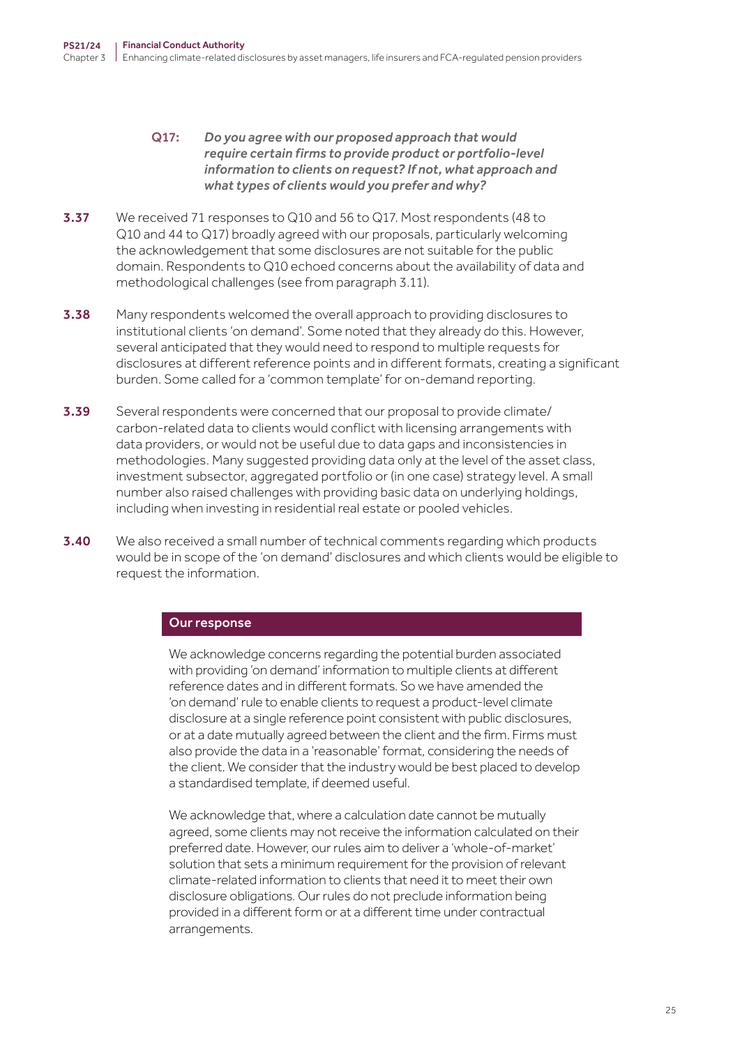**Q17:** *Do you agree with our proposed approach that would require certain firms to provide product or portfolio-level information to clients on request? If not, what approach and what types of clients would you prefer and why?*

**3.37** We received 71 responses to Q10 and 56 to Q17. Most respondents (48 to Q10 and 44 to Q17) broadly agreed with our proposals, particularly welcoming the acknowledgement that some disclosures are not suitable for the public domain. Respondents to Q10 echoed concerns about the availability of data and methodological challenges (see from paragraph 3.11).

**3.38** Many respondents welcomed the overall approach to providing disclosures to institutional clients 'on demand'. Some noted that they already do this. However, several anticipated that they would need to respond to multiple requests for disclosures at different reference points and in different formats, creating a significant burden. Some called for a 'common template' for on-demand reporting.

**3.39** Several respondents were concerned that our proposal to provide climate/carbon-related data to clients would conflict with licensing arrangements with data providers, or would not be useful due to data gaps and inconsistencies in methodologies. Many suggested providing data only at the level of the asset class, investment subsector, aggregated portfolio or (in one case) strategy level. A small number also raised challenges with providing basic data on underlying holdings, including when investing in residential real estate or pooled vehicles.

**3.40** We also received a small number of technical comments regarding which products would be in scope of the 'on demand' disclosures and which clients would be eligible to request the information.

**Our response**

We acknowledge concerns regarding the potential burden associated with providing 'on demand' information to multiple clients at different reference dates and in different formats. So we have amended the 'on demand' rule to enable clients to request a product-level climate disclosure at a single reference point consistent with public disclosures, or at a date mutually agreed between the client and the firm. Firms must also provide the data in a 'reasonable' format, considering the needs of the client. We consider that the industry would be best placed to develop a standardised template, if deemed useful.

We acknowledge that, where a calculation date cannot be mutually agreed, some clients may not receive the information calculated on their preferred date. However, our rules aim to deliver a 'whole-of-market' solution that sets a minimum requirement for the provision of relevant climate-related information to clients that need it to meet their own disclosure obligations. Our rules do not preclude information being provided in a different form or at a different time under contractual arrangements.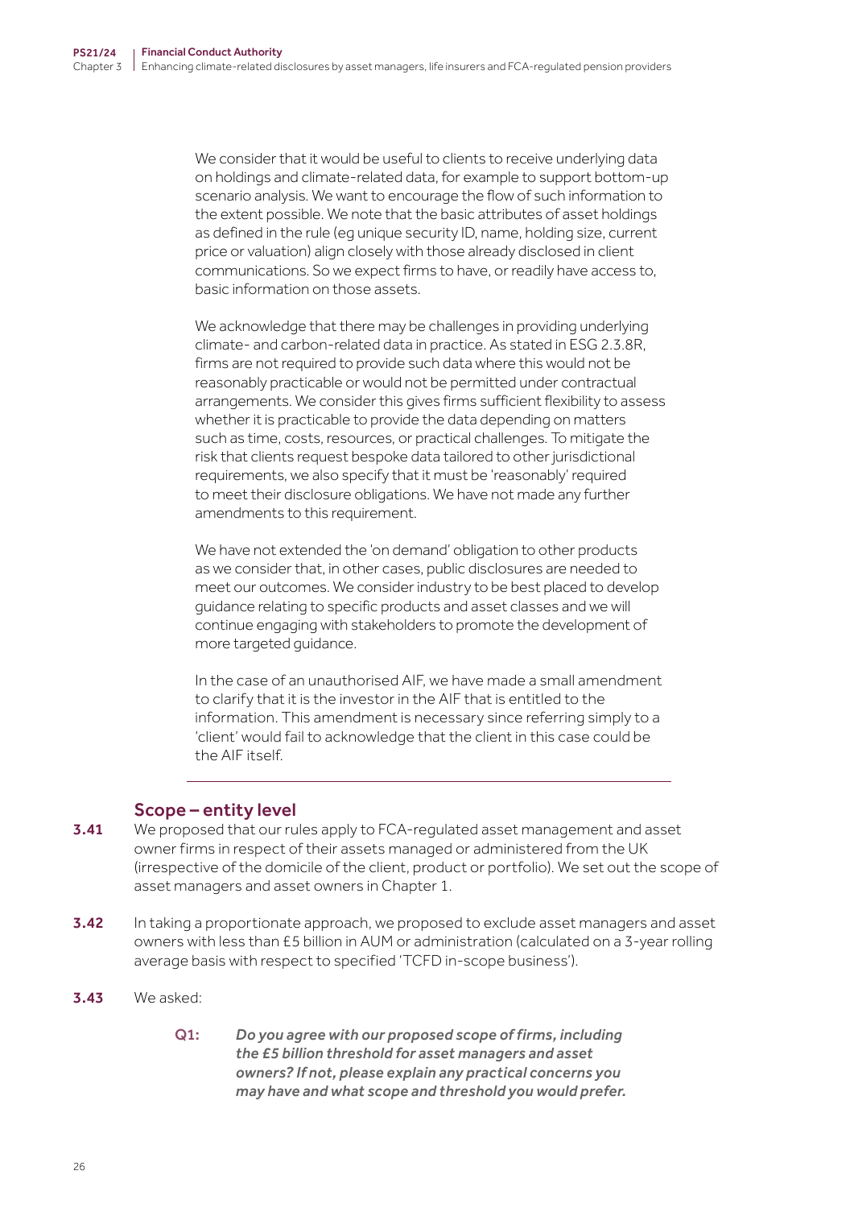We consider that it would be useful to clients to receive underlying data on holdings and climate-related data, for example to support bottom-up scenario analysis. We want to encourage the flow of such information to the extent possible. We note that the basic attributes of asset holdings as defined in the rule (eg unique security ID, name, holding size, current price or valuation) align closely with those already disclosed in client communications. So we expect firms to have, or readily have access to, basic information on those assets.

We acknowledge that there may be challenges in providing underlying climate- and carbon-related data in practice. As stated in ESG 2.3.8R, firms are not required to provide such data where this would not be reasonably practicable or would not be permitted under contractual arrangements. We consider this gives firms sufficient flexibility to assess whether it is practicable to provide the data depending on matters such as time, costs, resources, or practical challenges. To mitigate the risk that clients request bespoke data tailored to other jurisdictional requirements, we also specify that it must be 'reasonably' required to meet their disclosure obligations. We have not made any further amendments to this requirement.

We have not extended the 'on demand' obligation to other products as we consider that, in other cases, public disclosures are needed to meet our outcomes. We consider industry to be best placed to develop guidance relating to specific products and asset classes and we will continue engaging with stakeholders to promote the development of more targeted guidance.

In the case of an unauthorised AIF, we have made a small amendment to clarify that it is the investor in the AIF that is entitled to the information. This amendment is necessary since referring simply to a 'client' would fail to acknowledge that the client in this case could be the AIF itself.

## Scope – entity level

**3.41** We proposed that our rules apply to FCA-regulated asset management and asset owner firms in respect of their assets managed or administered from the UK (irrespective of the domicile of the client, product or portfolio). We set out the scope of asset managers and asset owners in Chapter 1.

**3.42** In taking a proportionate approach, we proposed to exclude asset managers and asset owners with less than £5 billion in AUM or administration (calculated on a 3-year rolling average basis with respect to specified 'TCFD in-scope business').

**3.43** We asked:

**Q1:** *Do you agree with our proposed scope of firms, including the £5 billion threshold for asset managers and asset owners? If not, please explain any practical concerns you may have and what scope and threshold you would prefer.*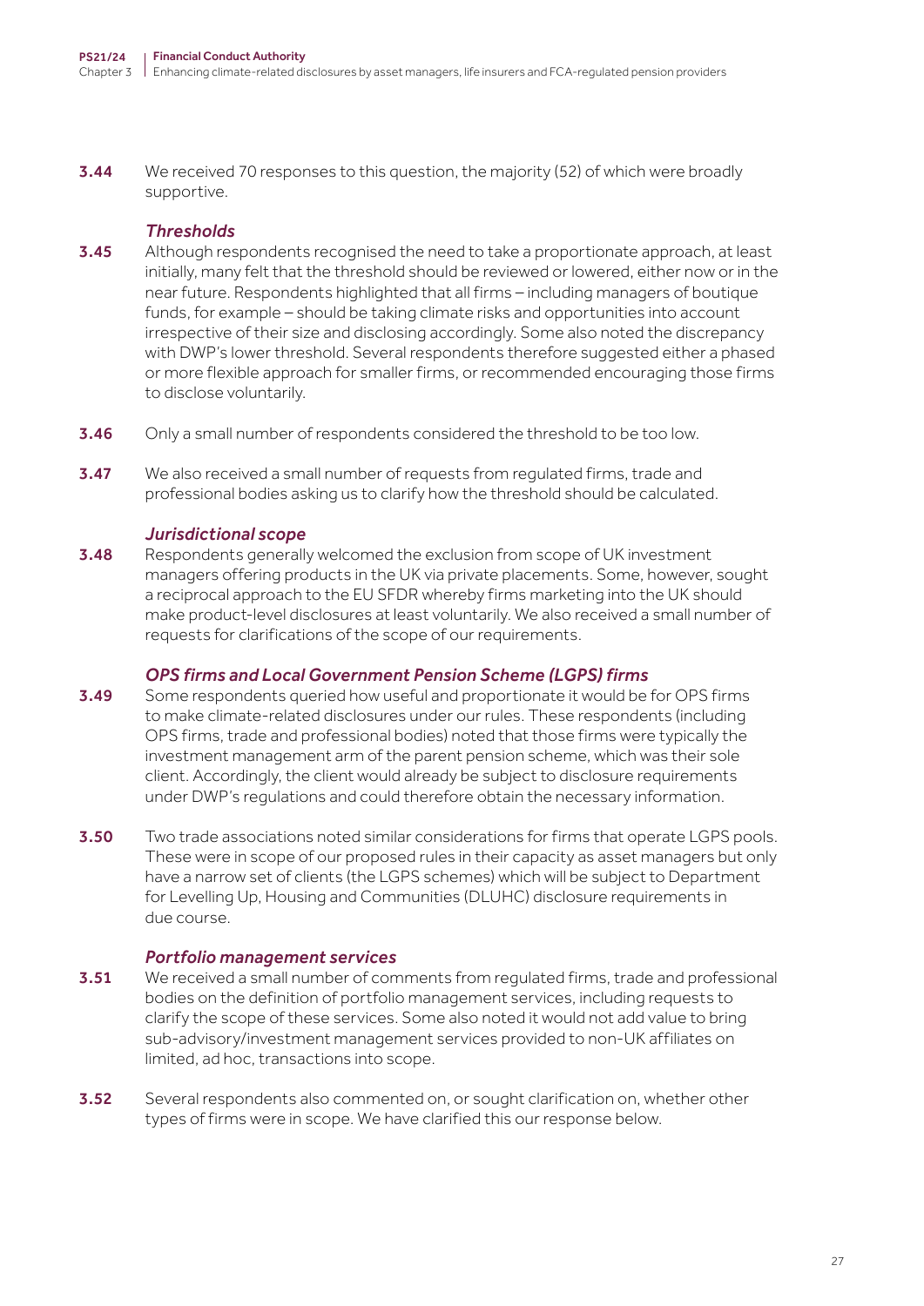**3.44** We received 70 responses to this question, the majority (52) of which were broadly supportive.

### *Thresholds*

**3.45** Although respondents recognised the need to take a proportionate approach, at least initially, many felt that the threshold should be reviewed or lowered, either now or in the near future. Respondents highlighted that all firms – including managers of boutique funds, for example – should be taking climate risks and opportunities into account irrespective of their size and disclosing accordingly. Some also noted the discrepancy with DWP's lower threshold. Several respondents therefore suggested either a phased or more flexible approach for smaller firms, or recommended encouraging those firms to disclose voluntarily.

**3.46** Only a small number of respondents considered the threshold to be too low.

**3.47** We also received a small number of requests from regulated firms, trade and professional bodies asking us to clarify how the threshold should be calculated.

### *Jurisdictional scope*

**3.48** Respondents generally welcomed the exclusion from scope of UK investment managers offering products in the UK via private placements. Some, however, sought a reciprocal approach to the EU SFDR whereby firms marketing into the UK should make product-level disclosures at least voluntarily. We also received a small number of requests for clarifications of the scope of our requirements.

### *OPS firms and Local Government Pension Scheme (LGPS) firms*

**3.49** Some respondents queried how useful and proportionate it would be for OPS firms to make climate-related disclosures under our rules. These respondents (including OPS firms, trade and professional bodies) noted that those firms were typically the investment management arm of the parent pension scheme, which was their sole client. Accordingly, the client would already be subject to disclosure requirements under DWP's regulations and could therefore obtain the necessary information.

**3.50** Two trade associations noted similar considerations for firms that operate LGPS pools. These were in scope of our proposed rules in their capacity as asset managers but only have a narrow set of clients (the LGPS schemes) which will be subject to Department for Levelling Up, Housing and Communities (DLUHC) disclosure requirements in due course.

### *Portfolio management services*

**3.51** We received a small number of comments from regulated firms, trade and professional bodies on the definition of portfolio management services, including requests to clarify the scope of these services. Some also noted it would not add value to bring sub-advisory/investment management services provided to non-UK affiliates on limited, ad hoc, transactions into scope.

**3.52** Several respondents also commented on, or sought clarification on, whether other types of firms were in scope. We have clarified this our response below.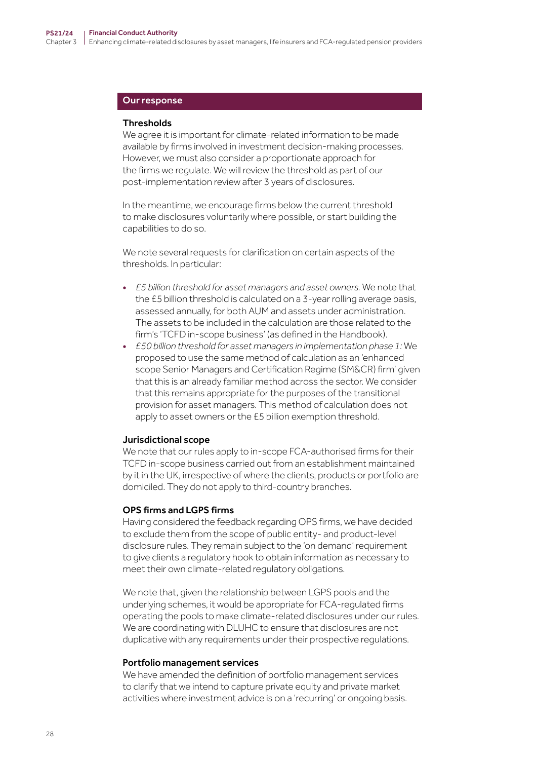## Our response

### Thresholds

We agree it is important for climate-related information to be made available by firms involved in investment decision-making processes. However, we must also consider a proportionate approach for the firms we regulate. We will review the threshold as part of our post-implementation review after 3 years of disclosures.

In the meantime, we encourage firms below the current threshold to make disclosures voluntarily where possible, or start building the capabilities to do so.

We note several requests for clarification on certain aspects of the thresholds. In particular:

- *£5 billion threshold for asset managers and asset owners.* We note that the £5 billion threshold is calculated on a 3-year rolling average basis, assessed annually, for both AUM and assets under administration. The assets to be included in the calculation are those related to the firm's 'TCFD in-scope business' (as defined in the Handbook).
- *£50 billion threshold for asset managers in implementation phase 1:* We proposed to use the same method of calculation as an 'enhanced scope Senior Managers and Certification Regime (SM&CR) firm' given that this is an already familiar method across the sector. We consider that this remains appropriate for the purposes of the transitional provision for asset managers. This method of calculation does not apply to asset owners or the £5 billion exemption threshold.

### Jurisdictional scope

We note that our rules apply to in-scope FCA-authorised firms for their TCFD in-scope business carried out from an establishment maintained by it in the UK, irrespective of where the clients, products or portfolio are domiciled. They do not apply to third-country branches.

### OPS firms and LGPS firms

Having considered the feedback regarding OPS firms, we have decided to exclude them from the scope of public entity- and product-level disclosure rules. They remain subject to the 'on demand' requirement to give clients a regulatory hook to obtain information as necessary to meet their own climate-related regulatory obligations.

We note that, given the relationship between LGPS pools and the underlying schemes, it would be appropriate for FCA-regulated firms operating the pools to make climate-related disclosures under our rules. We are coordinating with DLUHC to ensure that disclosures are not duplicative with any requirements under their prospective regulations.

### Portfolio management services

We have amended the definition of portfolio management services to clarify that we intend to capture private equity and private market activities where investment advice is on a 'recurring' or ongoing basis.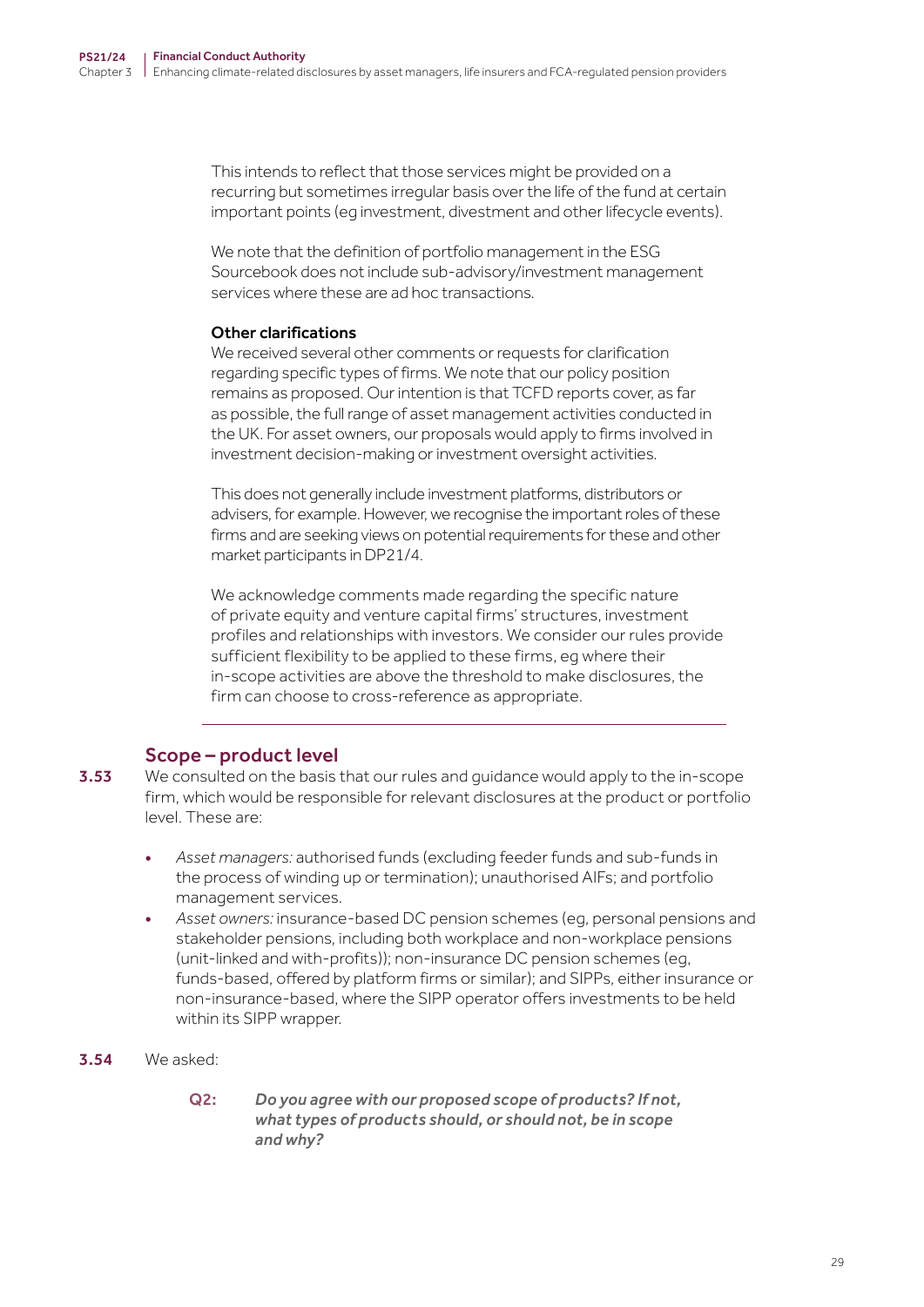This intends to reflect that those services might be provided on a recurring but sometimes irregular basis over the life of the fund at certain important points (eg investment, divestment and other lifecycle events).

We note that the definition of portfolio management in the ESG Sourcebook does not include sub-advisory/investment management services where these are ad hoc transactions.

**Other clarifications**

We received several other comments or requests for clarification regarding specific types of firms. We note that our policy position remains as proposed. Our intention is that TCFD reports cover, as far as possible, the full range of asset management activities conducted in the UK. For asset owners, our proposals would apply to firms involved in investment decision-making or investment oversight activities.

This does not generally include investment platforms, distributors or advisers, for example. However, we recognise the important roles of these firms and are seeking views on potential requirements for these and other market participants in DP21/4.

We acknowledge comments made regarding the specific nature of private equity and venture capital firms' structures, investment profiles and relationships with investors. We consider our rules provide sufficient flexibility to be applied to these firms, eg where their in-scope activities are above the threshold to make disclosures, the firm can choose to cross-reference as appropriate.

---

## Scope – product level

**3.53** We consulted on the basis that our rules and guidance would apply to the in-scope firm, which would be responsible for relevant disclosures at the product or portfolio level. These are:

- *Asset managers:* authorised funds (excluding feeder funds and sub-funds in the process of winding up or termination); unauthorised AIFs; and portfolio management services.
- *Asset owners:* insurance-based DC pension schemes (eg, personal pensions and stakeholder pensions, including both workplace and non-workplace pensions (unit-linked and with-profits)); non-insurance DC pension schemes (eg, funds-based, offered by platform firms or similar); and SIPPs, either insurance or non-insurance-based, where the SIPP operator offers investments to be held within its SIPP wrapper.

**3.54** We asked:

> **Q2:** *Do you agree with our proposed scope of products? If not, what types of products should, or should not, be in scope and why?*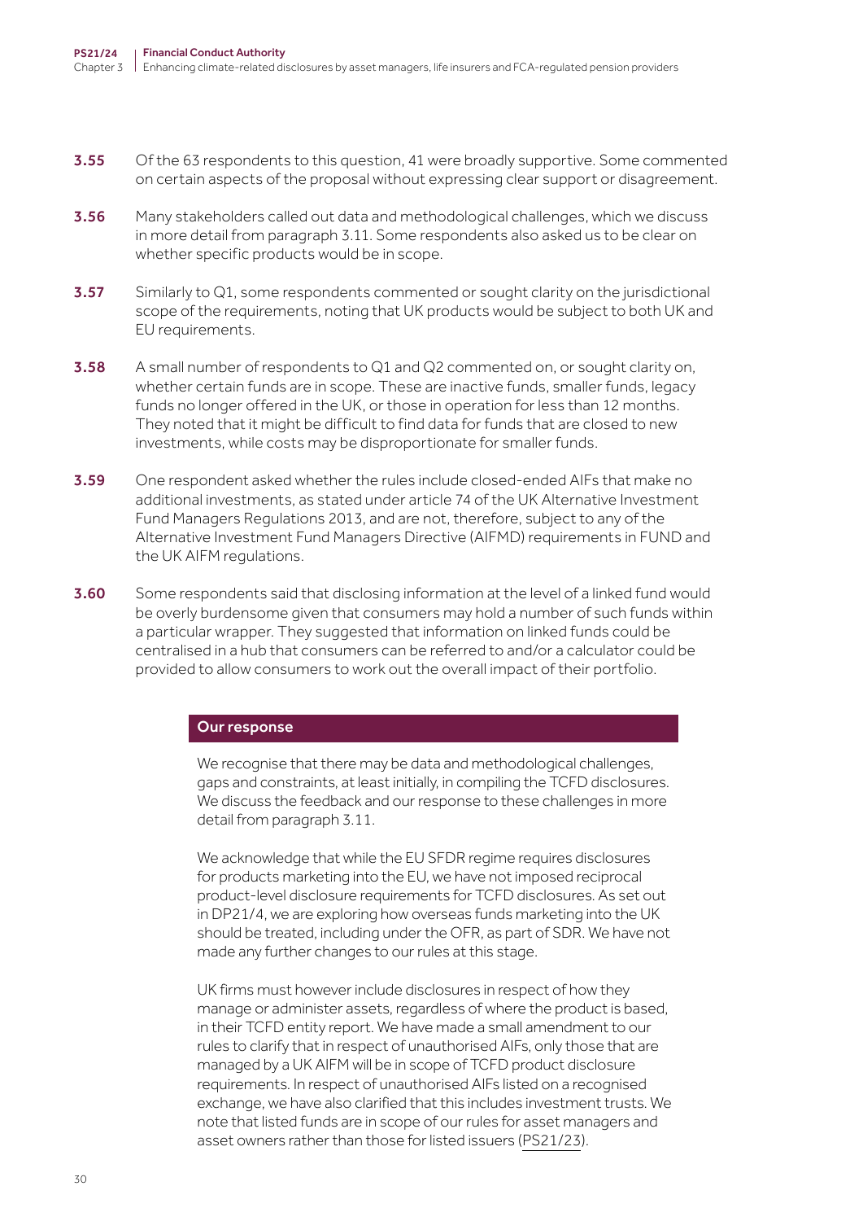**3.55** Of the 63 respondents to this question, 41 were broadly supportive. Some commented on certain aspects of the proposal without expressing clear support or disagreement.

**3.56** Many stakeholders called out data and methodological challenges, which we discuss in more detail from paragraph 3.11. Some respondents also asked us to be clear on whether specific products would be in scope.

**3.57** Similarly to Q1, some respondents commented or sought clarity on the jurisdictional scope of the requirements, noting that UK products would be subject to both UK and EU requirements.

**3.58** A small number of respondents to Q1 and Q2 commented on, or sought clarity on, whether certain funds are in scope. These are inactive funds, smaller funds, legacy funds no longer offered in the UK, or those in operation for less than 12 months. They noted that it might be difficult to find data for funds that are closed to new investments, while costs may be disproportionate for smaller funds.

**3.59** One respondent asked whether the rules include closed-ended AIFs that make no additional investments, as stated under article 74 of the UK Alternative Investment Fund Managers Regulations 2013, and are not, therefore, subject to any of the Alternative Investment Fund Managers Directive (AIFMD) requirements in FUND and the UK AIFM regulations.

**3.60** Some respondents said that disclosing information at the level of a linked fund would be overly burdensome given that consumers may hold a number of such funds within a particular wrapper. They suggested that information on linked funds could be centralised in a hub that consumers can be referred to and/or a calculator could be provided to allow consumers to work out the overall impact of their portfolio.

#### Our response

We recognise that there may be data and methodological challenges, gaps and constraints, at least initially, in compiling the TCFD disclosures. We discuss the feedback and our response to these challenges in more detail from paragraph 3.11.

We acknowledge that while the EU SFDR regime requires disclosures for products marketing into the EU, we have not imposed reciprocal product-level disclosure requirements for TCFD disclosures. As set out in DP21/4, we are exploring how overseas funds marketing into the UK should be treated, including under the OFR, as part of SDR. We have not made any further changes to our rules at this stage.

UK firms must however include disclosures in respect of how they manage or administer assets, regardless of where the product is based, in their TCFD entity report. We have made a small amendment to our rules to clarify that in respect of unauthorised AIFs, only those that are managed by a UK AIFM will be in scope of TCFD product disclosure requirements. In respect of unauthorised AIFs listed on a recognised exchange, we have also clarified that this includes investment trusts. We note that listed funds are in scope of our rules for asset managers and asset owners rather than those for listed issuers (PS21/23).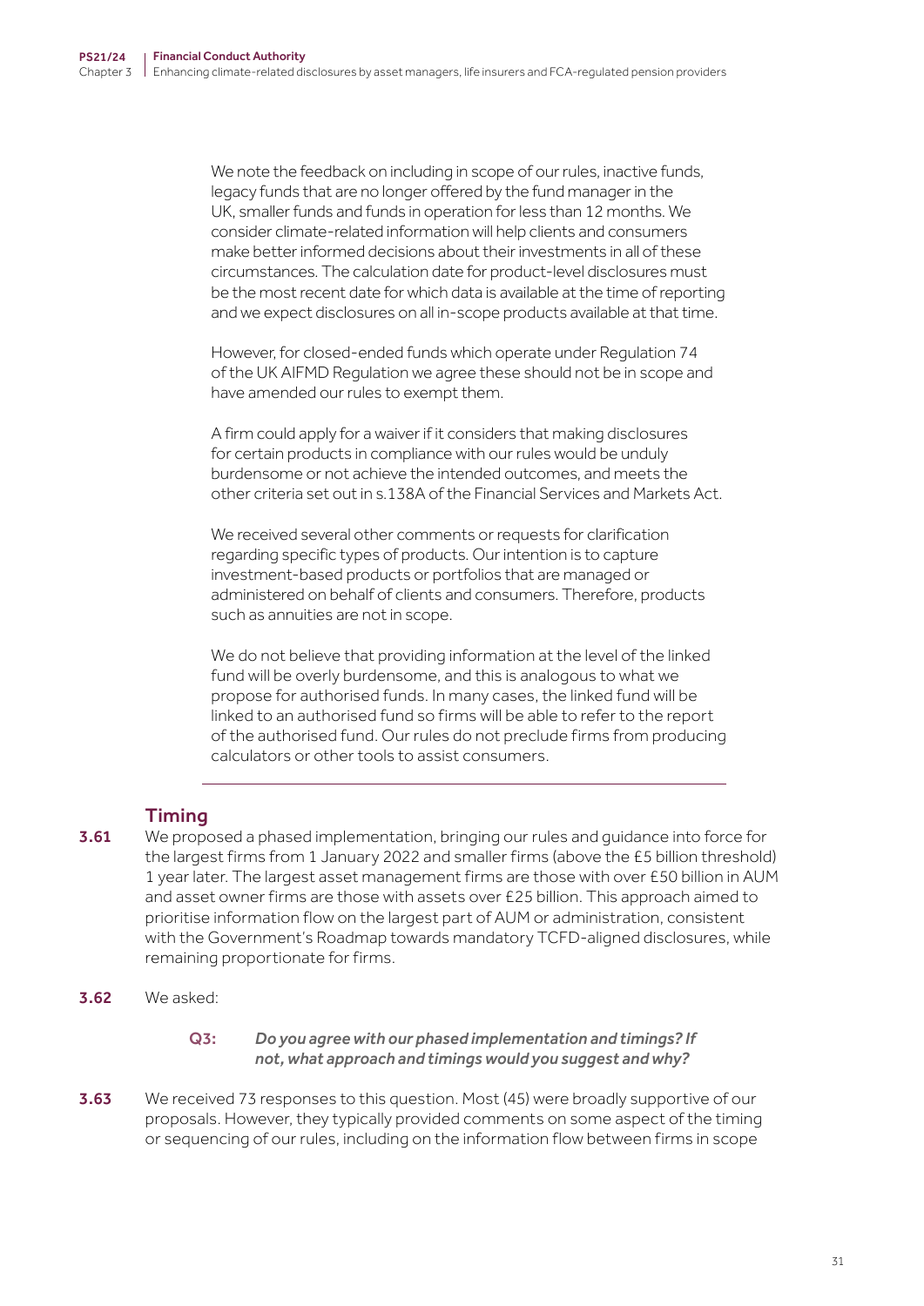We note the feedback on including in scope of our rules, inactive funds, legacy funds that are no longer offered by the fund manager in the UK, smaller funds and funds in operation for less than 12 months. We consider climate-related information will help clients and consumers make better informed decisions about their investments in all of these circumstances. The calculation date for product-level disclosures must be the most recent date for which data is available at the time of reporting and we expect disclosures on all in-scope products available at that time.

However, for closed-ended funds which operate under Regulation 74 of the UK AIFMD Regulation we agree these should not be in scope and have amended our rules to exempt them.

A firm could apply for a waiver if it considers that making disclosures for certain products in compliance with our rules would be unduly burdensome or not achieve the intended outcomes, and meets the other criteria set out in s.138A of the Financial Services and Markets Act.

We received several other comments or requests for clarification regarding specific types of products. Our intention is to capture investment-based products or portfolios that are managed or administered on behalf of clients and consumers. Therefore, products such as annuities are not in scope.

We do not believe that providing information at the level of the linked fund will be overly burdensome, and this is analogous to what we propose for authorised funds. In many cases, the linked fund will be linked to an authorised fund so firms will be able to refer to the report of the authorised fund. Our rules do not preclude firms from producing calculators or other tools to assist consumers.

### Timing

**3.61** We proposed a phased implementation, bringing our rules and guidance into force for the largest firms from 1 January 2022 and smaller firms (above the £5 billion threshold) 1 year later. The largest asset management firms are those with over £50 billion in AUM and asset owner firms are those with assets over £25 billion. This approach aimed to prioritise information flow on the largest part of AUM or administration, consistent with the Government's Roadmap towards mandatory TCFD-aligned disclosures, while remaining proportionate for firms.

**3.62** We asked:

> **Q3:** *Do you agree with our phased implementation and timings? If not, what approach and timings would you suggest and why?*

**3.63** We received 73 responses to this question. Most (45) were broadly supportive of our proposals. However, they typically provided comments on some aspect of the timing or sequencing of our rules, including on the information flow between firms in scope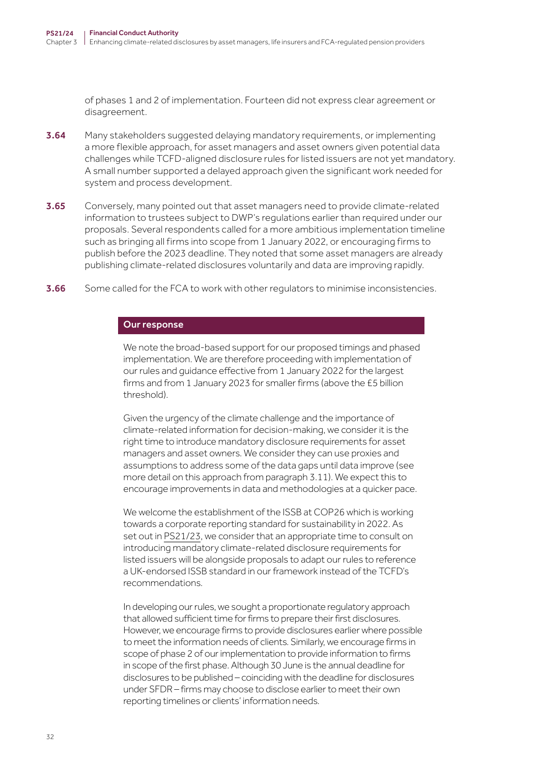of phases 1 and 2 of implementation. Fourteen did not express clear agreement or disagreement.

**3.64** Many stakeholders suggested delaying mandatory requirements, or implementing a more flexible approach, for asset managers and asset owners given potential data challenges while TCFD-aligned disclosure rules for listed issuers are not yet mandatory. A small number supported a delayed approach given the significant work needed for system and process development.

**3.65** Conversely, many pointed out that asset managers need to provide climate-related information to trustees subject to DWP's regulations earlier than required under our proposals. Several respondents called for a more ambitious implementation timeline such as bringing all firms into scope from 1 January 2022, or encouraging firms to publish before the 2023 deadline. They noted that some asset managers are already publishing climate-related disclosures voluntarily and data are improving rapidly.

**3.66** Some called for the FCA to work with other regulators to minimise inconsistencies.

**Our response**

We note the broad-based support for our proposed timings and phased implementation. We are therefore proceeding with implementation of our rules and guidance effective from 1 January 2022 for the largest firms and from 1 January 2023 for smaller firms (above the £5 billion threshold).

Given the urgency of the climate challenge and the importance of climate-related information for decision-making, we consider it is the right time to introduce mandatory disclosure requirements for asset managers and asset owners. We consider they can use proxies and assumptions to address some of the data gaps until data improve (see more detail on this approach from paragraph 3.11). We expect this to encourage improvements in data and methodologies at a quicker pace.

We welcome the establishment of the ISSB at COP26 which is working towards a corporate reporting standard for sustainability in 2022. As set out in PS21/23, we consider that an appropriate time to consult on introducing mandatory climate-related disclosure requirements for listed issuers will be alongside proposals to adapt our rules to reference a UK-endorsed ISSB standard in our framework instead of the TCFD's recommendations.

In developing our rules, we sought a proportionate regulatory approach that allowed sufficient time for firms to prepare their first disclosures. However, we encourage firms to provide disclosures earlier where possible to meet the information needs of clients. Similarly, we encourage firms in scope of phase 2 of our implementation to provide information to firms in scope of the first phase. Although 30 June is the annual deadline for disclosures to be published – coinciding with the deadline for disclosures under SFDR – firms may choose to disclose earlier to meet their own reporting timelines or clients' information needs.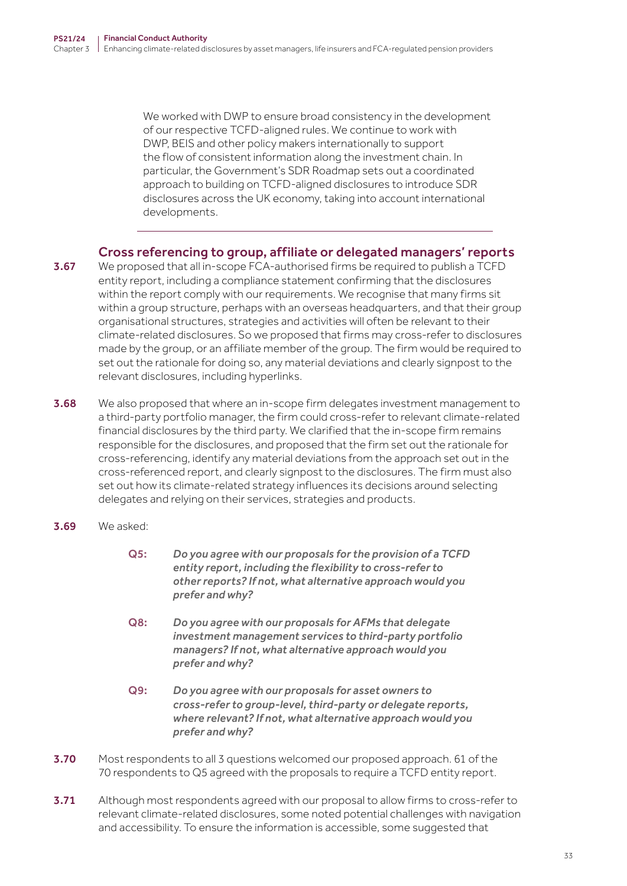We worked with DWP to ensure broad consistency in the development of our respective TCFD-aligned rules. We continue to work with DWP, BEIS and other policy makers internationally to support the flow of consistent information along the investment chain. In particular, the Government's SDR Roadmap sets out a coordinated approach to building on TCFD-aligned disclosures to introduce SDR disclosures across the UK economy, taking into account international developments.

---

### Cross referencing to group, affiliate or delegated managers' reports

**3.67** We proposed that all in-scope FCA-authorised firms be required to publish a TCFD entity report, including a compliance statement confirming that the disclosures within the report comply with our requirements. We recognise that many firms sit within a group structure, perhaps with an overseas headquarters, and that their group organisational structures, strategies and activities will often be relevant to their climate-related disclosures. So we proposed that firms may cross-refer to disclosures made by the group, or an affiliate member of the group. The firm would be required to set out the rationale for doing so, any material deviations and clearly signpost to the relevant disclosures, including hyperlinks.

**3.68** We also proposed that where an in-scope firm delegates investment management to a third-party portfolio manager, the firm could cross-refer to relevant climate-related financial disclosures by the third party. We clarified that the in-scope firm remains responsible for the disclosures, and proposed that the firm set out the rationale for cross-referencing, identify any material deviations from the approach set out in the cross-referenced report, and clearly signpost to the disclosures. The firm must also set out how its climate-related strategy influences its decisions around selecting delegates and relying on their services, strategies and products.

**3.69** We asked:

> **Q5:** *Do you agree with our proposals for the provision of a TCFD entity report, including the flexibility to cross-refer to other reports? If not, what alternative approach would you prefer and why?*
>
> **Q8:** *Do you agree with our proposals for AFMs that delegate investment management services to third-party portfolio managers? If not, what alternative approach would you prefer and why?*
>
> **Q9:** *Do you agree with our proposals for asset owners to cross-refer to group-level, third-party or delegate reports, where relevant? If not, what alternative approach would you prefer and why?*

**3.70** Most respondents to all 3 questions welcomed our proposed approach. 61 of the 70 respondents to Q5 agreed with the proposals to require a TCFD entity report.

**3.71** Although most respondents agreed with our proposal to allow firms to cross-refer to relevant climate-related disclosures, some noted potential challenges with navigation and accessibility. To ensure the information is accessible, some suggested that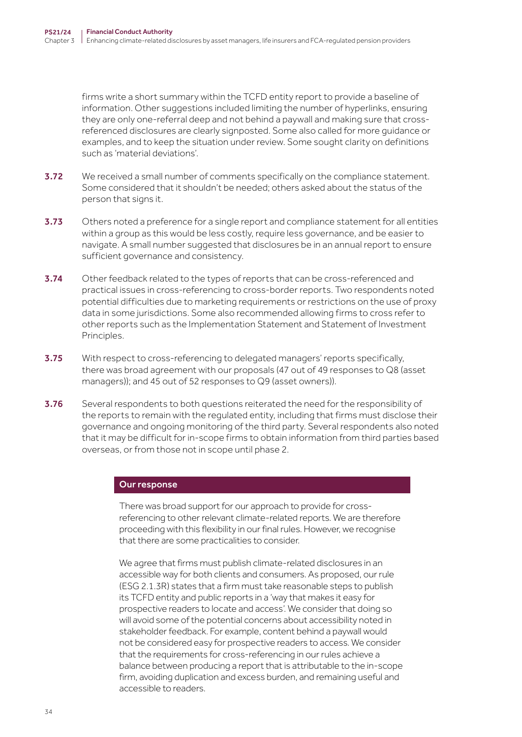firms write a short summary within the TCFD entity report to provide a baseline of information. Other suggestions included limiting the number of hyperlinks, ensuring they are only one-referral deep and not behind a paywall and making sure that cross-referenced disclosures are clearly signposted. Some also called for more guidance or examples, and to keep the situation under review. Some sought clarity on definitions such as 'material deviations'.

**3.72** We received a small number of comments specifically on the compliance statement. Some considered that it shouldn't be needed; others asked about the status of the person that signs it.

**3.73** Others noted a preference for a single report and compliance statement for all entities within a group as this would be less costly, require less governance, and be easier to navigate. A small number suggested that disclosures be in an annual report to ensure sufficient governance and consistency.

**3.74** Other feedback related to the types of reports that can be cross-referenced and practical issues in cross-referencing to cross-border reports. Two respondents noted potential difficulties due to marketing requirements or restrictions on the use of proxy data in some jurisdictions. Some also recommended allowing firms to cross refer to other reports such as the Implementation Statement and Statement of Investment Principles.

**3.75** With respect to cross-referencing to delegated managers' reports specifically, there was broad agreement with our proposals (47 out of 49 responses to Q8 (asset managers)); and 45 out of 52 responses to Q9 (asset owners)).

**3.76** Several respondents to both questions reiterated the need for the responsibility of the reports to remain with the regulated entity, including that firms must disclose their governance and ongoing monitoring of the third party. Several respondents also noted that it may be difficult for in-scope firms to obtain information from third parties based overseas, or from those not in scope until phase 2.

**Our response**

There was broad support for our approach to provide for cross-referencing to other relevant climate-related reports. We are therefore proceeding with this flexibility in our final rules. However, we recognise that there are some practicalities to consider.

We agree that firms must publish climate-related disclosures in an accessible way for both clients and consumers. As proposed, our rule (ESG 2.1.3R) states that a firm must take reasonable steps to publish its TCFD entity and public reports in a 'way that makes it easy for prospective readers to locate and access'. We consider that doing so will avoid some of the potential concerns about accessibility noted in stakeholder feedback. For example, content behind a paywall would not be considered easy for prospective readers to access. We consider that the requirements for cross-referencing in our rules achieve a balance between producing a report that is attributable to the in-scope firm, avoiding duplication and excess burden, and remaining useful and accessible to readers.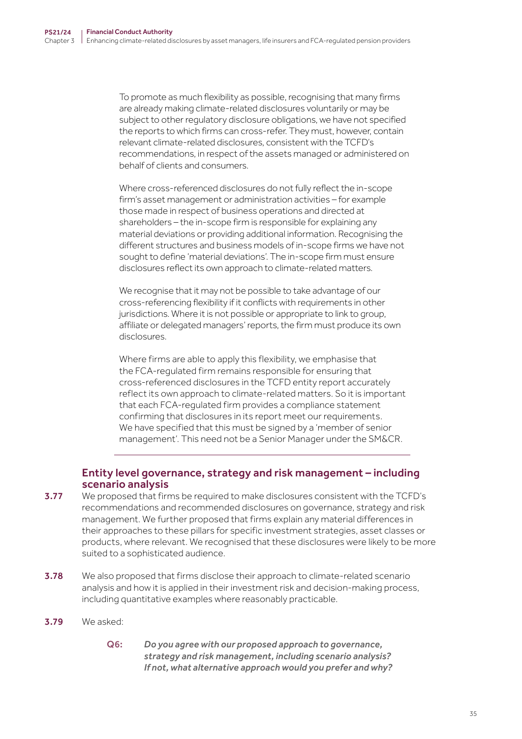To promote as much flexibility as possible, recognising that many firms are already making climate-related disclosures voluntarily or may be subject to other regulatory disclosure obligations, we have not specified the reports to which firms can cross-refer. They must, however, contain relevant climate-related disclosures, consistent with the TCFD's recommendations, in respect of the assets managed or administered on behalf of clients and consumers.

Where cross-referenced disclosures do not fully reflect the in-scope firm's asset management or administration activities – for example those made in respect of business operations and directed at shareholders – the in-scope firm is responsible for explaining any material deviations or providing additional information. Recognising the different structures and business models of in-scope firms we have not sought to define 'material deviations'. The in-scope firm must ensure disclosures reflect its own approach to climate-related matters.

We recognise that it may not be possible to take advantage of our cross-referencing flexibility if it conflicts with requirements in other jurisdictions. Where it is not possible or appropriate to link to group, affiliate or delegated managers' reports, the firm must produce its own disclosures.

Where firms are able to apply this flexibility, we emphasise that the FCA-regulated firm remains responsible for ensuring that cross-referenced disclosures in the TCFD entity report accurately reflect its own approach to climate-related matters. So it is important that each FCA-regulated firm provides a compliance statement confirming that disclosures in its report meet our requirements. We have specified that this must be signed by a 'member of senior management'. This need not be a Senior Manager under the SM&CR.

---

## Entity level governance, strategy and risk management – including scenario analysis

**3.77** We proposed that firms be required to make disclosures consistent with the TCFD's recommendations and recommended disclosures on governance, strategy and risk management. We further proposed that firms explain any material differences in their approaches to these pillars for specific investment strategies, asset classes or products, where relevant. We recognised that these disclosures were likely to be more suited to a sophisticated audience.

**3.78** We also proposed that firms disclose their approach to climate-related scenario analysis and how it is applied in their investment risk and decision-making process, including quantitative examples where reasonably practicable.

**3.79** We asked:

> **Q6:** ***Do you agree with our proposed approach to governance, strategy and risk management, including scenario analysis? If not, what alternative approach would you prefer and why?***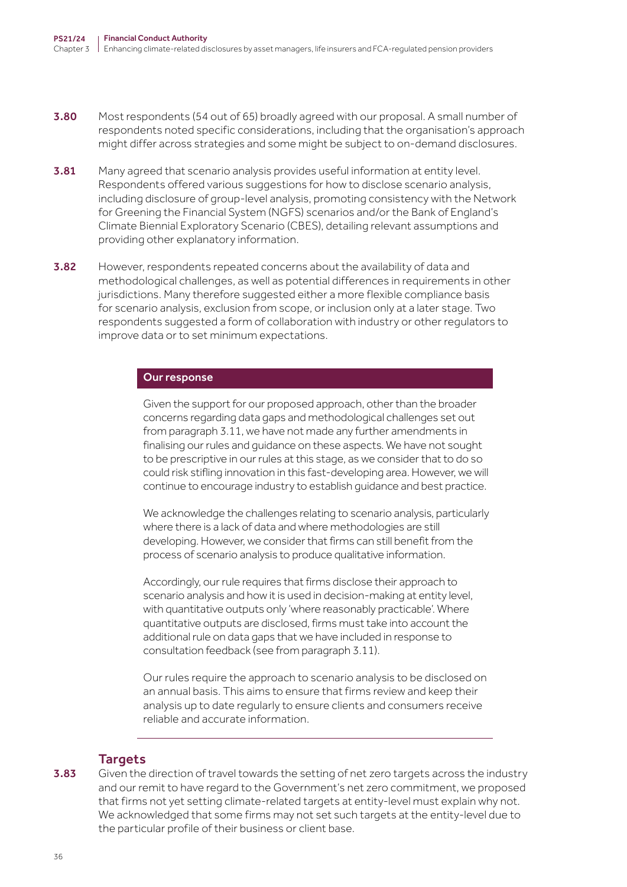**3.80** Most respondents (54 out of 65) broadly agreed with our proposal. A small number of respondents noted specific considerations, including that the organisation's approach might differ across strategies and some might be subject to on-demand disclosures.

**3.81** Many agreed that scenario analysis provides useful information at entity level. Respondents offered various suggestions for how to disclose scenario analysis, including disclosure of group-level analysis, promoting consistency with the Network for Greening the Financial System (NGFS) scenarios and/or the Bank of England's Climate Biennial Exploratory Scenario (CBES), detailing relevant assumptions and providing other explanatory information.

**3.82** However, respondents repeated concerns about the availability of data and methodological challenges, as well as potential differences in requirements in other jurisdictions. Many therefore suggested either a more flexible compliance basis for scenario analysis, exclusion from scope, or inclusion only at a later stage. Two respondents suggested a form of collaboration with industry or other regulators to improve data or to set minimum expectations.

**Our response**

Given the support for our proposed approach, other than the broader concerns regarding data gaps and methodological challenges set out from paragraph 3.11, we have not made any further amendments in finalising our rules and guidance on these aspects. We have not sought to be prescriptive in our rules at this stage, as we consider that to do so could risk stifling innovation in this fast-developing area. However, we will continue to encourage industry to establish guidance and best practice.

We acknowledge the challenges relating to scenario analysis, particularly where there is a lack of data and where methodologies are still developing. However, we consider that firms can still benefit from the process of scenario analysis to produce qualitative information.

Accordingly, our rule requires that firms disclose their approach to scenario analysis and how it is used in decision-making at entity level, with quantitative outputs only 'where reasonably practicable'. Where quantitative outputs are disclosed, firms must take into account the additional rule on data gaps that we have included in response to consultation feedback (see from paragraph 3.11).

Our rules require the approach to scenario analysis to be disclosed on an annual basis. This aims to ensure that firms review and keep their analysis up to date regularly to ensure clients and consumers receive reliable and accurate information.

## Targets

**3.83** Given the direction of travel towards the setting of net zero targets across the industry and our remit to have regard to the Government's net zero commitment, we proposed that firms not yet setting climate-related targets at entity-level must explain why not. We acknowledged that some firms may not set such targets at the entity-level due to the particular profile of their business or client base.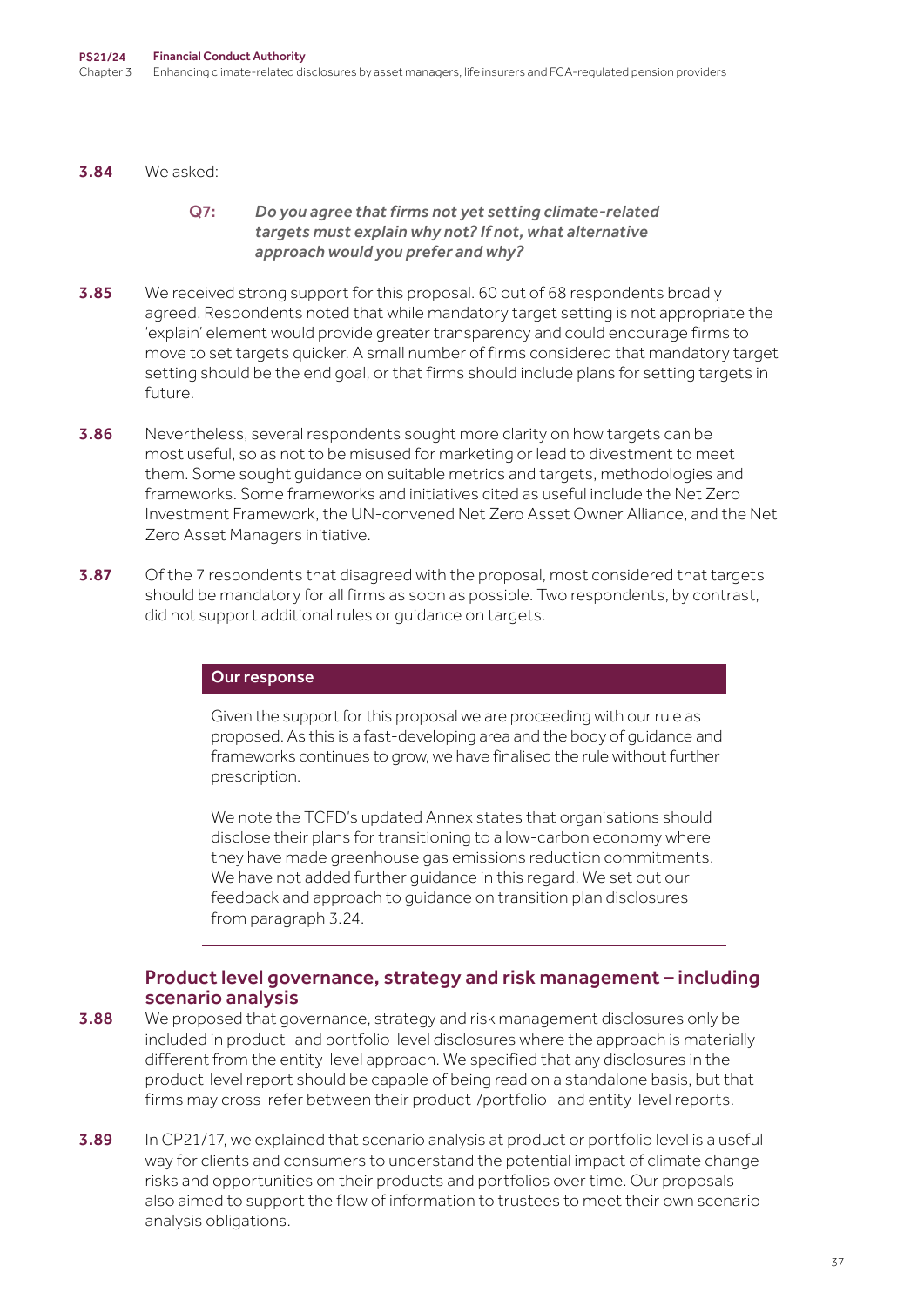**3.84** We asked:

> **Q7:** *Do you agree that firms not yet setting climate-related targets must explain why not? If not, what alternative approach would you prefer and why?*

**3.85** We received strong support for this proposal. 60 out of 68 respondents broadly agreed. Respondents noted that while mandatory target setting is not appropriate the 'explain' element would provide greater transparency and could encourage firms to move to set targets quicker. A small number of firms considered that mandatory target setting should be the end goal, or that firms should include plans for setting targets in future.

**3.86** Nevertheless, several respondents sought more clarity on how targets can be most useful, so as not to be misused for marketing or lead to divestment to meet them. Some sought guidance on suitable metrics and targets, methodologies and frameworks. Some frameworks and initiatives cited as useful include the Net Zero Investment Framework, the UN-convened Net Zero Asset Owner Alliance, and the Net Zero Asset Managers initiative.

**3.87** Of the 7 respondents that disagreed with the proposal, most considered that targets should be mandatory for all firms as soon as possible. Two respondents, by contrast, did not support additional rules or guidance on targets.

**Our response**

Given the support for this proposal we are proceeding with our rule as proposed. As this is a fast-developing area and the body of guidance and frameworks continues to grow, we have finalised the rule without further prescription.

We note the TCFD's updated Annex states that organisations should disclose their plans for transitioning to a low-carbon economy where they have made greenhouse gas emissions reduction commitments. We have not added further guidance in this regard. We set out our feedback and approach to guidance on transition plan disclosures from paragraph 3.24.

---

### Product level governance, strategy and risk management – including scenario analysis

**3.88** We proposed that governance, strategy and risk management disclosures only be included in product- and portfolio-level disclosures where the approach is materially different from the entity-level approach. We specified that any disclosures in the product-level report should be capable of being read on a standalone basis, but that firms may cross-refer between their product-/portfolio- and entity-level reports.

**3.89** In CP21/17, we explained that scenario analysis at product or portfolio level is a useful way for clients and consumers to understand the potential impact of climate change risks and opportunities on their products and portfolios over time. Our proposals also aimed to support the flow of information to trustees to meet their own scenario analysis obligations.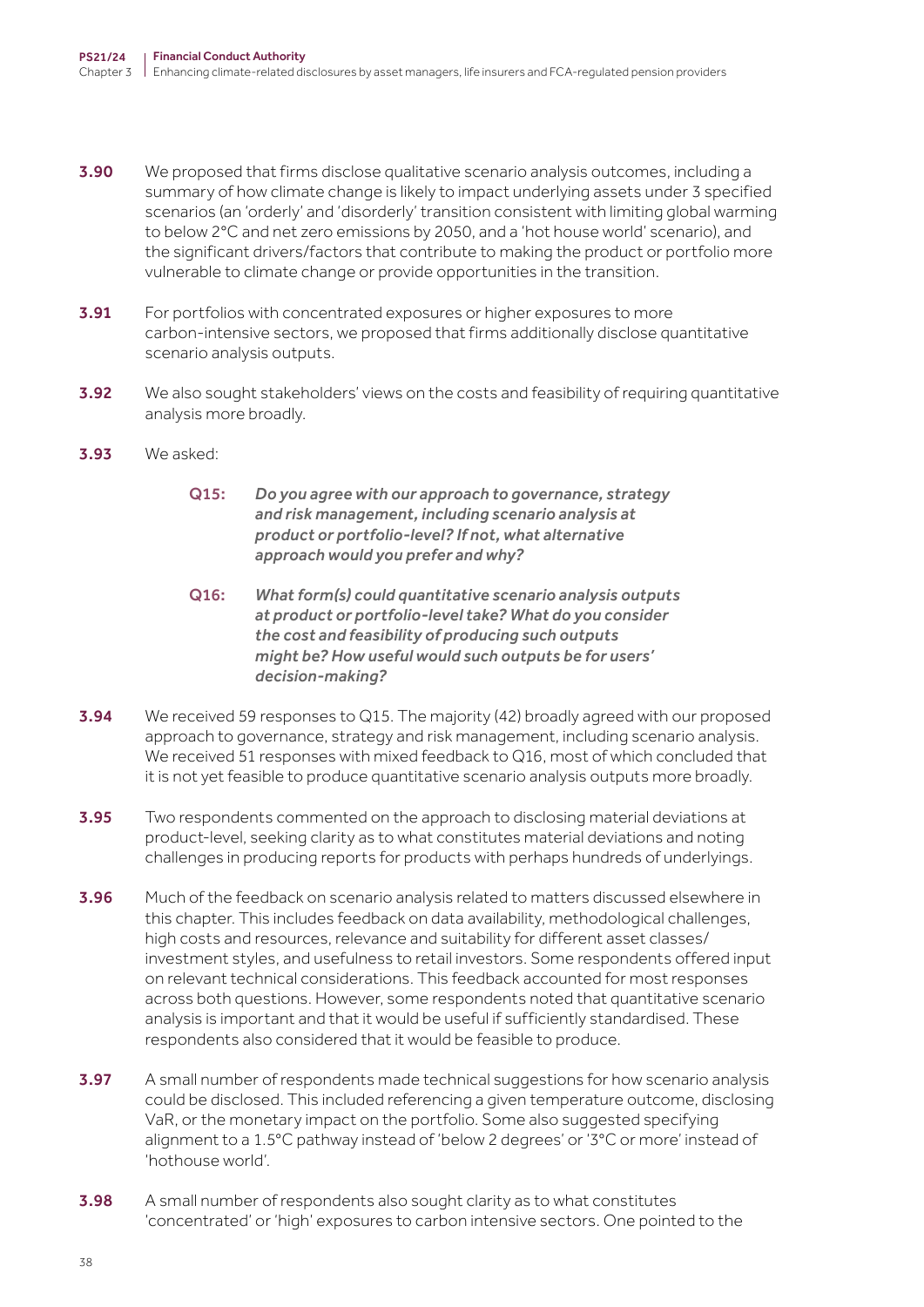**3.90** We proposed that firms disclose qualitative scenario analysis outcomes, including a summary of how climate change is likely to impact underlying assets under 3 specified scenarios (an 'orderly' and 'disorderly' transition consistent with limiting global warming to below 2°C and net zero emissions by 2050, and a 'hot house world' scenario), and the significant drivers/factors that contribute to making the product or portfolio more vulnerable to climate change or provide opportunities in the transition.

**3.91** For portfolios with concentrated exposures or higher exposures to more carbon-intensive sectors, we proposed that firms additionally disclose quantitative scenario analysis outputs.

**3.92** We also sought stakeholders' views on the costs and feasibility of requiring quantitative analysis more broadly.

**3.93** We asked:

> **Q15:** ***Do you agree with our approach to governance, strategy and risk management, including scenario analysis at product or portfolio-level? If not, what alternative approach would you prefer and why?***
>
> **Q16:** ***What form(s) could quantitative scenario analysis outputs at product or portfolio-level take? What do you consider the cost and feasibility of producing such outputs might be? How useful would such outputs be for users' decision-making?***

**3.94** We received 59 responses to Q15. The majority (42) broadly agreed with our proposed approach to governance, strategy and risk management, including scenario analysis. We received 51 responses with mixed feedback to Q16, most of which concluded that it is not yet feasible to produce quantitative scenario analysis outputs more broadly.

**3.95** Two respondents commented on the approach to disclosing material deviations at product-level, seeking clarity as to what constitutes material deviations and noting challenges in producing reports for products with perhaps hundreds of underlyings.

**3.96** Much of the feedback on scenario analysis related to matters discussed elsewhere in this chapter. This includes feedback on data availability, methodological challenges, high costs and resources, relevance and suitability for different asset classes/investment styles, and usefulness to retail investors. Some respondents offered input on relevant technical considerations. This feedback accounted for most responses across both questions. However, some respondents noted that quantitative scenario analysis is important and that it would be useful if sufficiently standardised. These respondents also considered that it would be feasible to produce.

**3.97** A small number of respondents made technical suggestions for how scenario analysis could be disclosed. This included referencing a given temperature outcome, disclosing VaR, or the monetary impact on the portfolio. Some also suggested specifying alignment to a 1.5°C pathway instead of 'below 2 degrees' or '3°C or more' instead of 'hothouse world'.

**3.98** A small number of respondents also sought clarity as to what constitutes 'concentrated' or 'high' exposures to carbon intensive sectors. One pointed to the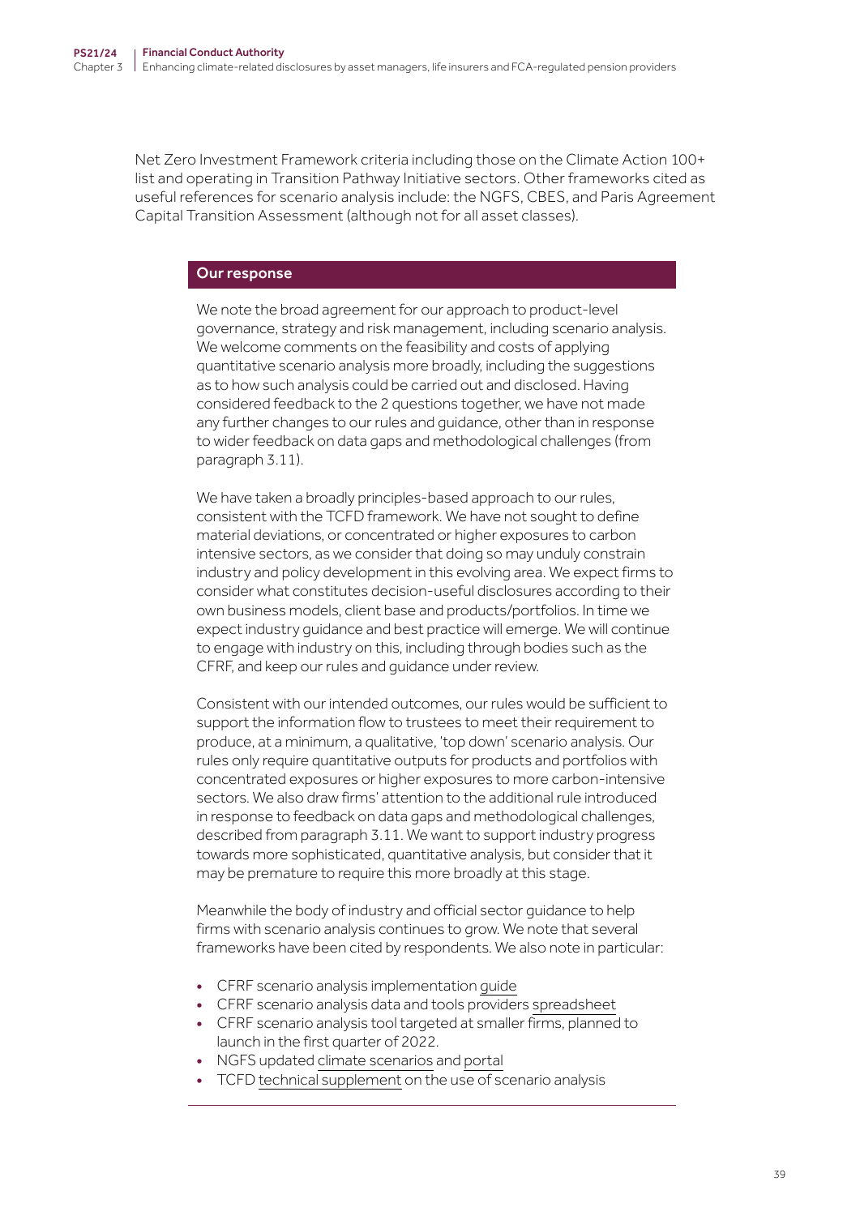Net Zero Investment Framework criteria including those on the Climate Action 100+ list and operating in Transition Pathway Initiative sectors. Other frameworks cited as useful references for scenario analysis include: the NGFS, CBES, and Paris Agreement Capital Transition Assessment (although not for all asset classes).

### Our response

We note the broad agreement for our approach to product-level governance, strategy and risk management, including scenario analysis. We welcome comments on the feasibility and costs of applying quantitative scenario analysis more broadly, including the suggestions as to how such analysis could be carried out and disclosed. Having considered feedback to the 2 questions together, we have not made any further changes to our rules and guidance, other than in response to wider feedback on data gaps and methodological challenges (from paragraph 3.11).

We have taken a broadly principles-based approach to our rules, consistent with the TCFD framework. We have not sought to define material deviations, or concentrated or higher exposures to carbon intensive sectors, as we consider that doing so may unduly constrain industry and policy development in this evolving area. We expect firms to consider what constitutes decision-useful disclosures according to their own business models, client base and products/portfolios. In time we expect industry guidance and best practice will emerge. We will continue to engage with industry on this, including through bodies such as the CFRF, and keep our rules and guidance under review.

Consistent with our intended outcomes, our rules would be sufficient to support the information flow to trustees to meet their requirement to produce, at a minimum, a qualitative, 'top down' scenario analysis. Our rules only require quantitative outputs for products and portfolios with concentrated exposures or higher exposures to more carbon-intensive sectors. We also draw firms' attention to the additional rule introduced in response to feedback on data gaps and methodological challenges, described from paragraph 3.11. We want to support industry progress towards more sophisticated, quantitative analysis, but consider that it may be premature to require this more broadly at this stage.

Meanwhile the body of industry and official sector guidance to help firms with scenario analysis continues to grow. We note that several frameworks have been cited by respondents. We also note in particular:

- CFRF scenario analysis implementation guide
- CFRF scenario analysis data and tools providers spreadsheet
- CFRF scenario analysis tool targeted at smaller firms, planned to launch in the first quarter of 2022.
- NGFS updated climate scenarios and portal
- TCFD technical supplement on the use of scenario analysis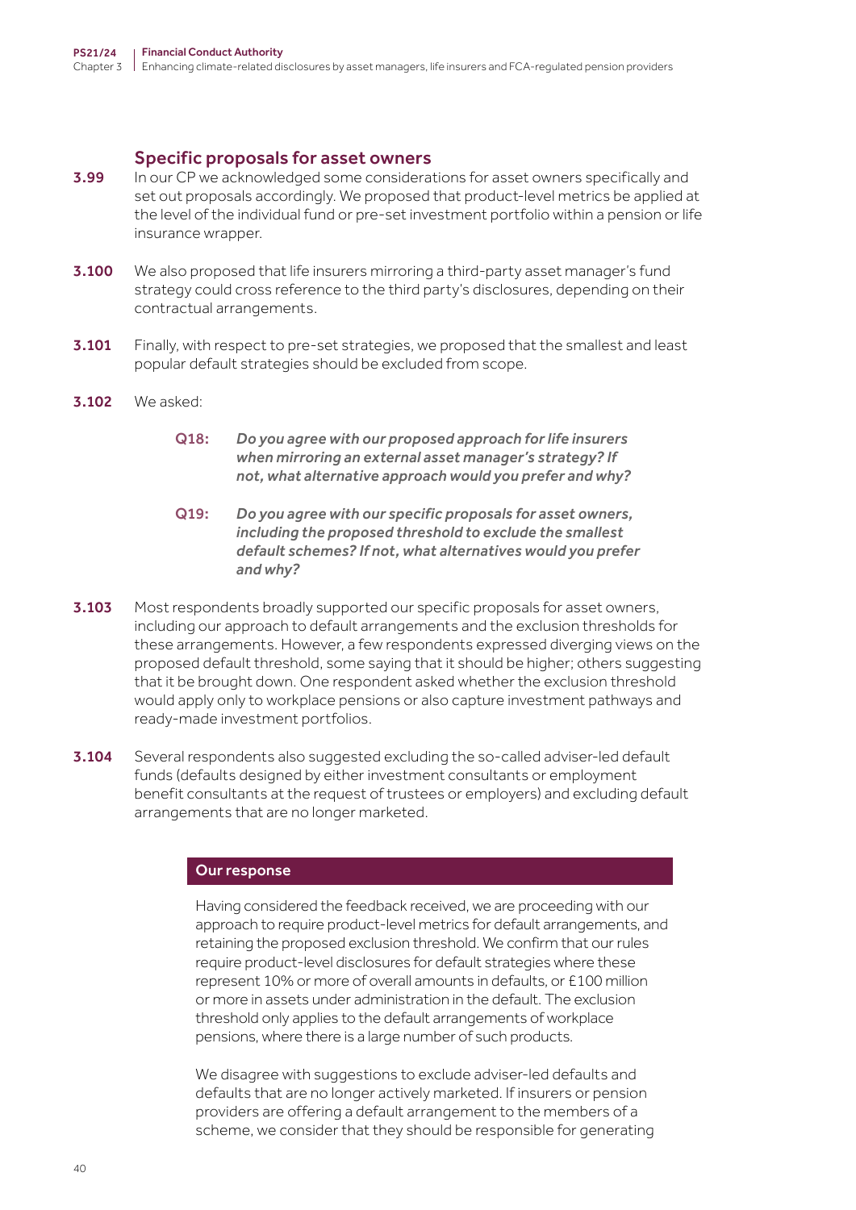### Specific proposals for asset owners

**3.99** In our CP we acknowledged some considerations for asset owners specifically and set out proposals accordingly. We proposed that product-level metrics be applied at the level of the individual fund or pre-set investment portfolio within a pension or life insurance wrapper.

**3.100** We also proposed that life insurers mirroring a third-party asset manager's fund strategy could cross reference to the third party's disclosures, depending on their contractual arrangements.

**3.101** Finally, with respect to pre-set strategies, we proposed that the smallest and least popular default strategies should be excluded from scope.

**3.102** We asked:

> **Q18:** ***Do you agree with our proposed approach for life insurers when mirroring an external asset manager's strategy? If not, what alternative approach would you prefer and why?***
>
> **Q19:** ***Do you agree with our specific proposals for asset owners, including the proposed threshold to exclude the smallest default schemes? If not, what alternatives would you prefer and why?***

**3.103** Most respondents broadly supported our specific proposals for asset owners, including our approach to default arrangements and the exclusion thresholds for these arrangements. However, a few respondents expressed diverging views on the proposed default threshold, some saying that it should be higher; others suggesting that it be brought down. One respondent asked whether the exclusion threshold would apply only to workplace pensions or also capture investment pathways and ready-made investment portfolios.

**3.104** Several respondents also suggested excluding the so-called adviser-led default funds (defaults designed by either investment consultants or employment benefit consultants at the request of trustees or employers) and excluding default arrangements that are no longer marketed.

#### Our response

Having considered the feedback received, we are proceeding with our approach to require product-level metrics for default arrangements, and retaining the proposed exclusion threshold. We confirm that our rules require product-level disclosures for default strategies where these represent 10% or more of overall amounts in defaults, or £100 million or more in assets under administration in the default. The exclusion threshold only applies to the default arrangements of workplace pensions, where there is a large number of such products.

We disagree with suggestions to exclude adviser-led defaults and defaults that are no longer actively marketed. If insurers or pension providers are offering a default arrangement to the members of a scheme, we consider that they should be responsible for generating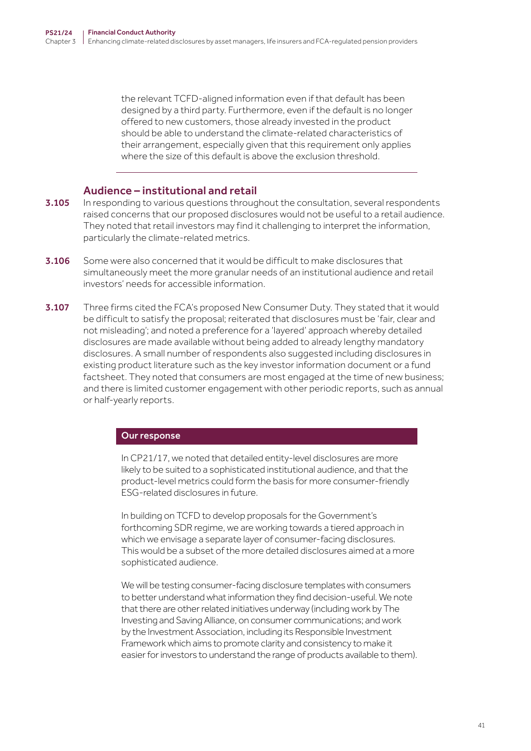the relevant TCFD-aligned information even if that default has been designed by a third party. Furthermore, even if the default is no longer offered to new customers, those already invested in the product should be able to understand the climate-related characteristics of their arrangement, especially given that this requirement only applies where the size of this default is above the exclusion threshold.

## Audience – institutional and retail

**3.105** In responding to various questions throughout the consultation, several respondents raised concerns that our proposed disclosures would not be useful to a retail audience. They noted that retail investors may find it challenging to interpret the information, particularly the climate-related metrics.

**3.106** Some were also concerned that it would be difficult to make disclosures that simultaneously meet the more granular needs of an institutional audience and retail investors' needs for accessible information.

**3.107** Three firms cited the FCA's proposed New Consumer Duty. They stated that it would be difficult to satisfy the proposal; reiterated that disclosures must be 'fair, clear and not misleading'; and noted a preference for a 'layered' approach whereby detailed disclosures are made available without being added to already lengthy mandatory disclosures. A small number of respondents also suggested including disclosures in existing product literature such as the key investor information document or a fund factsheet. They noted that consumers are most engaged at the time of new business; and there is limited customer engagement with other periodic reports, such as annual or half-yearly reports.

### Our response

In CP21/17, we noted that detailed entity-level disclosures are more likely to be suited to a sophisticated institutional audience, and that the product-level metrics could form the basis for more consumer-friendly ESG-related disclosures in future.

In building on TCFD to develop proposals for the Government's forthcoming SDR regime, we are working towards a tiered approach in which we envisage a separate layer of consumer-facing disclosures. This would be a subset of the more detailed disclosures aimed at a more sophisticated audience.

We will be testing consumer-facing disclosure templates with consumers to better understand what information they find decision-useful. We note that there are other related initiatives underway (including work by The Investing and Saving Alliance, on consumer communications; and work by the Investment Association, including its Responsible Investment Framework which aims to promote clarity and consistency to make it easier for investors to understand the range of products available to them).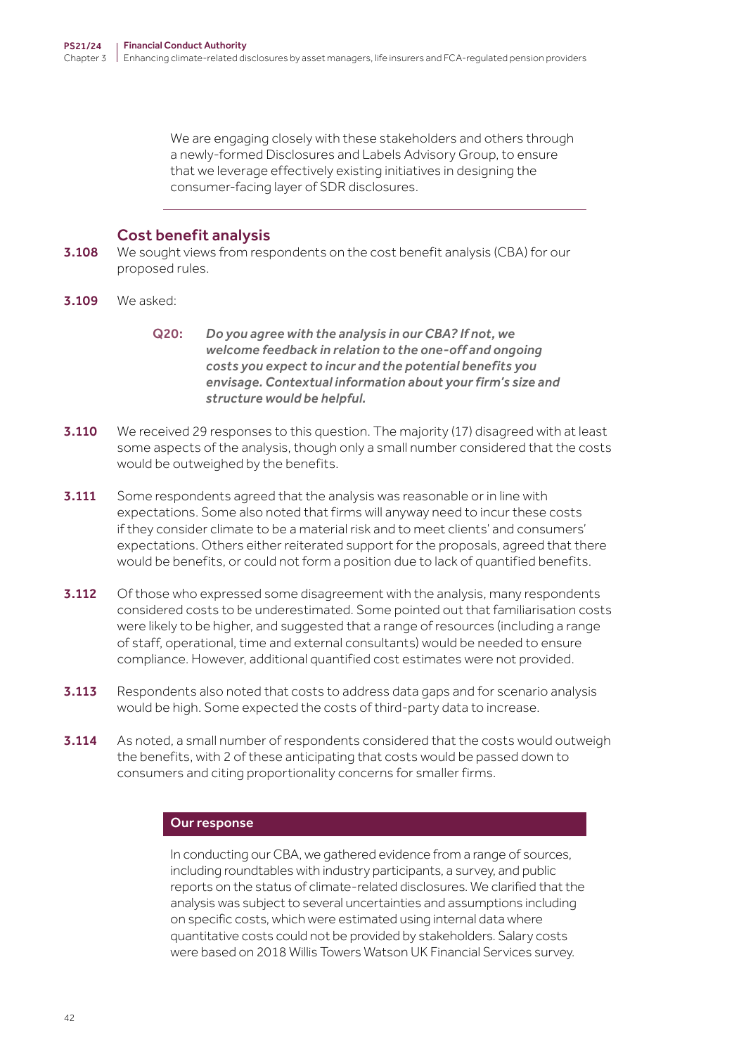We are engaging closely with these stakeholders and others through a newly-formed Disclosures and Labels Advisory Group, to ensure that we leverage effectively existing initiatives in designing the consumer-facing layer of SDR disclosures.

## Cost benefit analysis

**3.108** We sought views from respondents on the cost benefit analysis (CBA) for our proposed rules.

**3.109** We asked:

> **Q20:** ***Do you agree with the analysis in our CBA? If not, we welcome feedback in relation to the one-off and ongoing costs you expect to incur and the potential benefits you envisage. Contextual information about your firm's size and structure would be helpful.***

**3.110** We received 29 responses to this question. The majority (17) disagreed with at least some aspects of the analysis, though only a small number considered that the costs would be outweighed by the benefits.

**3.111** Some respondents agreed that the analysis was reasonable or in line with expectations. Some also noted that firms will anyway need to incur these costs if they consider climate to be a material risk and to meet clients' and consumers' expectations. Others either reiterated support for the proposals, agreed that there would be benefits, or could not form a position due to lack of quantified benefits.

**3.112** Of those who expressed some disagreement with the analysis, many respondents considered costs to be underestimated. Some pointed out that familiarisation costs were likely to be higher, and suggested that a range of resources (including a range of staff, operational, time and external consultants) would be needed to ensure compliance. However, additional quantified cost estimates were not provided.

**3.113** Respondents also noted that costs to address data gaps and for scenario analysis would be high. Some expected the costs of third-party data to increase.

**3.114** As noted, a small number of respondents considered that the costs would outweigh the benefits, with 2 of these anticipating that costs would be passed down to consumers and citing proportionality concerns for smaller firms.

### Our response

In conducting our CBA, we gathered evidence from a range of sources, including roundtables with industry participants, a survey, and public reports on the status of climate-related disclosures. We clarified that the analysis was subject to several uncertainties and assumptions including on specific costs, which were estimated using internal data where quantitative costs could not be provided by stakeholders. Salary costs were based on 2018 Willis Towers Watson UK Financial Services survey.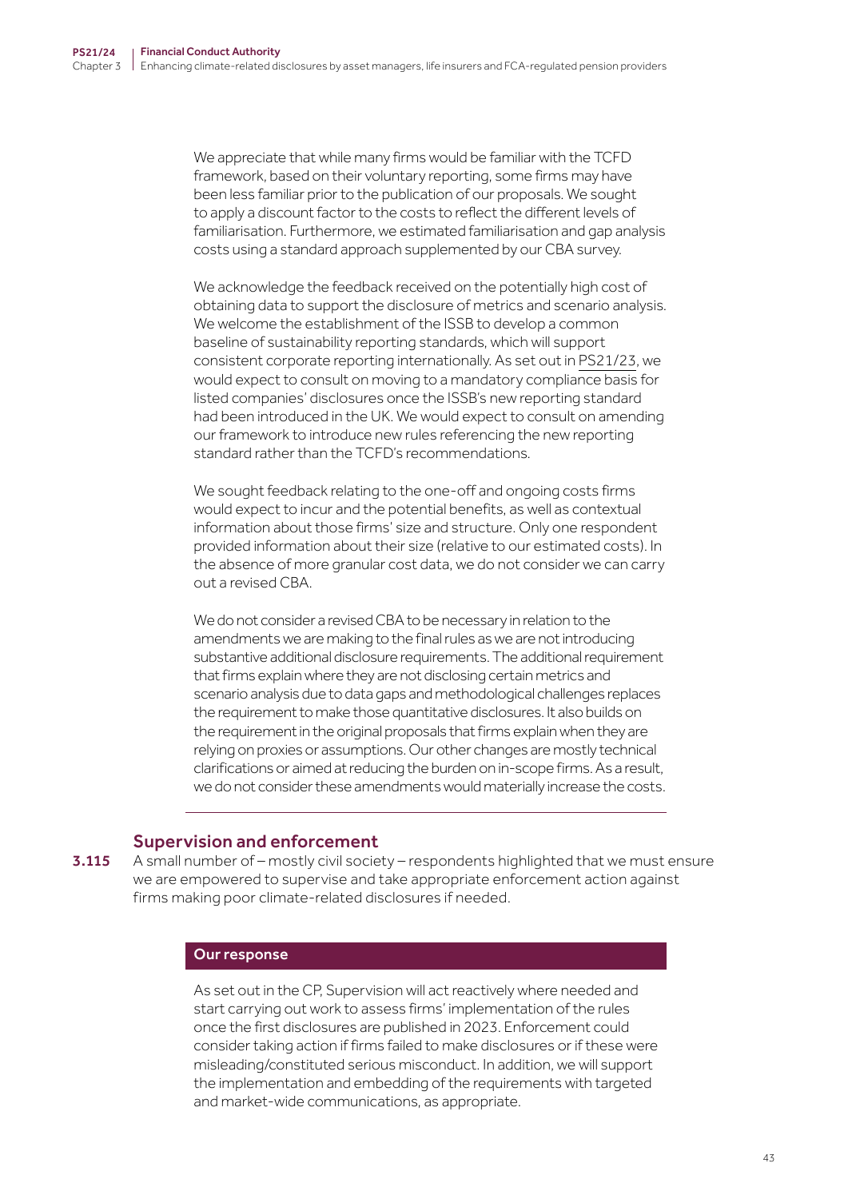We appreciate that while many firms would be familiar with the TCFD framework, based on their voluntary reporting, some firms may have been less familiar prior to the publication of our proposals. We sought to apply a discount factor to the costs to reflect the different levels of familiarisation. Furthermore, we estimated familiarisation and gap analysis costs using a standard approach supplemented by our CBA survey.

We acknowledge the feedback received on the potentially high cost of obtaining data to support the disclosure of metrics and scenario analysis. We welcome the establishment of the ISSB to develop a common baseline of sustainability reporting standards, which will support consistent corporate reporting internationally. As set out in PS21/23, we would expect to consult on moving to a mandatory compliance basis for listed companies' disclosures once the ISSB's new reporting standard had been introduced in the UK. We would expect to consult on amending our framework to introduce new rules referencing the new reporting standard rather than the TCFD's recommendations.

We sought feedback relating to the one-off and ongoing costs firms would expect to incur and the potential benefits, as well as contextual information about those firms' size and structure. Only one respondent provided information about their size (relative to our estimated costs). In the absence of more granular cost data, we do not consider we can carry out a revised CBA.

We do not consider a revised CBA to be necessary in relation to the amendments we are making to the final rules as we are not introducing substantive additional disclosure requirements. The additional requirement that firms explain where they are not disclosing certain metrics and scenario analysis due to data gaps and methodological challenges replaces the requirement to make those quantitative disclosures. It also builds on the requirement in the original proposals that firms explain when they are relying on proxies or assumptions. Our other changes are mostly technical clarifications or aimed at reducing the burden on in-scope firms. As a result, we do not consider these amendments would materially increase the costs.

## Supervision and enforcement

**3.115** A small number of – mostly civil society – respondents highlighted that we must ensure we are empowered to supervise and take appropriate enforcement action against firms making poor climate-related disclosures if needed.

**Our response**

As set out in the CP, Supervision will act reactively where needed and start carrying out work to assess firms' implementation of the rules once the first disclosures are published in 2023. Enforcement could consider taking action if firms failed to make disclosures or if these were misleading/constituted serious misconduct. In addition, we will support the implementation and embedding of the requirements with targeted and market-wide communications, as appropriate.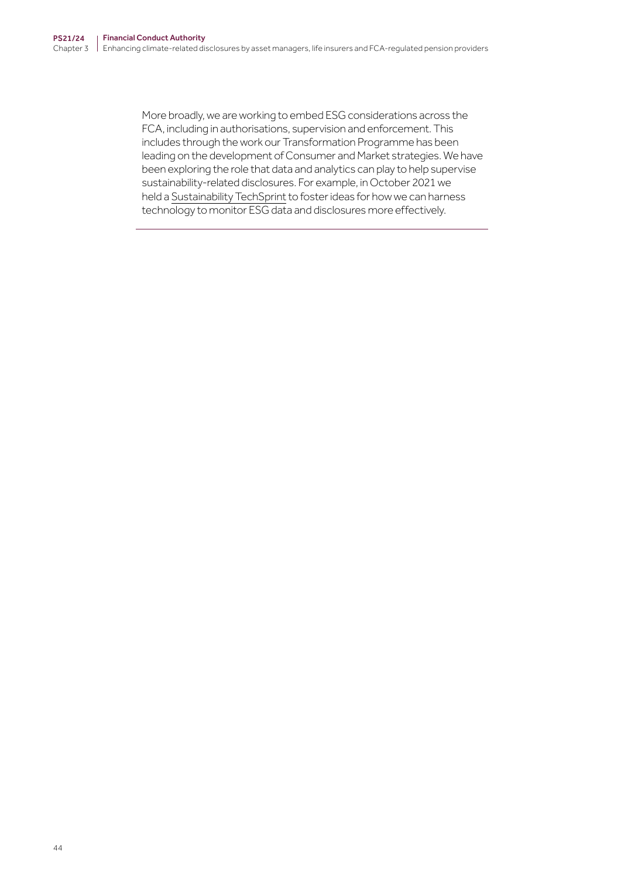More broadly, we are working to embed ESG considerations across the FCA, including in authorisations, supervision and enforcement. This includes through the work our Transformation Programme has been leading on the development of Consumer and Market strategies. We have been exploring the role that data and analytics can play to help supervise sustainability-related disclosures. For example, in October 2021 we held a Sustainability TechSprint to foster ideas for how we can harness technology to monitor ESG data and disclosures more effectively.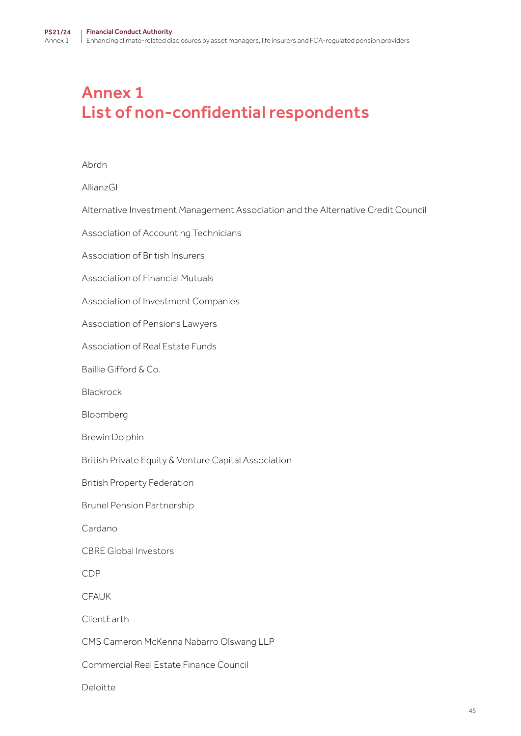# Annex 1
# List of non-confidential respondents

Abrdn

AllianzGI

Alternative Investment Management Association and the Alternative Credit Council

Association of Accounting Technicians

Association of British Insurers

Association of Financial Mutuals

Association of Investment Companies

Association of Pensions Lawyers

Association of Real Estate Funds

Baillie Gifford & Co.

Blackrock

Bloomberg

Brewin Dolphin

British Private Equity & Venture Capital Association

British Property Federation

Brunel Pension Partnership

Cardano

CBRE Global Investors

CDP

CFAUK

ClientEarth

CMS Cameron McKenna Nabarro Olswang LLP

Commercial Real Estate Finance Council

Deloitte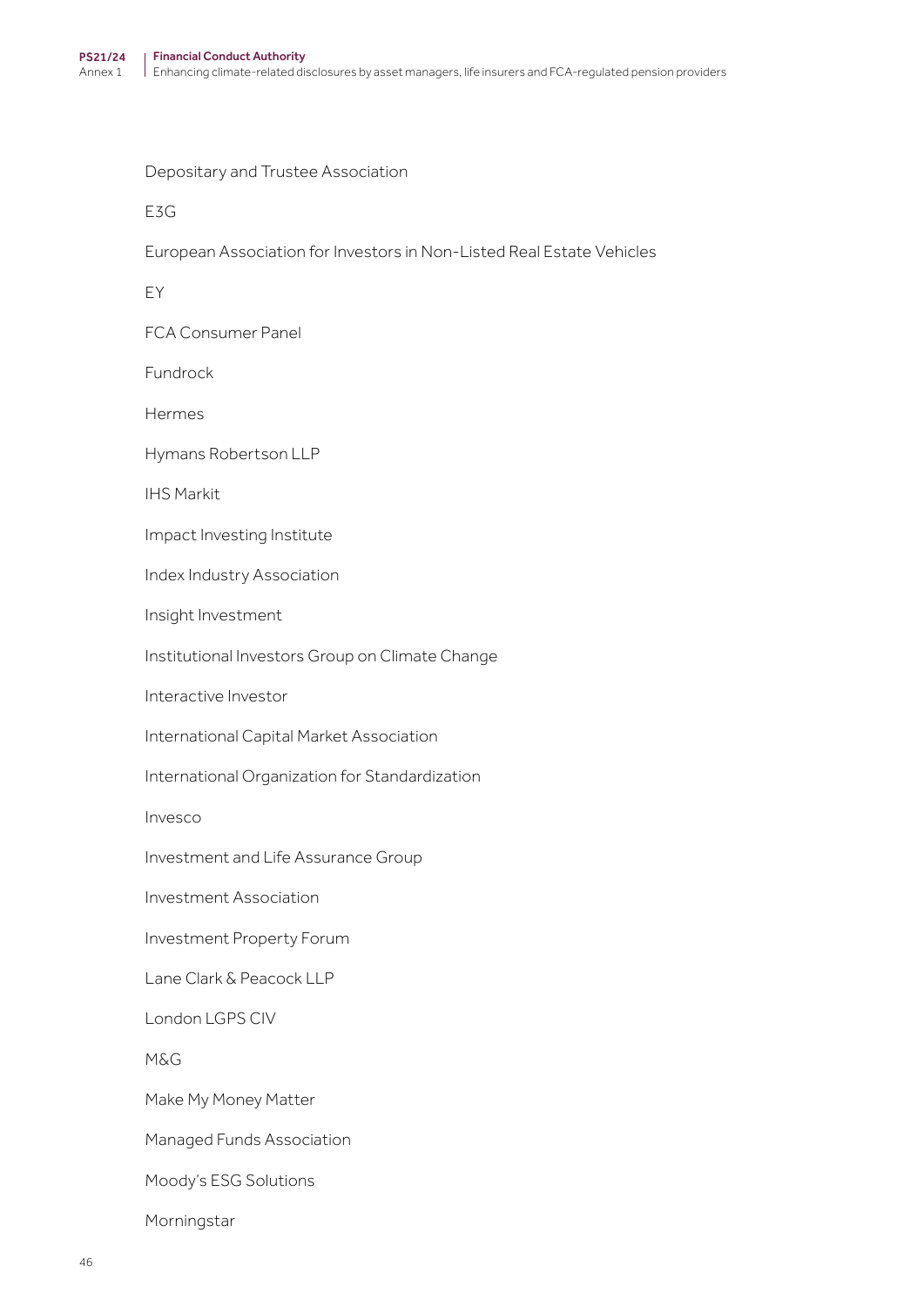Depositary and Trustee Association

E3G

European Association for Investors in Non-Listed Real Estate Vehicles

EY

FCA Consumer Panel

Fundrock

Hermes

Hymans Robertson LLP

IHS Markit

Impact Investing Institute

Index Industry Association

Insight Investment

Institutional Investors Group on Climate Change

Interactive Investor

International Capital Market Association

International Organization for Standardization

Invesco

Investment and Life Assurance Group

Investment Association

Investment Property Forum

Lane Clark & Peacock LLP

London LGPS CIV

M&G

Make My Money Matter

Managed Funds Association

Moody's ESG Solutions

Morningstar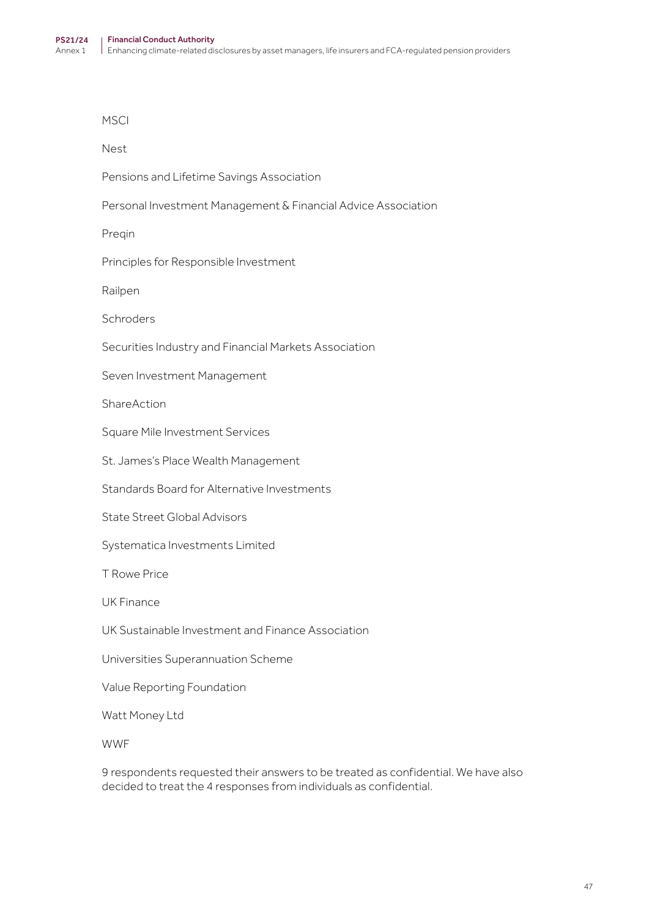MSCI

Nest

Pensions and Lifetime Savings Association

Personal Investment Management & Financial Advice Association

Preqin

Principles for Responsible Investment

Railpen

Schroders

Securities Industry and Financial Markets Association

Seven Investment Management

ShareAction

Square Mile Investment Services

St. James's Place Wealth Management

Standards Board for Alternative Investments

State Street Global Advisors

Systematica Investments Limited

T Rowe Price

UK Finance

UK Sustainable Investment and Finance Association

Universities Superannuation Scheme

Value Reporting Foundation

Watt Money Ltd

WWF

9 respondents requested their answers to be treated as confidential. We have also decided to treat the 4 responses from individuals as confidential.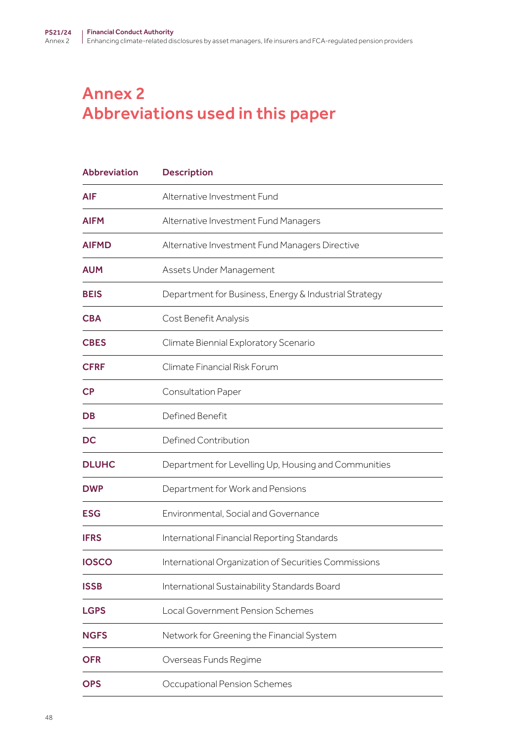# Annex 2
# Abbreviations used in this paper

| Abbreviation | Description |
|---|---|
| **AIF** | Alternative Investment Fund |
| **AIFM** | Alternative Investment Fund Managers |
| **AIFMD** | Alternative Investment Fund Managers Directive |
| **AUM** | Assets Under Management |
| **BEIS** | Department for Business, Energy & Industrial Strategy |
| **CBA** | Cost Benefit Analysis |
| **CBES** | Climate Biennial Exploratory Scenario |
| **CFRF** | Climate Financial Risk Forum |
| **CP** | Consultation Paper |
| **DB** | Defined Benefit |
| **DC** | Defined Contribution |
| **DLUHC** | Department for Levelling Up, Housing and Communities |
| **DWP** | Department for Work and Pensions |
| **ESG** | Environmental, Social and Governance |
| **IFRS** | International Financial Reporting Standards |
| **IOSCO** | International Organization of Securities Commissions |
| **ISSB** | International Sustainability Standards Board |
| **LGPS** | Local Government Pension Schemes |
| **NGFS** | Network for Greening the Financial System |
| **OFR** | Overseas Funds Regime |
| **OPS** | Occupational Pension Schemes |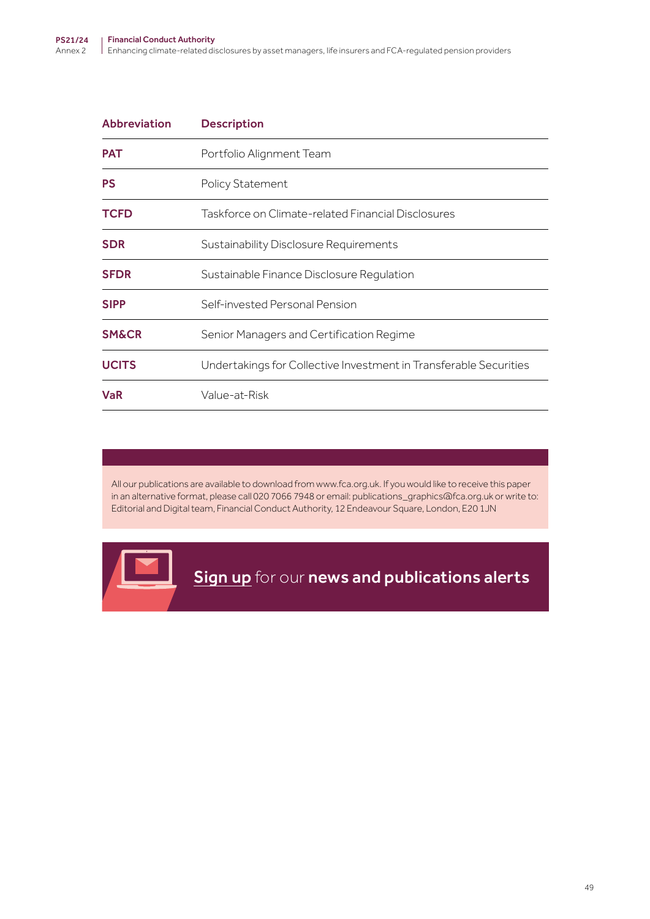| Abbreviation | Description |
| --- | --- |
| **PAT** | Portfolio Alignment Team |
| **PS** | Policy Statement |
| **TCFD** | Taskforce on Climate-related Financial Disclosures |
| **SDR** | Sustainability Disclosure Requirements |
| **SFDR** | Sustainable Finance Disclosure Regulation |
| **SIPP** | Self-invested Personal Pension |
| **SM&CR** | Senior Managers and Certification Regime |
| **UCITS** | Undertakings for Collective Investment in Transferable Securities |
| **VaR** | Value-at-Risk |

All our publications are available to download from www.fca.org.uk. If you would like to receive this paper in an alternative format, please call 020 7066 7948 or email: publications_graphics@fca.org.uk or write to: Editorial and Digital team, Financial Conduct Authority, 12 Endeavour Square, London, E20 1JN

Sign up for our **news and publications alerts**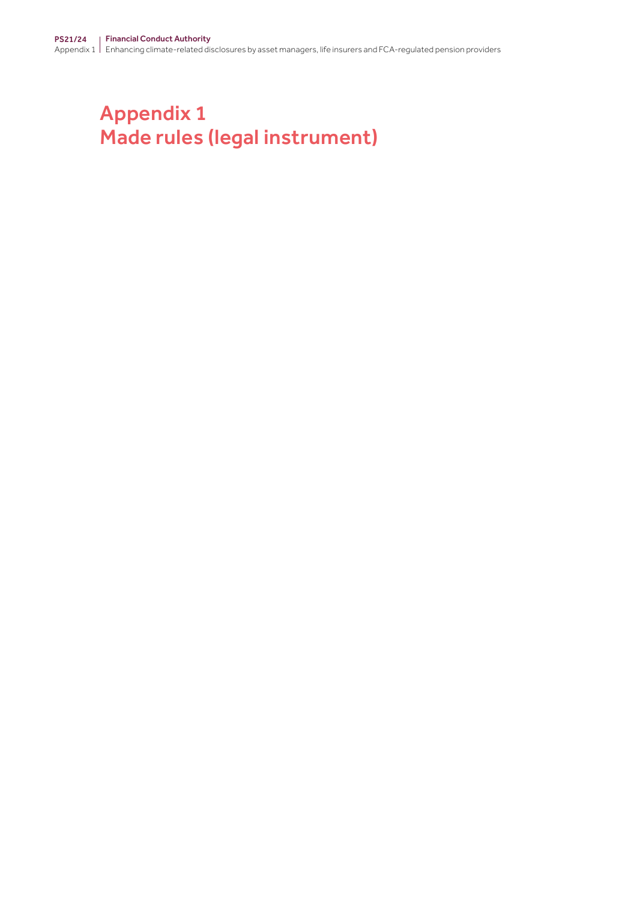# Appendix 1
# Made rules (legal instrument)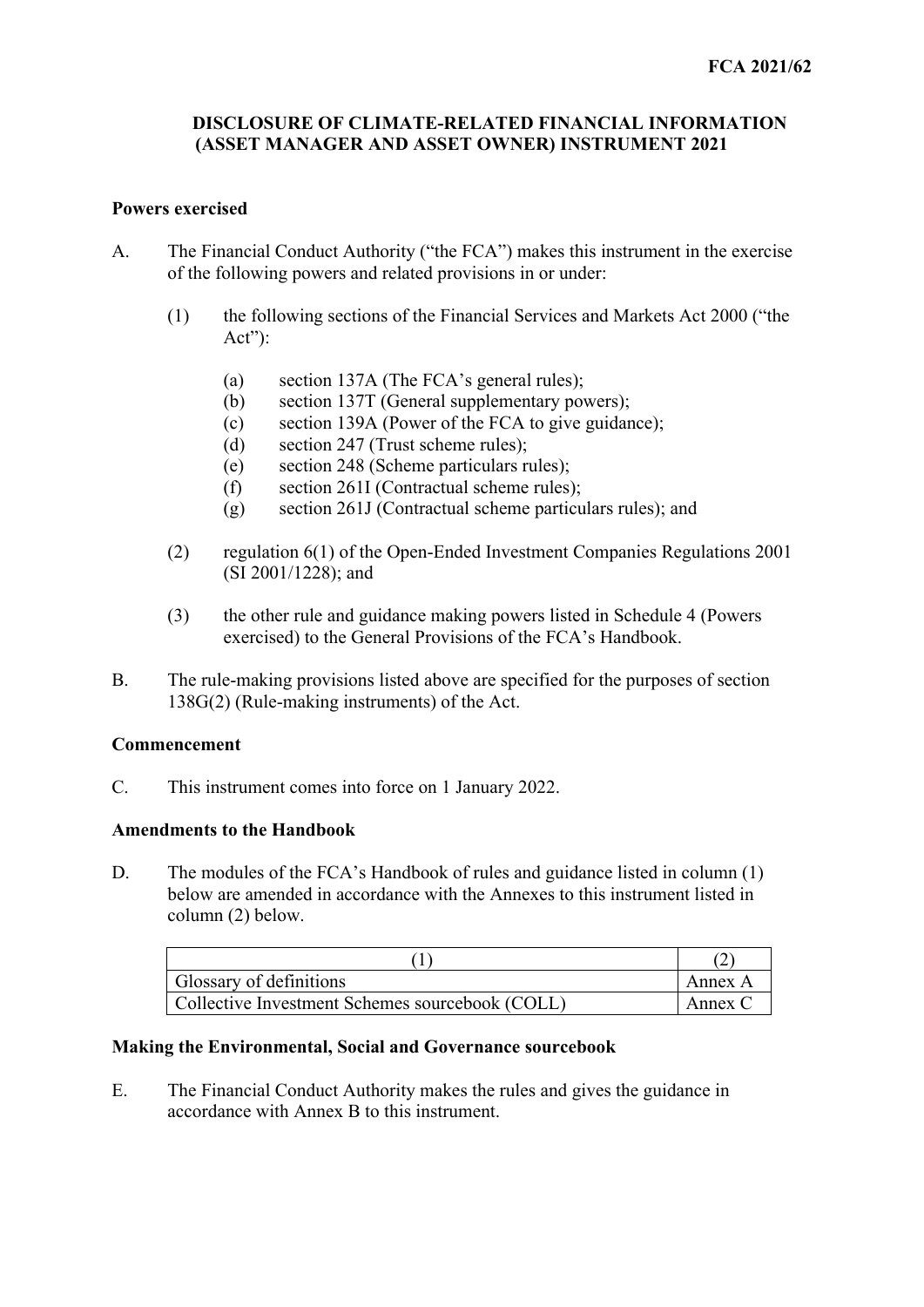**FCA 2021/62**

# DISCLOSURE OF CLIMATE-RELATED FINANCIAL INFORMATION (ASSET MANAGER AND ASSET OWNER) INSTRUMENT 2021

## Powers exercised

A. The Financial Conduct Authority ("the FCA") makes this instrument in the exercise of the following powers and related provisions in or under:

(1) the following sections of the Financial Services and Markets Act 2000 ("the Act"):

(a) section 137A (The FCA's general rules);
(b) section 137T (General supplementary powers);
(c) section 139A (Power of the FCA to give guidance);
(d) section 247 (Trust scheme rules);
(e) section 248 (Scheme particulars rules);
(f) section 261I (Contractual scheme rules);
(g) section 261J (Contractual scheme particulars rules); and

(2) regulation 6(1) of the Open-Ended Investment Companies Regulations 2001 (SI 2001/1228); and

(3) the other rule and guidance making powers listed in Schedule 4 (Powers exercised) to the General Provisions of the FCA's Handbook.

B. The rule-making provisions listed above are specified for the purposes of section 138G(2) (Rule-making instruments) of the Act.

## Commencement

C. This instrument comes into force on 1 January 2022.

## Amendments to the Handbook

D. The modules of the FCA's Handbook of rules and guidance listed in column (1) below are amended in accordance with the Annexes to this instrument listed in column (2) below.

| (1) | (2) |
|---|---|
| Glossary of definitions | Annex A |
| Collective Investment Schemes sourcebook (COLL) | Annex C |

## Making the Environmental, Social and Governance sourcebook

E. The Financial Conduct Authority makes the rules and gives the guidance in accordance with Annex B to this instrument.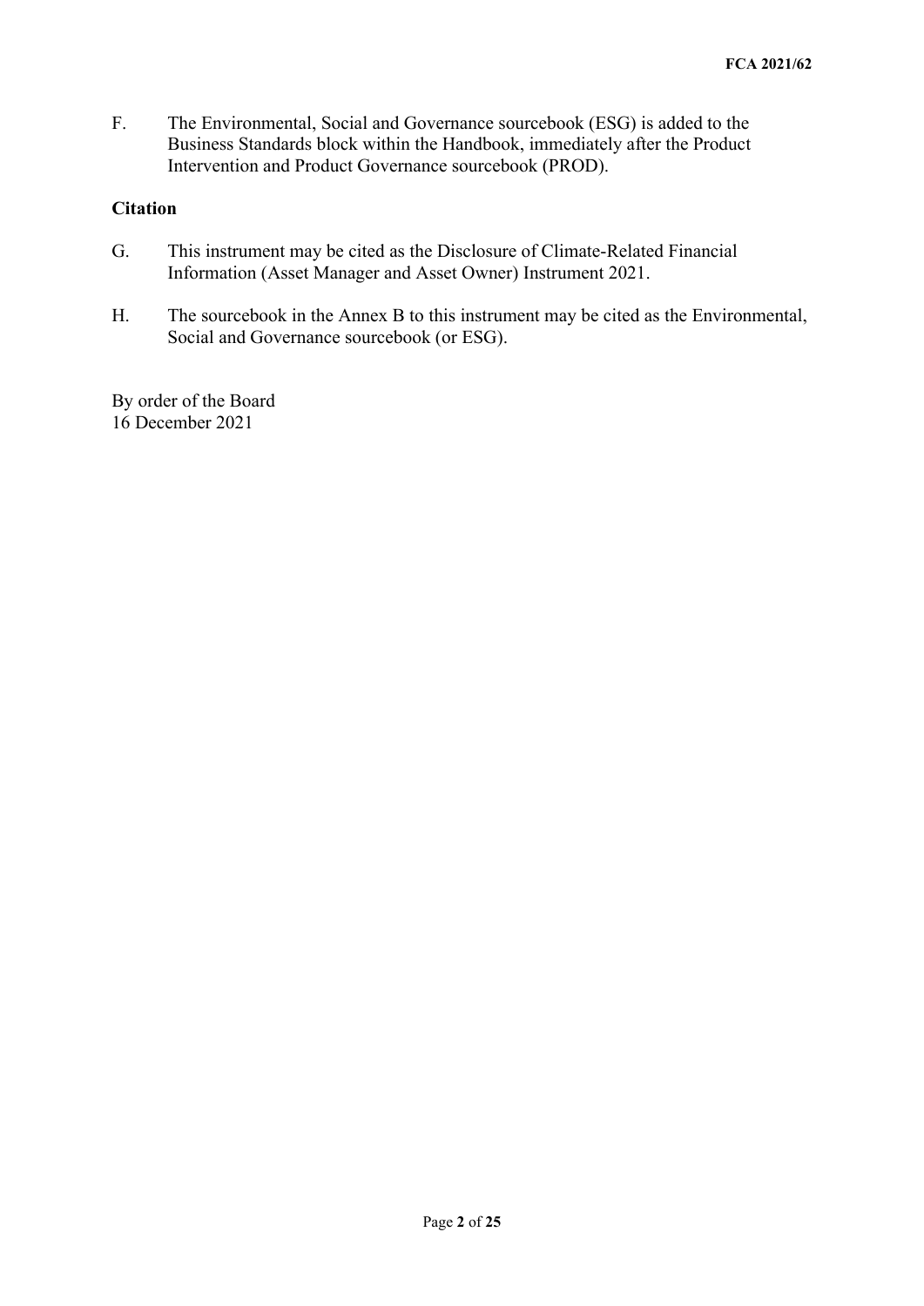F. The Environmental, Social and Governance sourcebook (ESG) is added to the Business Standards block within the Handbook, immediately after the Product Intervention and Product Governance sourcebook (PROD).

## Citation

G. This instrument may be cited as the Disclosure of Climate-Related Financial Information (Asset Manager and Asset Owner) Instrument 2021.

H. The sourcebook in the Annex B to this instrument may be cited as the Environmental, Social and Governance sourcebook (or ESG).

By order of the Board
16 December 2021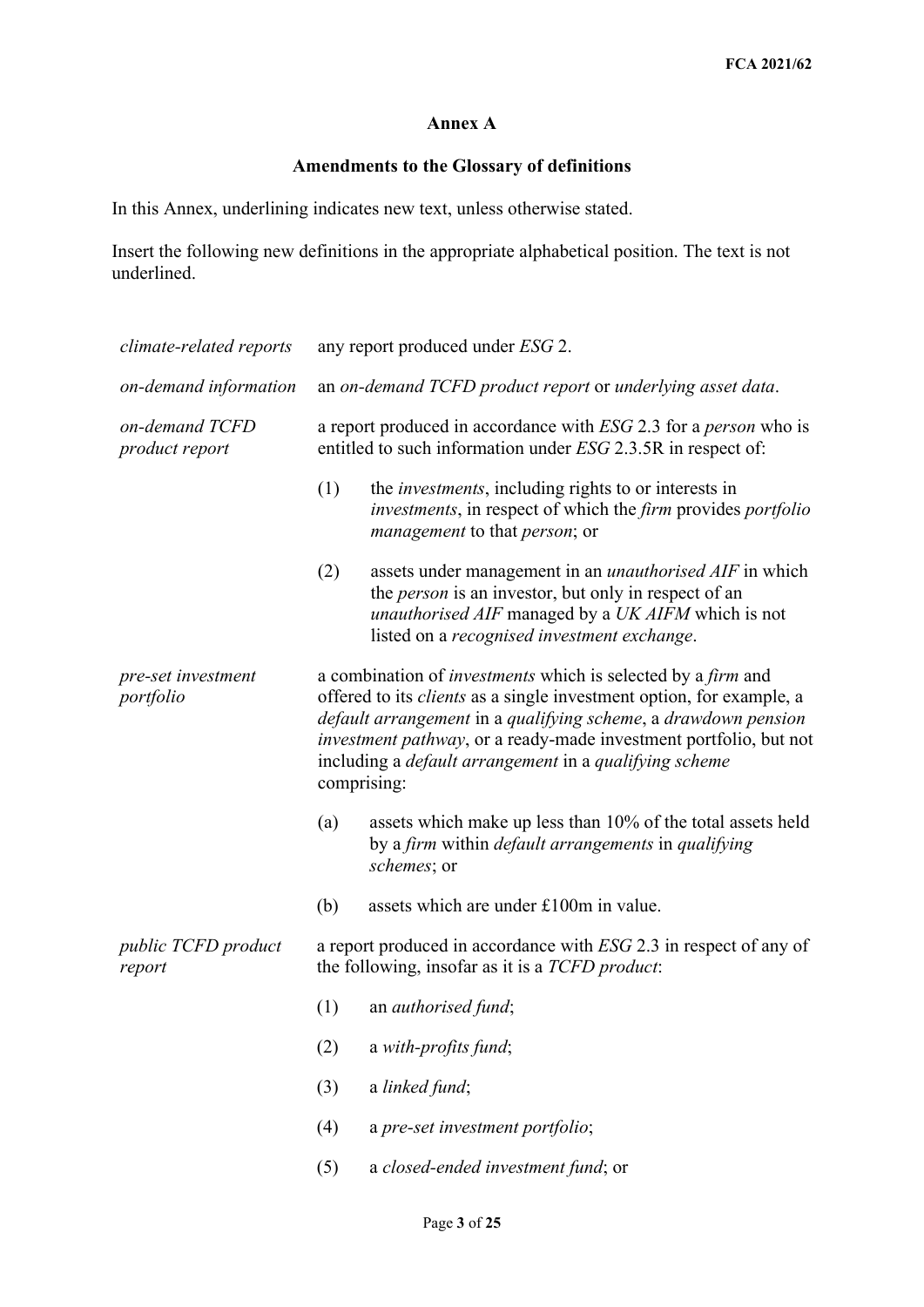## Annex A

## Amendments to the Glossary of definitions

In this Annex, underlining indicates new text, unless otherwise stated.

Insert the following new definitions in the appropriate alphabetical position. The text is not underlined.

| | |
|---|---|
| *climate-related reports* | any report produced under *ESG* 2. |
| *on-demand information* | an *on-demand TCFD product report* or *underlying asset data*. |
| *on-demand TCFD product report* | a report produced in accordance with *ESG* 2.3 for a *person* who is entitled to such information under *ESG* 2.3.5R in respect of:<br><br>(1) the *investments*, including rights to or interests in *investments*, in respect of which the *firm* provides *portfolio management* to that *person*; or<br><br>(2) assets under management in an *unauthorised AIF* in which the *person* is an investor, but only in respect of an *unauthorised AIF* managed by a *UK AIFM* which is not listed on a *recognised investment exchange*. |
| *pre-set investment portfolio* | a combination of *investments* which is selected by a *firm* and offered to its *clients* as a single investment option, for example, a *default arrangement* in a *qualifying scheme*, a *drawdown pension investment pathway*, or a ready-made investment portfolio, but not including a *default arrangement* in a *qualifying scheme* comprising:<br><br>(a) assets which make up less than 10% of the total assets held by a *firm* within *default arrangements* in *qualifying schemes*; or<br><br>(b) assets which are under £100m in value. |
| *public TCFD product report* | a report produced in accordance with *ESG* 2.3 in respect of any of the following, insofar as it is a *TCFD product*:<br><br>(1) an *authorised fund*;<br><br>(2) a *with-profits fund*;<br><br>(3) a *linked fund*;<br><br>(4) a *pre-set investment portfolio*;<br><br>(5) a *closed-ended investment fund*; or |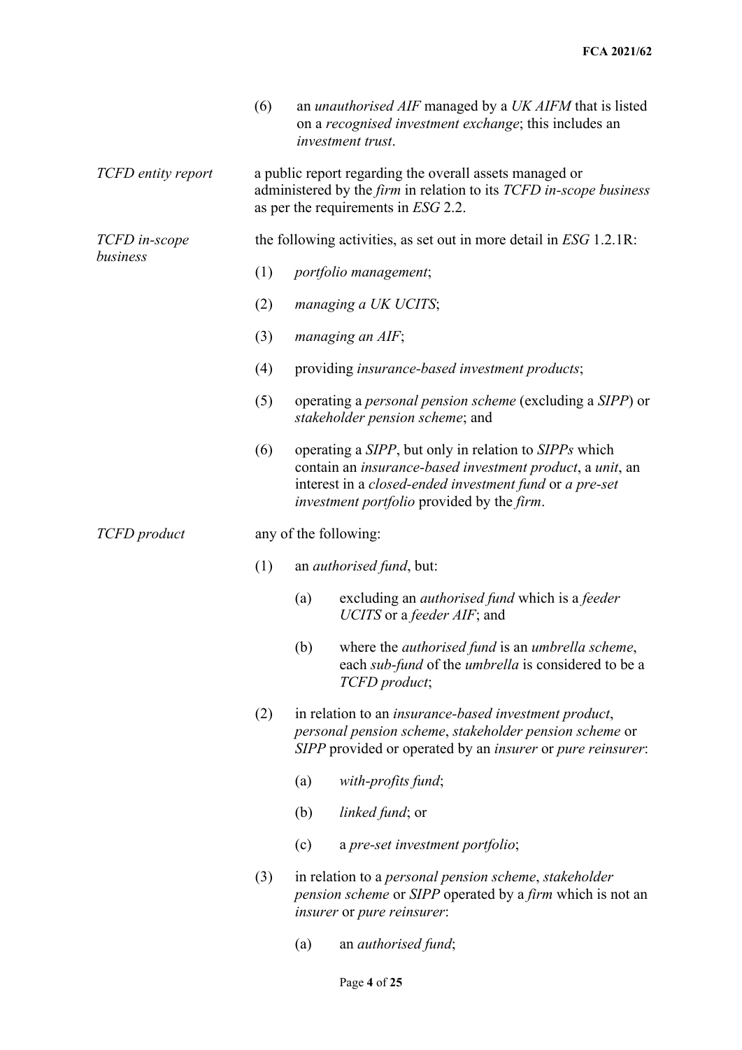| | |
|---|---|
| | (6) an *unauthorised AIF* managed by a *UK AIFM* that is listed on a *recognised investment exchange*; this includes an *investment trust*. |
| *TCFD entity report* | a public report regarding the overall assets managed or administered by the *firm* in relation to its *TCFD in-scope business* as per the requirements in *ESG* 2.2. |
| *TCFD in-scope business* | the following activities, as set out in more detail in *ESG* 1.2.1R: |
| | (1) *portfolio management*; |
| | (2) *managing a UK UCITS*; |
| | (3) *managing an AIF*; |
| | (4) providing *insurance-based investment products*; |
| | (5) operating a *personal pension scheme* (excluding a *SIPP*) or *stakeholder pension scheme*; and |
| | (6) operating a *SIPP*, but only in relation to *SIPPs* which contain an *insurance-based investment product*, a *unit*, an interest in a *closed-ended investment fund* or *a pre-set investment portfolio* provided by the *firm*. |
| *TCFD product* | any of the following: |
| | (1) an *authorised fund*, but: |
| | (a) excluding an *authorised fund* which is a *feeder UCITS* or a *feeder AIF*; and |
| | (b) where the *authorised fund* is an *umbrella scheme*, each *sub-fund* of the *umbrella* is considered to be a *TCFD product*; |
| | (2) in relation to an *insurance-based investment product*, *personal pension scheme*, *stakeholder pension scheme* or *SIPP* provided or operated by an *insurer* or *pure reinsurer*: |
| | (a) *with-profits fund*; |
| | (b) *linked fund*; or |
| | (c) a *pre-set investment portfolio*; |
| | (3) in relation to a *personal pension scheme*, *stakeholder pension scheme* or *SIPP* operated by a *firm* which is not an *insurer* or *pure reinsurer*: |
| | (a) an *authorised fund*; |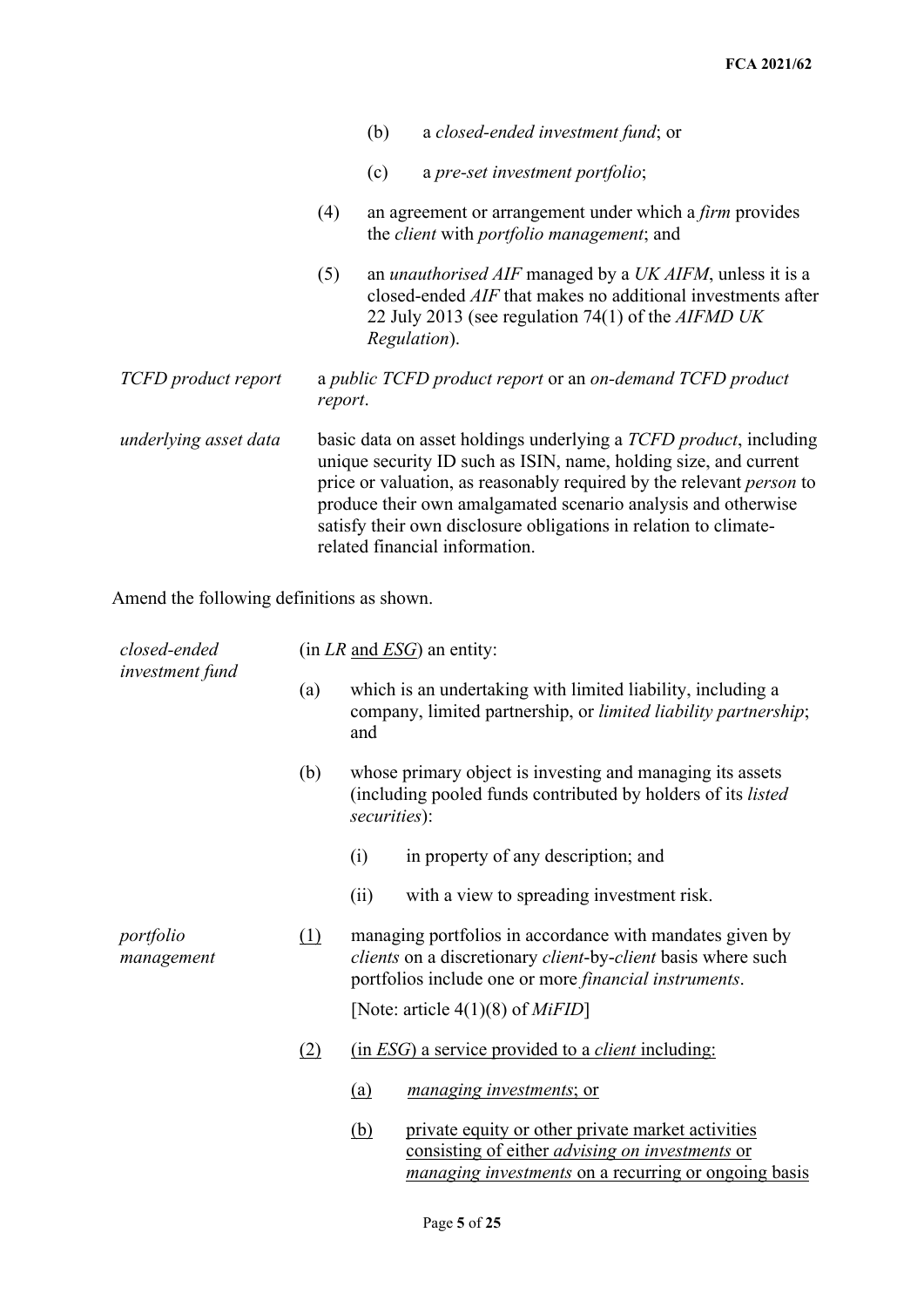(b) a *closed-ended investment fund*; or

(c) a *pre-set investment portfolio*;

(4) an agreement or arrangement under which a *firm* provides the *client* with *portfolio management*; and

(5) an *unauthorised AIF* managed by a *UK AIFM*, unless it is a closed-ended *AIF* that makes no additional investments after 22 July 2013 (see regulation 74(1) of the *AIFMD UK Regulation*).

| | |
|---|---|
| *TCFD product report* | a *public TCFD product report* or an *on-demand TCFD product report*. |
| *underlying asset data* | basic data on asset holdings underlying a *TCFD product*, including unique security ID such as ISIN, name, holding size, and current price or valuation, as reasonably required by the relevant *person* to produce their own amalgamated scenario analysis and otherwise satisfy their own disclosure obligations in relation to climate-related financial information. |

Amend the following definitions as shown.

*closed-ended investment fund* (in *LR* and *ESG*) an entity:

(a) which is an undertaking with limited liability, including a company, limited partnership, or *limited liability partnership*; and

(b) whose primary object is investing and managing its assets (including pooled funds contributed by holders of its *listed securities*):

(i) in property of any description; and

(ii) with a view to spreading investment risk.

*portfolio management*

(1) managing portfolios in accordance with mandates given by *clients* on a discretionary *client*-by-*client* basis where such portfolios include one or more *financial instruments*.

[Note: article 4(1)(8) of *MiFID*]

(2) (in *ESG*) a service provided to a *client* including:

(a) *managing investments*; or

(b) private equity or other private market activities consisting of either *advising on investments* or *managing investments* on a recurring or ongoing basis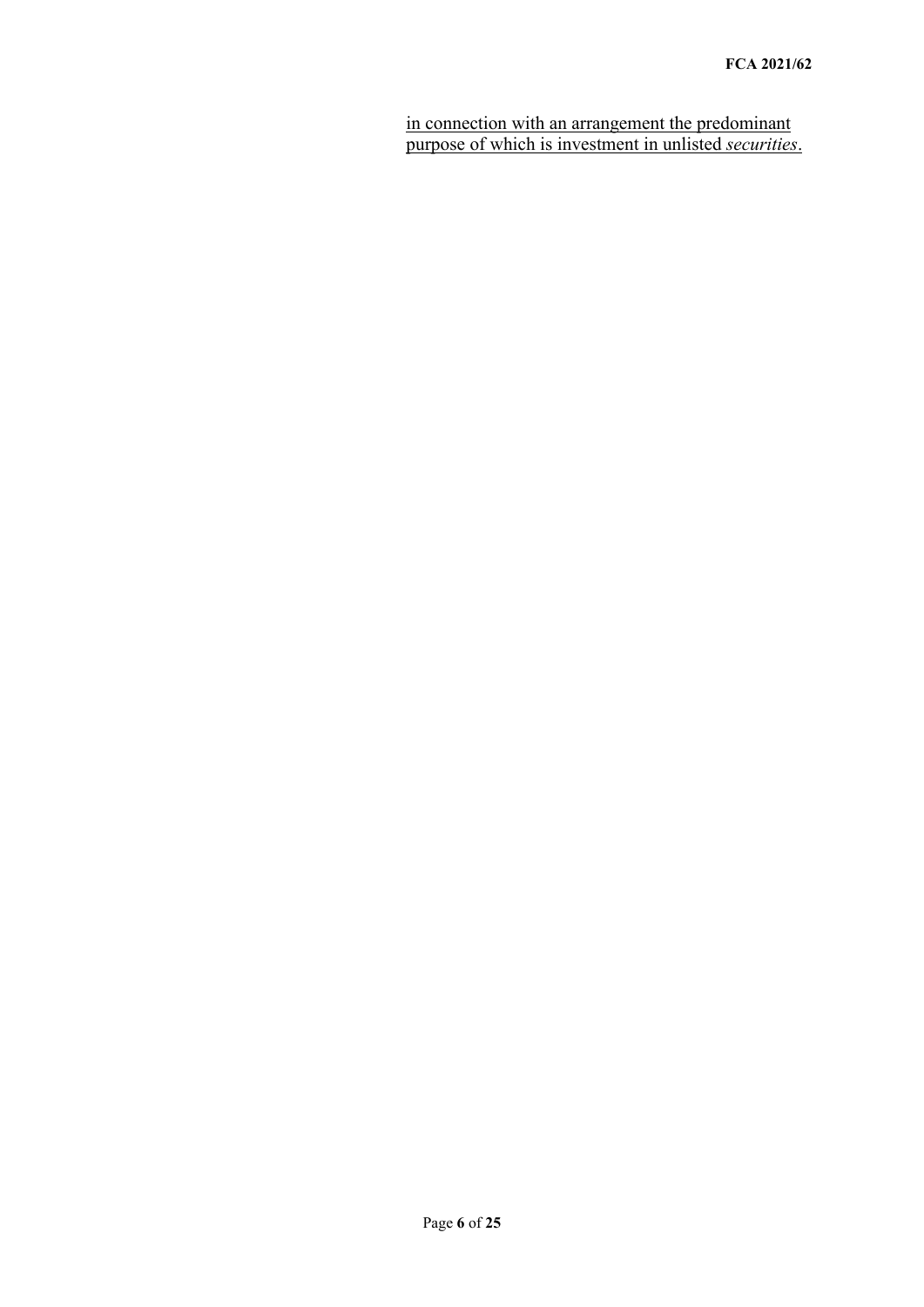<u>in connection with an arrangement the predominant purpose of which is investment in unlisted *securities*.</u>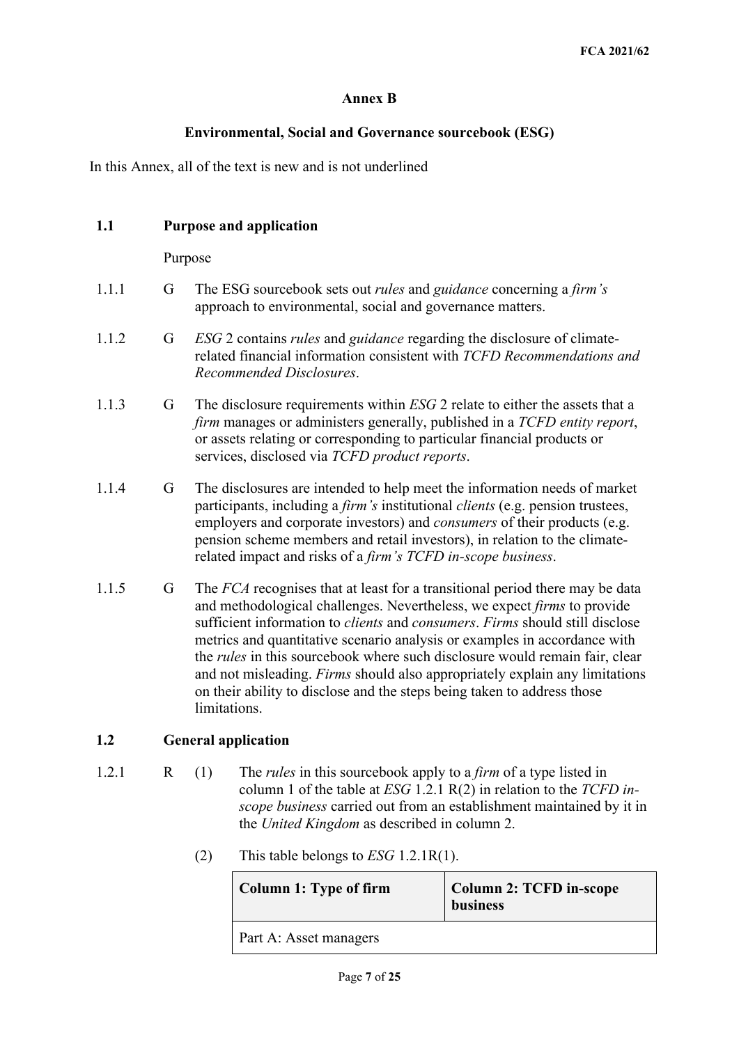**Annex B**

**Environmental, Social and Governance sourcebook (ESG)**

In this Annex, all of the text is new and is not underlined

## 1.1 Purpose and application

Purpose

1.1.1 G The ESG sourcebook sets out *rules* and *guidance* concerning a *firm's* approach to environmental, social and governance matters.

1.1.2 G *ESG* 2 contains *rules* and *guidance* regarding the disclosure of climate-related financial information consistent with *TCFD Recommendations and Recommended Disclosures*.

1.1.3 G The disclosure requirements within *ESG* 2 relate to either the assets that a *firm* manages or administers generally, published in a *TCFD entity report*, or assets relating or corresponding to particular financial products or services, disclosed via *TCFD product reports*.

1.1.4 G The disclosures are intended to help meet the information needs of market participants, including a *firm's* institutional *clients* (e.g. pension trustees, employers and corporate investors) and *consumers* of their products (e.g. pension scheme members and retail investors), in relation to the climate-related impact and risks of a *firm's TCFD in-scope business*.

1.1.5 G The *FCA* recognises that at least for a transitional period there may be data and methodological challenges. Nevertheless, we expect *firms* to provide sufficient information to *clients* and *consumers*. *Firms* should still disclose metrics and quantitative scenario analysis or examples in accordance with the *rules* in this sourcebook where such disclosure would remain fair, clear and not misleading. *Firms* should also appropriately explain any limitations on their ability to disclose and the steps being taken to address those limitations.

## 1.2 General application

1.2.1 R (1) The *rules* in this sourcebook apply to a *firm* of a type listed in column 1 of the table at *ESG* 1.2.1 R(2) in relation to the *TCFD in-scope business* carried out from an establishment maintained by it in the *United Kingdom* as described in column 2.

(2) This table belongs to *ESG* 1.2.1R(1).

| Column 1: Type of firm | Column 2: TCFD in-scope business |
|---|---|
| Part A: Asset managers | |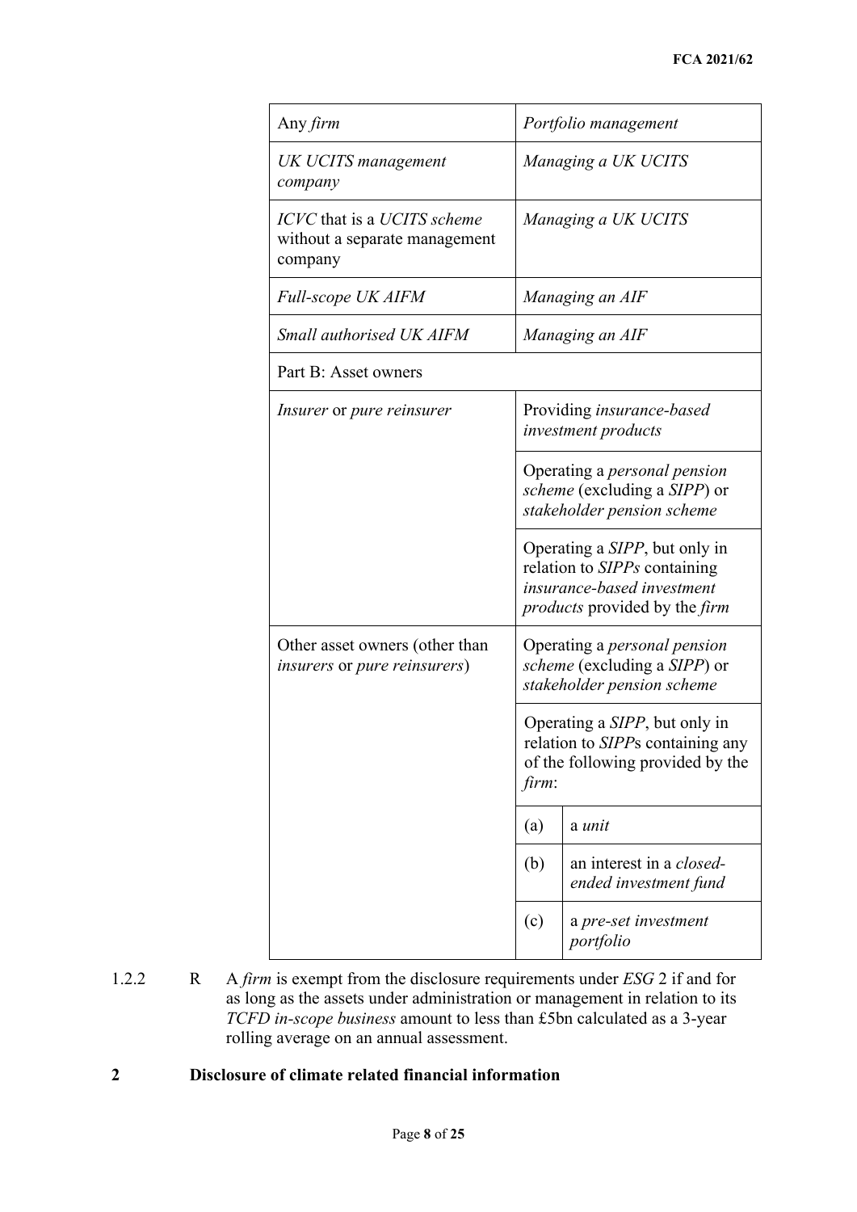| | | |
|---|---|---|
| Any *firm* | *Portfolio management* | |
| *UK UCITS management company* | *Managing a UK UCITS* | |
| *ICVC* that is a *UCITS scheme* without a separate management company | *Managing a UK UCITS* | |
| *Full-scope UK AIFM* | *Managing an AIF* | |
| *Small authorised UK AIFM* | *Managing an AIF* | |
| Part B: Asset owners | | |
| *Insurer* or *pure reinsurer* | Providing *insurance-based investment products* | |
| | Operating a *personal pension scheme* (excluding a *SIPP*) or *stakeholder pension scheme* | |
| | Operating a *SIPP*, but only in relation to *SIPPs* containing *insurance-based investment products* provided by the *firm* | |
| Other asset owners (other than *insurers* or *pure reinsurers*) | Operating a *personal pension scheme* (excluding a *SIPP*) or *stakeholder pension scheme* | |
| | Operating a *SIPP*, but only in relation to *SIPP*s containing any of the following provided by the *firm*: | |
| | (a) | a *unit* |
| | (b) | an interest in a *closed-ended investment fund* |
| | (c) | a *pre-set investment portfolio* |

1.2.2 R A *firm* is exempt from the disclosure requirements under *ESG* 2 if and for as long as the assets under administration or management in relation to its *TCFD in-scope business* amount to less than £5bn calculated as a 3-year rolling average on an annual assessment.

## 2 Disclosure of climate related financial information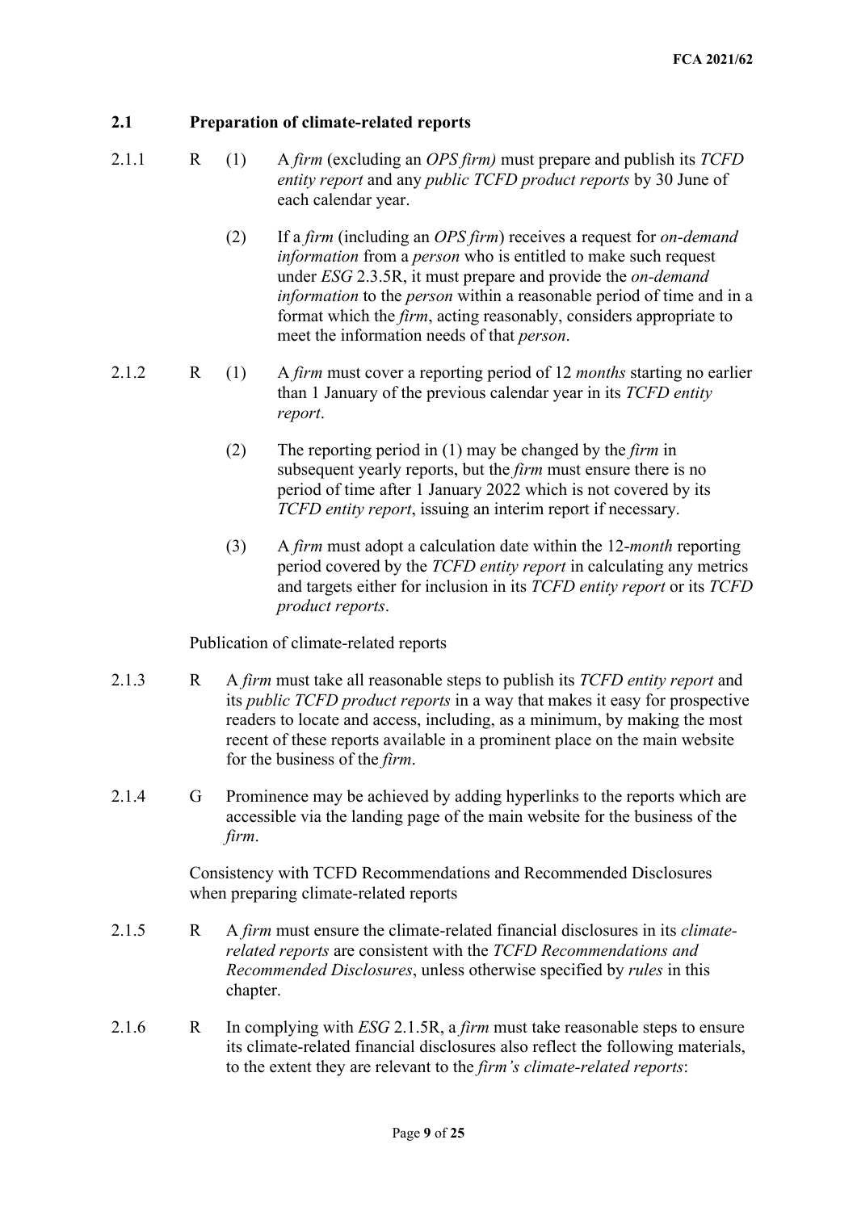## 2.1 Preparation of climate-related reports

2.1.1 R (1) A *firm* (excluding an *OPS firm)* must prepare and publish its *TCFD entity report* and any *public TCFD product reports* by 30 June of each calendar year.

(2) If a *firm* (including an *OPS firm*) receives a request for *on-demand information* from a *person* who is entitled to make such request under *ESG* 2.3.5R, it must prepare and provide the *on-demand information* to the *person* within a reasonable period of time and in a format which the *firm*, acting reasonably, considers appropriate to meet the information needs of that *person*.

2.1.2 R (1) A *firm* must cover a reporting period of 12 *months* starting no earlier than 1 January of the previous calendar year in its *TCFD entity report*.

(2) The reporting period in (1) may be changed by the *firm* in subsequent yearly reports, but the *firm* must ensure there is no period of time after 1 January 2022 which is not covered by its *TCFD entity report*, issuing an interim report if necessary.

(3) A *firm* must adopt a calculation date within the 12-*month* reporting period covered by the *TCFD entity report* in calculating any metrics and targets either for inclusion in its *TCFD entity report* or its *TCFD product reports*.

Publication of climate-related reports

2.1.3 R A *firm* must take all reasonable steps to publish its *TCFD entity report* and its *public TCFD product reports* in a way that makes it easy for prospective readers to locate and access, including, as a minimum, by making the most recent of these reports available in a prominent place on the main website for the business of the *firm*.

2.1.4 G Prominence may be achieved by adding hyperlinks to the reports which are accessible via the landing page of the main website for the business of the *firm*.

Consistency with TCFD Recommendations and Recommended Disclosures when preparing climate-related reports

2.1.5 R A *firm* must ensure the climate-related financial disclosures in its *climate-related reports* are consistent with the *TCFD Recommendations and Recommended Disclosures*, unless otherwise specified by *rules* in this chapter.

2.1.6 R In complying with *ESG* 2.1.5R, a *firm* must take reasonable steps to ensure its climate-related financial disclosures also reflect the following materials, to the extent they are relevant to the *firm's climate-related reports*: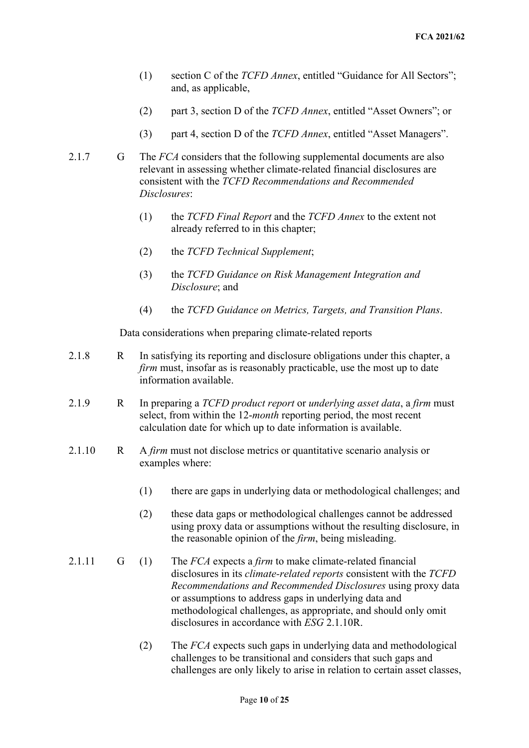(1) section C of the *TCFD Annex*, entitled "Guidance for All Sectors"; and, as applicable,

(2) part 3, section D of the *TCFD Annex*, entitled "Asset Owners"; or

(3) part 4, section D of the *TCFD Annex*, entitled "Asset Managers".

2.1.7 G The *FCA* considers that the following supplemental documents are also relevant in assessing whether climate-related financial disclosures are consistent with the *TCFD Recommendations and Recommended Disclosures*:

(1) the *TCFD Final Report* and the *TCFD Annex* to the extent not already referred to in this chapter;

(2) the *TCFD Technical Supplement*;

(3) the *TCFD Guidance on Risk Management Integration and Disclosure*; and

(4) the *TCFD Guidance on Metrics, Targets, and Transition Plans*.

Data considerations when preparing climate-related reports

2.1.8 R In satisfying its reporting and disclosure obligations under this chapter, a *firm* must, insofar as is reasonably practicable, use the most up to date information available.

2.1.9 R In preparing a *TCFD product report* or *underlying asset data*, a *firm* must select, from within the 12-*month* reporting period, the most recent calculation date for which up to date information is available.

2.1.10 R A *firm* must not disclose metrics or quantitative scenario analysis or examples where:

(1) there are gaps in underlying data or methodological challenges; and

(2) these data gaps or methodological challenges cannot be addressed using proxy data or assumptions without the resulting disclosure, in the reasonable opinion of the *firm*, being misleading.

2.1.11 G (1) The *FCA* expects a *firm* to make climate-related financial disclosures in its *climate-related reports* consistent with the *TCFD Recommendations and Recommended Disclosures* using proxy data or assumptions to address gaps in underlying data and methodological challenges, as appropriate, and should only omit disclosures in accordance with *ESG* 2.1.10R.

(2) The *FCA* expects such gaps in underlying data and methodological challenges to be transitional and considers that such gaps and challenges are only likely to arise in relation to certain asset classes,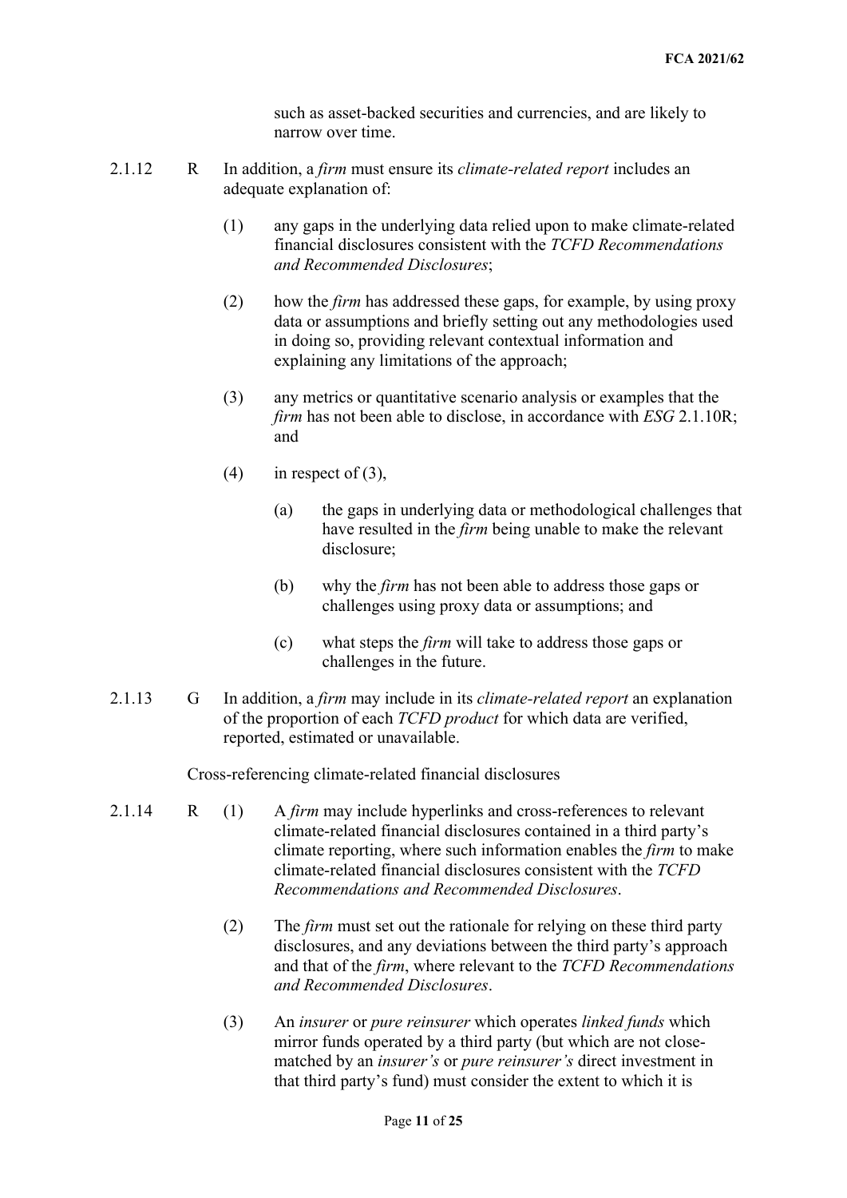such as asset-backed securities and currencies, and are likely to narrow over time.

2.1.12 R In addition, a *firm* must ensure its *climate-related report* includes an adequate explanation of:

(1) any gaps in the underlying data relied upon to make climate-related financial disclosures consistent with the *TCFD Recommendations and Recommended Disclosures*;

(2) how the *firm* has addressed these gaps, for example, by using proxy data or assumptions and briefly setting out any methodologies used in doing so, providing relevant contextual information and explaining any limitations of the approach;

(3) any metrics or quantitative scenario analysis or examples that the *firm* has not been able to disclose, in accordance with *ESG* 2.1.10R; and

(4) in respect of (3),

(a) the gaps in underlying data or methodological challenges that have resulted in the *firm* being unable to make the relevant disclosure;

(b) why the *firm* has not been able to address those gaps or challenges using proxy data or assumptions; and

(c) what steps the *firm* will take to address those gaps or challenges in the future.

2.1.13 G In addition, a *firm* may include in its *climate-related report* an explanation of the proportion of each *TCFD product* for which data are verified, reported, estimated or unavailable.

Cross-referencing climate-related financial disclosures

2.1.14 R (1) A *firm* may include hyperlinks and cross-references to relevant climate-related financial disclosures contained in a third party's climate reporting, where such information enables the *firm* to make climate-related financial disclosures consistent with the *TCFD Recommendations and Recommended Disclosures*.

(2) The *firm* must set out the rationale for relying on these third party disclosures, and any deviations between the third party's approach and that of the *firm*, where relevant to the *TCFD Recommendations and Recommended Disclosures*.

(3) An *insurer* or *pure reinsurer* which operates *linked funds* which mirror funds operated by a third party (but which are not close-matched by an *insurer's* or *pure reinsurer's* direct investment in that third party's fund) must consider the extent to which it is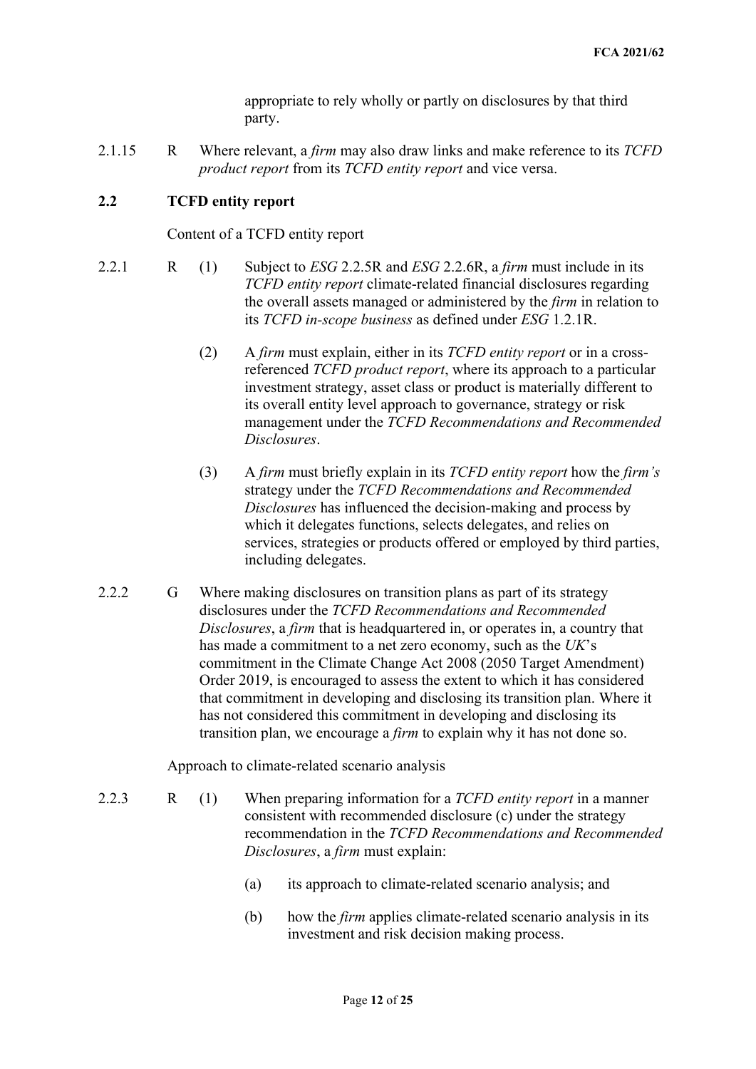appropriate to rely wholly or partly on disclosures by that third party.

2.1.15 R Where relevant, a *firm* may also draw links and make reference to its *TCFD product report* from its *TCFD entity report* and vice versa.

## 2.2 TCFD entity report

Content of a TCFD entity report

2.2.1 R (1) Subject to *ESG* 2.2.5R and *ESG* 2.2.6R, a *firm* must include in its *TCFD entity report* climate-related financial disclosures regarding the overall assets managed or administered by the *firm* in relation to its *TCFD in-scope business* as defined under *ESG* 1.2.1R.

(2) A *firm* must explain, either in its *TCFD entity report* or in a cross-referenced *TCFD product report*, where its approach to a particular investment strategy, asset class or product is materially different to its overall entity level approach to governance, strategy or risk management under the *TCFD Recommendations and Recommended Disclosures*.

(3) A *firm* must briefly explain in its *TCFD entity report* how the *firm's* strategy under the *TCFD Recommendations and Recommended Disclosures* has influenced the decision-making and process by which it delegates functions, selects delegates, and relies on services, strategies or products offered or employed by third parties, including delegates.

2.2.2 G Where making disclosures on transition plans as part of its strategy disclosures under the *TCFD Recommendations and Recommended Disclosures*, a *firm* that is headquartered in, or operates in, a country that has made a commitment to a net zero economy, such as the *UK*'s commitment in the Climate Change Act 2008 (2050 Target Amendment) Order 2019, is encouraged to assess the extent to which it has considered that commitment in developing and disclosing its transition plan. Where it has not considered this commitment in developing and disclosing its transition plan, we encourage a *firm* to explain why it has not done so.

Approach to climate-related scenario analysis

2.2.3 R (1) When preparing information for a *TCFD entity report* in a manner consistent with recommended disclosure (c) under the strategy recommendation in the *TCFD Recommendations and Recommended Disclosures*, a *firm* must explain:

(a) its approach to climate-related scenario analysis; and

(b) how the *firm* applies climate-related scenario analysis in its investment and risk decision making process.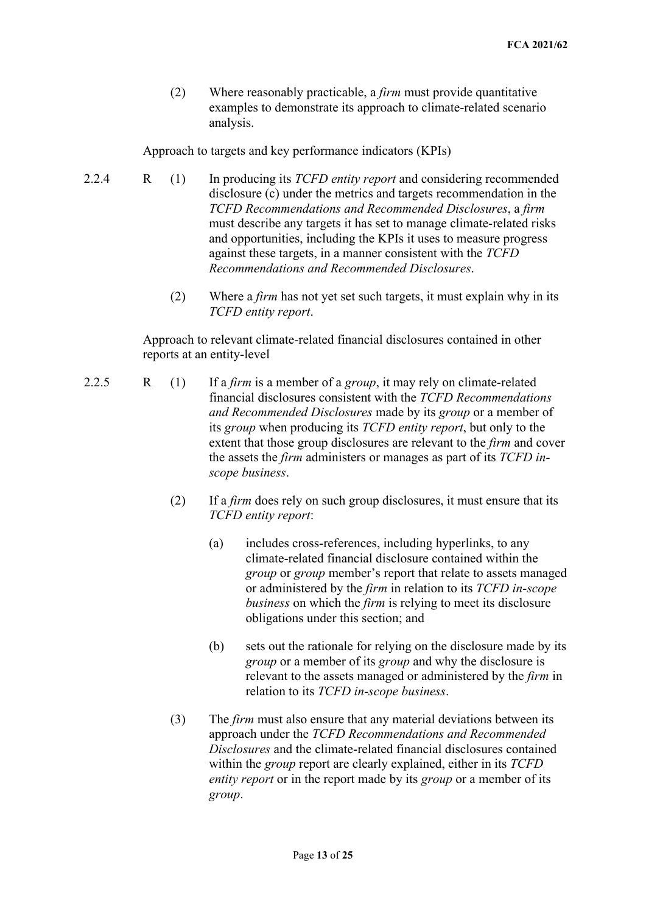(2) Where reasonably practicable, a *firm* must provide quantitative examples to demonstrate its approach to climate-related scenario analysis.

Approach to targets and key performance indicators (KPIs)

2.2.4 R (1) In producing its *TCFD entity report* and considering recommended disclosure (c) under the metrics and targets recommendation in the *TCFD Recommendations and Recommended Disclosures*, a *firm* must describe any targets it has set to manage climate-related risks and opportunities, including the KPIs it uses to measure progress against these targets, in a manner consistent with the *TCFD Recommendations and Recommended Disclosures*.

(2) Where a *firm* has not yet set such targets, it must explain why in its *TCFD entity report*.

Approach to relevant climate-related financial disclosures contained in other reports at an entity-level

2.2.5 R (1) If a *firm* is a member of a *group*, it may rely on climate-related financial disclosures consistent with the *TCFD Recommendations and Recommended Disclosures* made by its *group* or a member of its *group* when producing its *TCFD entity report*, but only to the extent that those group disclosures are relevant to the *firm* and cover the assets the *firm* administers or manages as part of its *TCFD in-scope business*.

(2) If a *firm* does rely on such group disclosures, it must ensure that its *TCFD entity report*:

(a) includes cross-references, including hyperlinks, to any climate-related financial disclosure contained within the *group* or *group* member's report that relate to assets managed or administered by the *firm* in relation to its *TCFD in-scope business* on which the *firm* is relying to meet its disclosure obligations under this section; and

(b) sets out the rationale for relying on the disclosure made by its *group* or a member of its *group* and why the disclosure is relevant to the assets managed or administered by the *firm* in relation to its *TCFD in-scope business*.

(3) The *firm* must also ensure that any material deviations between its approach under the *TCFD Recommendations and Recommended Disclosures* and the climate-related financial disclosures contained within the *group* report are clearly explained, either in its *TCFD entity report* or in the report made by its *group* or a member of its *group*.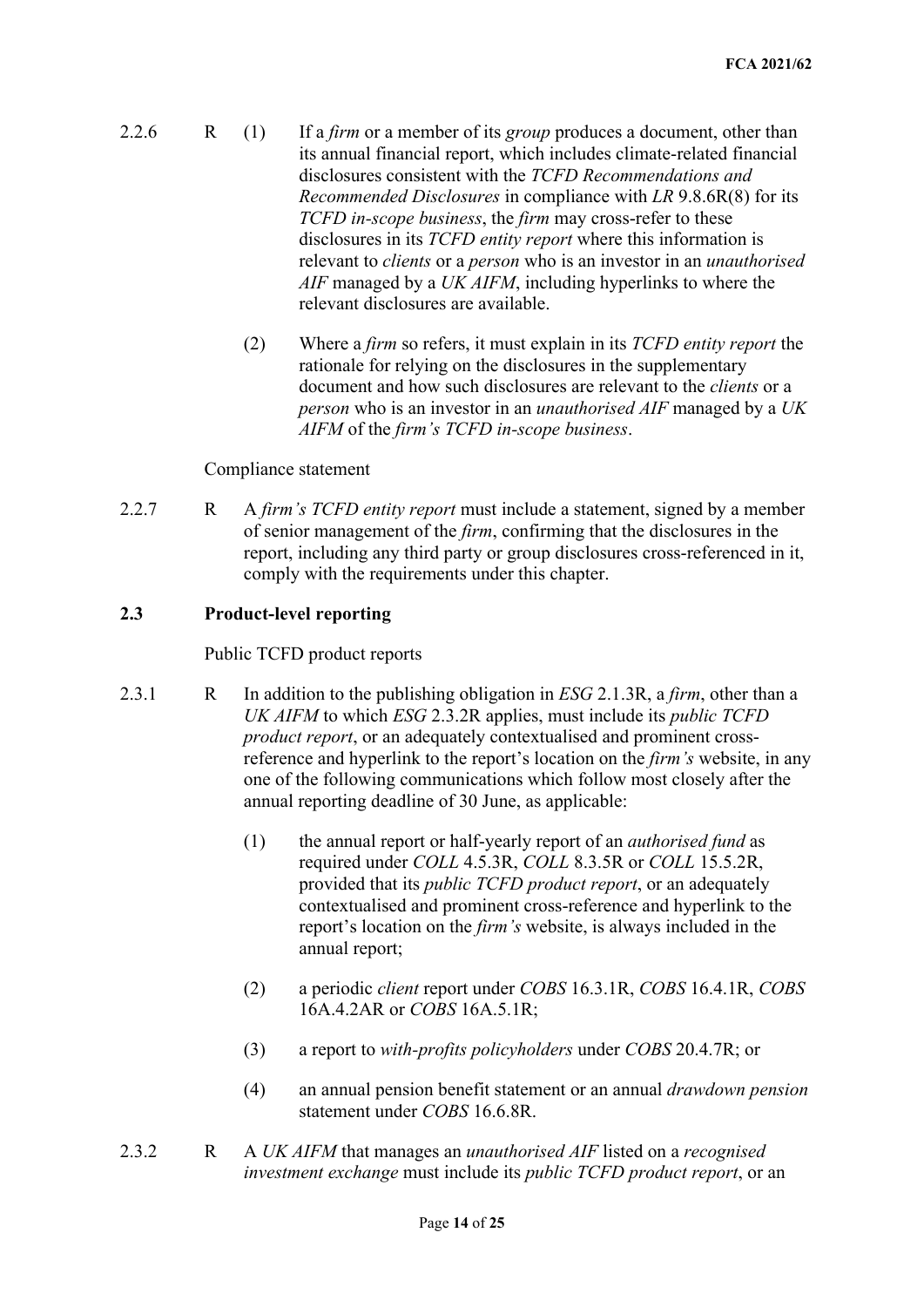2.2.6 R (1) If a *firm* or a member of its *group* produces a document, other than its annual financial report, which includes climate-related financial disclosures consistent with the *TCFD Recommendations and Recommended Disclosures* in compliance with *LR* 9.8.6R(8) for its *TCFD in-scope business*, the *firm* may cross-refer to these disclosures in its *TCFD entity report* where this information is relevant to *clients* or a *person* who is an investor in an *unauthorised AIF* managed by a *UK AIFM*, including hyperlinks to where the relevant disclosures are available.

(2) Where a *firm* so refers, it must explain in its *TCFD entity report* the rationale for relying on the disclosures in the supplementary document and how such disclosures are relevant to the *clients* or a *person* who is an investor in an *unauthorised AIF* managed by a *UK AIFM* of the *firm's TCFD in-scope business*.

Compliance statement

2.2.7 R A *firm's TCFD entity report* must include a statement, signed by a member of senior management of the *firm*, confirming that the disclosures in the report, including any third party or group disclosures cross-referenced in it, comply with the requirements under this chapter.

## 2.3 Product-level reporting

Public TCFD product reports

2.3.1 R In addition to the publishing obligation in *ESG* 2.1.3R, a *firm*, other than a *UK AIFM* to which *ESG* 2.3.2R applies, must include its *public TCFD product report*, or an adequately contextualised and prominent cross-reference and hyperlink to the report's location on the *firm's* website, in any one of the following communications which follow most closely after the annual reporting deadline of 30 June, as applicable:

(1) the annual report or half-yearly report of an *authorised fund* as required under *COLL* 4.5.3R, *COLL* 8.3.5R or *COLL* 15.5.2R, provided that its *public TCFD product report*, or an adequately contextualised and prominent cross-reference and hyperlink to the report's location on the *firm's* website, is always included in the annual report;

(2) a periodic *client* report under *COBS* 16.3.1R, *COBS* 16.4.1R, *COBS* 16A.4.2AR or *COBS* 16A.5.1R;

(3) a report to *with-profits policyholders* under *COBS* 20.4.7R; or

(4) an annual pension benefit statement or an annual *drawdown pension* statement under *COBS* 16.6.8R.

2.3.2 R A *UK AIFM* that manages an *unauthorised AIF* listed on a *recognised investment exchange* must include its *public TCFD product report*, or an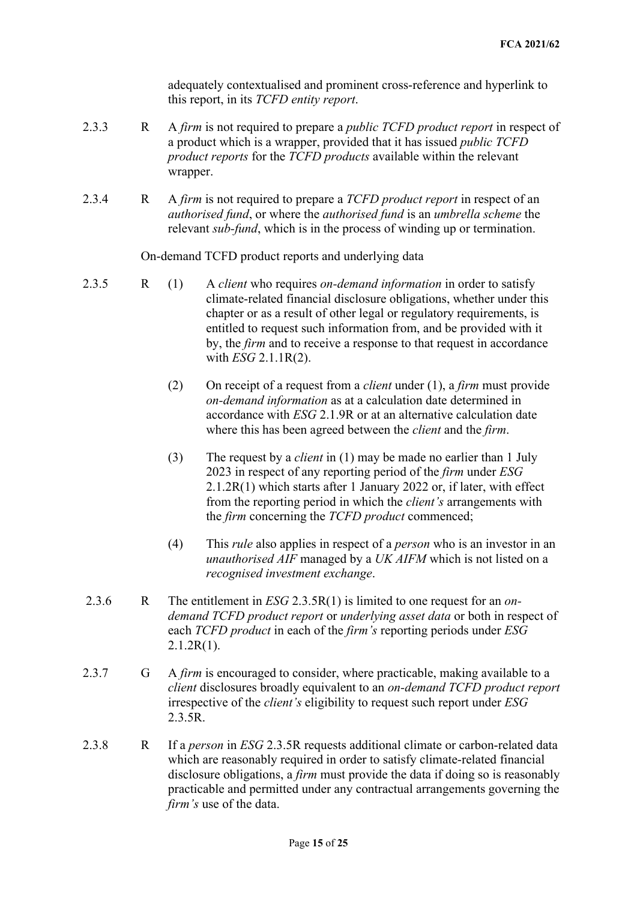adequately contextualised and prominent cross-reference and hyperlink to this report, in its *TCFD entity report*.

2.3.3 R A *firm* is not required to prepare a *public TCFD product report* in respect of a product which is a wrapper, provided that it has issued *public TCFD product reports* for the *TCFD products* available within the relevant wrapper.

2.3.4 R A *firm* is not required to prepare a *TCFD product report* in respect of an *authorised fund*, or where the *authorised fund* is an *umbrella scheme* the relevant *sub-fund*, which is in the process of winding up or termination.

On-demand TCFD product reports and underlying data

2.3.5 R (1) A *client* who requires *on-demand information* in order to satisfy climate-related financial disclosure obligations, whether under this chapter or as a result of other legal or regulatory requirements, is entitled to request such information from, and be provided with it by, the *firm* and to receive a response to that request in accordance with *ESG* 2.1.1R(2).

(2) On receipt of a request from a *client* under (1), a *firm* must provide *on-demand information* as at a calculation date determined in accordance with *ESG* 2.1.9R or at an alternative calculation date where this has been agreed between the *client* and the *firm*.

(3) The request by a *client* in (1) may be made no earlier than 1 July 2023 in respect of any reporting period of the *firm* under *ESG* 2.1.2R(1) which starts after 1 January 2022 or, if later, with effect from the reporting period in which the *client's* arrangements with the *firm* concerning the *TCFD product* commenced;

(4) This *rule* also applies in respect of a *person* who is an investor in an *unauthorised AIF* managed by a *UK AIFM* which is not listed on a *recognised investment exchange*.

2.3.6 R The entitlement in *ESG* 2.3.5R(1) is limited to one request for an *on-demand TCFD product report* or *underlying asset data* or both in respect of each *TCFD product* in each of the *firm's* reporting periods under *ESG* 2.1.2R(1).

2.3.7 G A *firm* is encouraged to consider, where practicable, making available to a *client* disclosures broadly equivalent to an *on-demand TCFD product report* irrespective of the *client's* eligibility to request such report under *ESG* 2.3.5R.

2.3.8 R If a *person* in *ESG* 2.3.5R requests additional climate or carbon-related data which are reasonably required in order to satisfy climate-related financial disclosure obligations, a *firm* must provide the data if doing so is reasonably practicable and permitted under any contractual arrangements governing the *firm's* use of the data.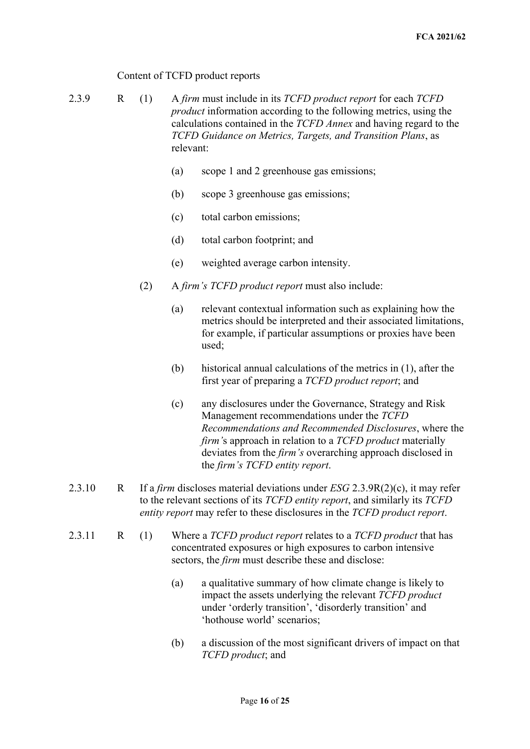Content of TCFD product reports

2.3.9 R (1) A *firm* must include in its *TCFD product report* for each *TCFD product* information according to the following metrics, using the calculations contained in the *TCFD Annex* and having regard to the *TCFD Guidance on Metrics, Targets, and Transition Plans*, as relevant:

(a) scope 1 and 2 greenhouse gas emissions;

(b) scope 3 greenhouse gas emissions;

(c) total carbon emissions;

(d) total carbon footprint; and

(e) weighted average carbon intensity.

(2) A *firm's TCFD product report* must also include:

(a) relevant contextual information such as explaining how the metrics should be interpreted and their associated limitations, for example, if particular assumptions or proxies have been used;

(b) historical annual calculations of the metrics in (1), after the first year of preparing a *TCFD product report*; and

(c) any disclosures under the Governance, Strategy and Risk Management recommendations under the *TCFD Recommendations and Recommended Disclosures*, where the *firm'*s approach in relation to a *TCFD product* materially deviates from the *firm's* overarching approach disclosed in the *firm's TCFD entity report*.

2.3.10 R If a *firm* discloses material deviations under *ESG* 2.3.9R(2)(c), it may refer to the relevant sections of its *TCFD entity report*, and similarly its *TCFD entity report* may refer to these disclosures in the *TCFD product report*.

2.3.11 R (1) Where a *TCFD product report* relates to a *TCFD product* that has concentrated exposures or high exposures to carbon intensive sectors, the *firm* must describe these and disclose:

(a) a qualitative summary of how climate change is likely to impact the assets underlying the relevant *TCFD product* under 'orderly transition', 'disorderly transition' and 'hothouse world' scenarios;

(b) a discussion of the most significant drivers of impact on that *TCFD product*; and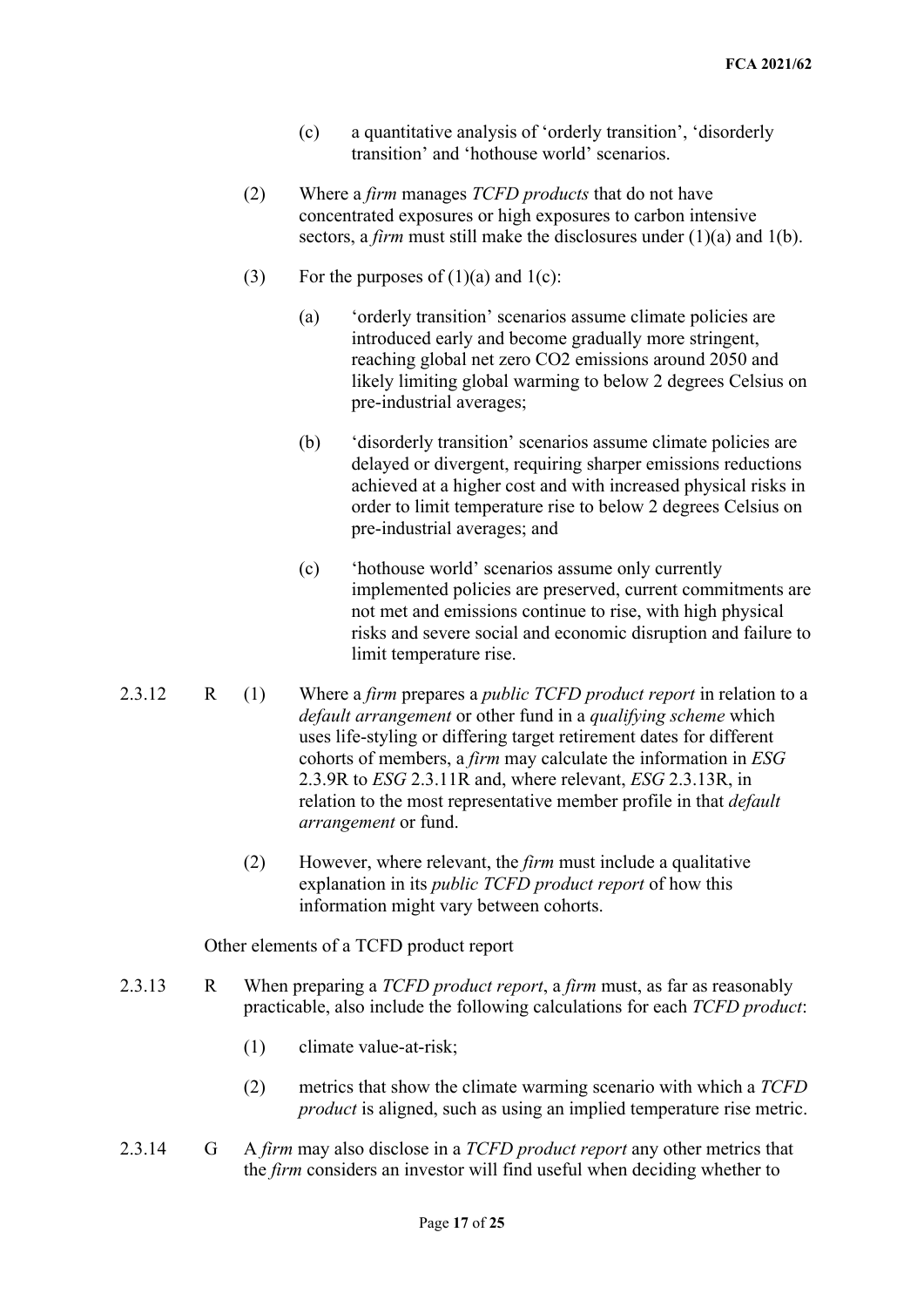(c) a quantitative analysis of 'orderly transition', 'disorderly transition' and 'hothouse world' scenarios.

(2) Where a *firm* manages *TCFD products* that do not have concentrated exposures or high exposures to carbon intensive sectors, a *firm* must still make the disclosures under (1)(a) and 1(b).

(3) For the purposes of (1)(a) and 1(c):

(a) 'orderly transition' scenarios assume climate policies are introduced early and become gradually more stringent, reaching global net zero $CO_2$ emissions around 2050 and likely limiting global warming to below 2 degrees Celsius on pre-industrial averages;

(b) 'disorderly transition' scenarios assume climate policies are delayed or divergent, requiring sharper emissions reductions achieved at a higher cost and with increased physical risks in order to limit temperature rise to below 2 degrees Celsius on pre-industrial averages; and

(c) 'hothouse world' scenarios assume only currently implemented policies are preserved, current commitments are not met and emissions continue to rise, with high physical risks and severe social and economic disruption and failure to limit temperature rise.

2.3.12 R (1) Where a *firm* prepares a *public TCFD product report* in relation to a *default arrangement* or other fund in a *qualifying scheme* which uses life-styling or differing target retirement dates for different cohorts of members, a *firm* may calculate the information in *ESG* 2.3.9R to *ESG* 2.3.11R and, where relevant, *ESG* 2.3.13R, in relation to the most representative member profile in that *default arrangement* or fund.

(2) However, where relevant, the *firm* must include a qualitative explanation in its *public TCFD product report* of how this information might vary between cohorts.

Other elements of a TCFD product report

2.3.13 R When preparing a *TCFD product report*, a *firm* must, as far as reasonably practicable, also include the following calculations for each *TCFD product*:

(1) climate value-at-risk;

(2) metrics that show the climate warming scenario with which a *TCFD product* is aligned, such as using an implied temperature rise metric.

2.3.14 G A *firm* may also disclose in a *TCFD product report* any other metrics that the *firm* considers an investor will find useful when deciding whether to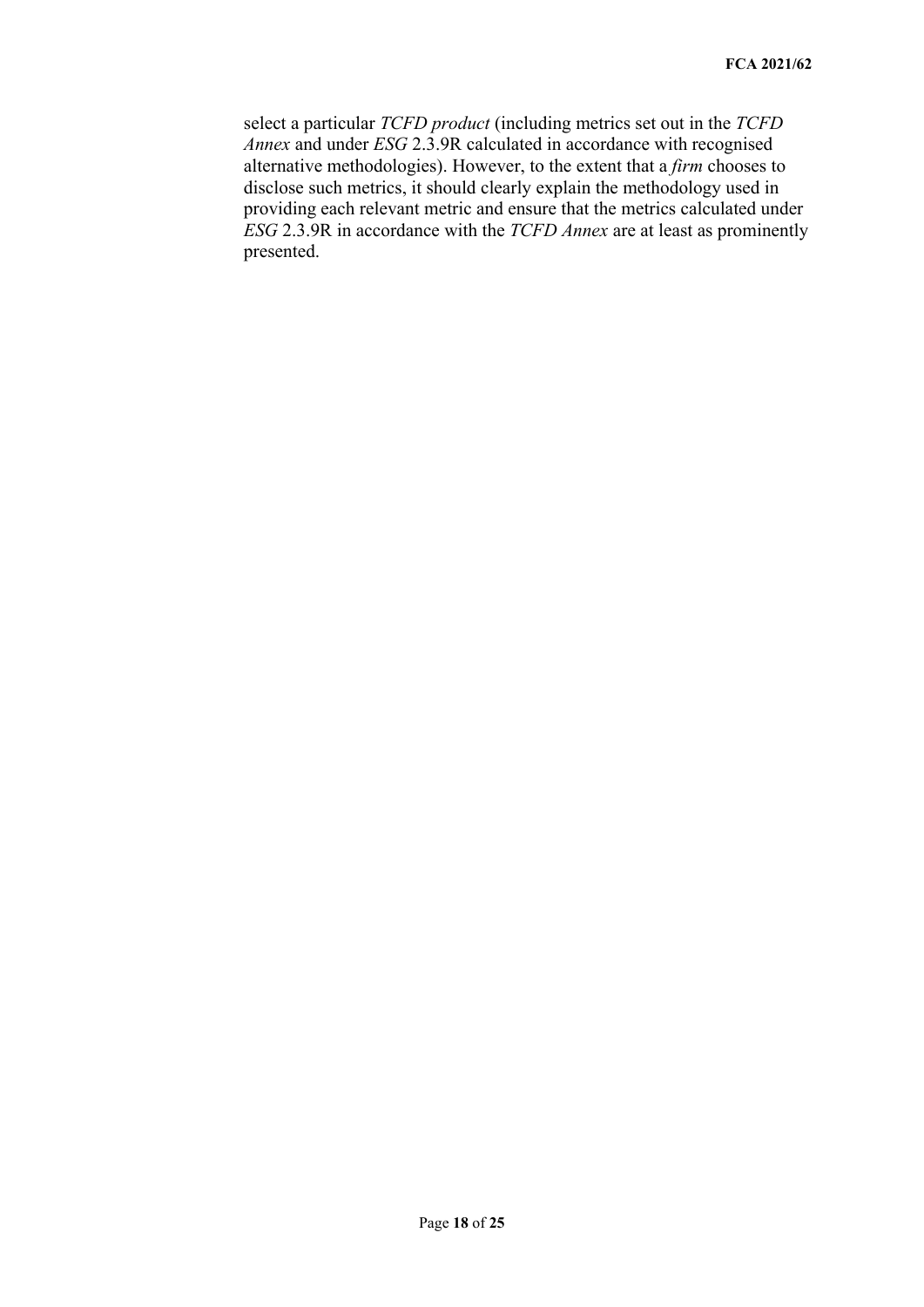select a particular *TCFD product* (including metrics set out in the *TCFD Annex* and under *ESG* 2.3.9R calculated in accordance with recognised alternative methodologies). However, to the extent that a *firm* chooses to disclose such metrics, it should clearly explain the methodology used in providing each relevant metric and ensure that the metrics calculated under *ESG* 2.3.9R in accordance with the *TCFD Annex* are at least as prominently presented.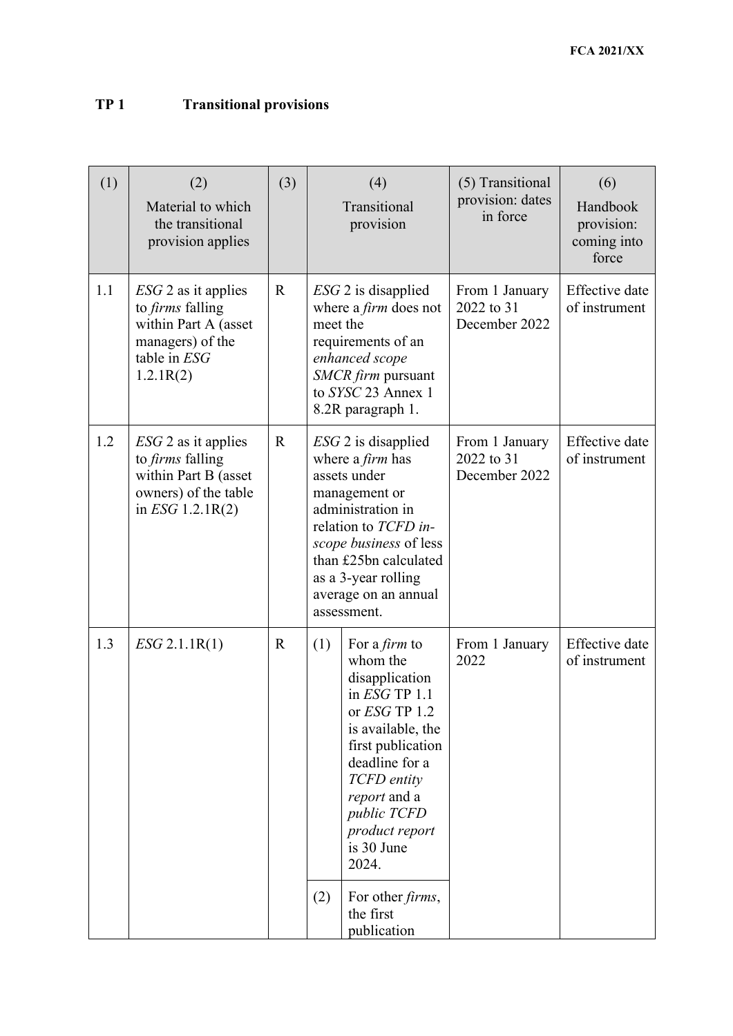## TP 1 Transitional provisions

| (1) | (2) Material to which the transitional provision applies | (3) | (4) Transitional provision | (5) Transitional provision: dates in force | (6) Handbook provision: coming into force |
|---|---|---|---|---|---|
| 1.1 | *ESG* 2 as it applies to *firms* falling within Part A (asset managers) of the table in *ESG* 1.2.1R(2) | R | *ESG* 2 is disapplied where a *firm* does not meet the requirements of an *enhanced scope SMCR firm* pursuant to *SYSC* 23 Annex 1 8.2R paragraph 1. | From 1 January 2022 to 31 December 2022 | Effective date of instrument |
| 1.2 | *ESG* 2 as it applies to *firms* falling within Part B (asset owners) of the table in *ESG* 1.2.1R(2) | R | *ESG* 2 is disapplied where a *firm* has assets under management or administration in relation to *TCFD in-scope business* of less than £25bn calculated as a 3-year rolling average on an annual assessment. | From 1 January 2022 to 31 December 2022 | Effective date of instrument |
| 1.3 | *ESG* 2.1.1R(1) | R | (1) For a *firm* to whom the disapplication in *ESG* TP 1.1 or *ESG* TP 1.2 is available, the first publication deadline for a *TCFD entity report* and a *public TCFD product report* is 30 June 2024. | From 1 January 2022 | Effective date of instrument |
| | | | (2) For other *firms*, the first publication | | |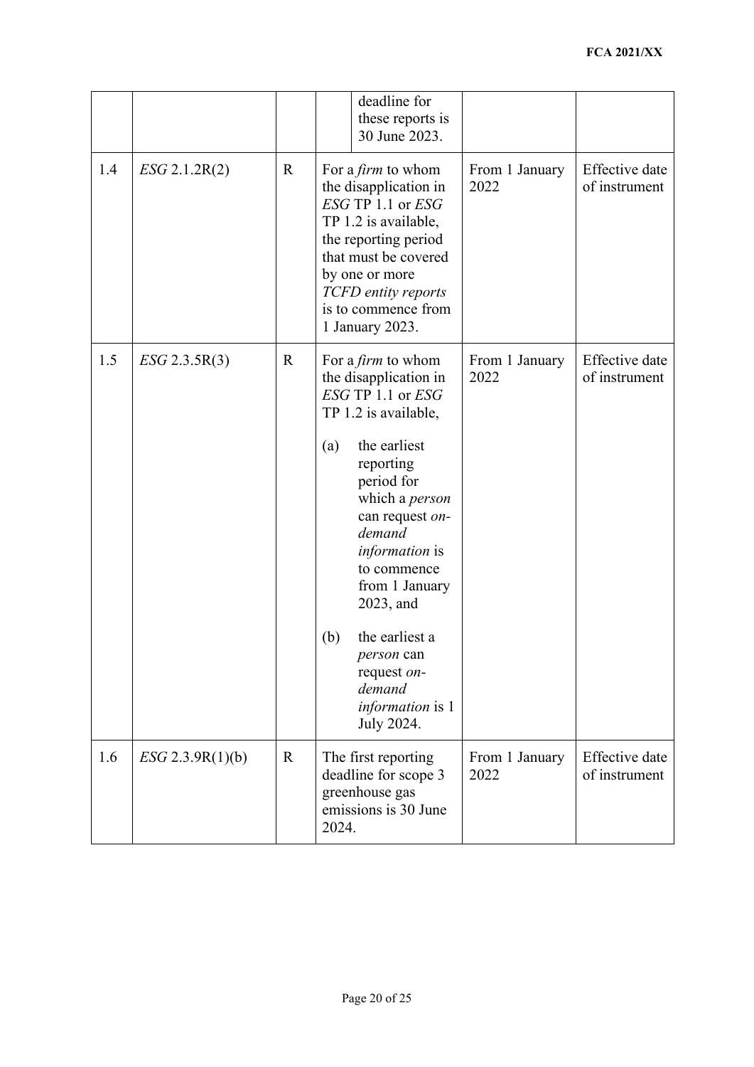| | | | | | |
|---|---|---|---|---|---|
| | | | deadline for these reports is 30 June 2023. | | |
| 1.4 | *ESG* 2.1.2R(2) | R | For a *firm* to whom the disapplication in *ESG* TP 1.1 or *ESG* TP 1.2 is available, the reporting period that must be covered by one or more *TCFD entity reports* is to commence from 1 January 2023. | From 1 January 2022 | Effective date of instrument |
| 1.5 | *ESG* 2.3.5R(3) | R | For a *firm* to whom the disapplication in *ESG* TP 1.1 or *ESG* TP 1.2 is available,<br><br>(a) the earliest reporting period for which a *person* can request *on-demand information* is to commence from 1 January 2023, and<br><br>(b) the earliest a *person* can request *on-demand information* is 1 July 2024. | From 1 January 2022 | Effective date of instrument |
| 1.6 | *ESG* 2.3.9R(1)(b) | R | The first reporting deadline for scope 3 greenhouse gas emissions is 30 June 2024. | From 1 January 2022 | Effective date of instrument |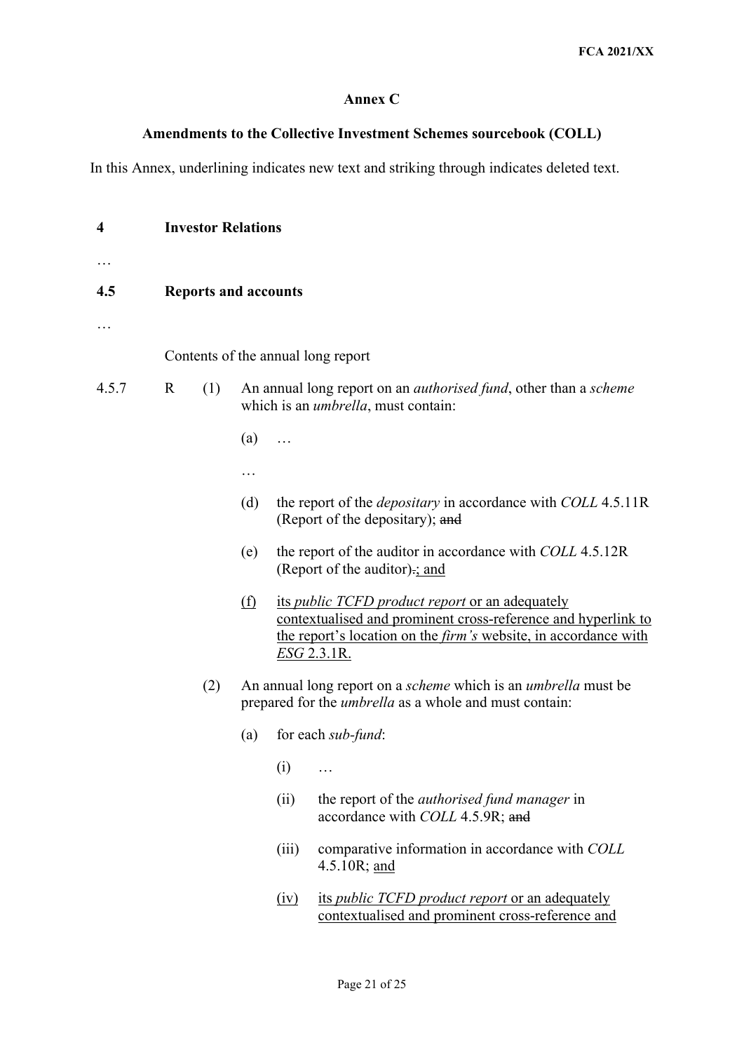**Annex C**

**Amendments to the Collective Investment Schemes sourcebook (COLL)**

In this Annex, underlining indicates new text and striking through indicates deleted text.

**4 Investor Relations**

…

**4.5 Reports and accounts**

…

Contents of the annual long report

4.5.7 R (1) An annual long report on an *authorised fund*, other than a *scheme* which is an *umbrella*, must contain:

(a) …

…

(d) the report of the *depositary* in accordance with *COLL* 4.5.11R (Report of the depositary); ~~and~~

(e) the report of the auditor in accordance with *COLL* 4.5.12R (Report of the auditor)~~.~~<u>; and</u>

<u>(f) its *public TCFD product report* or an adequately contextualised and prominent cross-reference and hyperlink to the report's location on the *firm's* website, in accordance with *ESG* 2.3.1R.</u>

(2) An annual long report on a *scheme* which is an *umbrella* must be prepared for the *umbrella* as a whole and must contain:

(a) for each *sub-fund*:

(i) …

(ii) the report of the *authorised fund manager* in accordance with *COLL* 4.5.9R; ~~and~~

(iii) comparative information in accordance with *COLL* 4.5.10R; <u>and</u>

<u>(iv) its *public TCFD product report* or an adequately contextualised and prominent cross-reference and</u>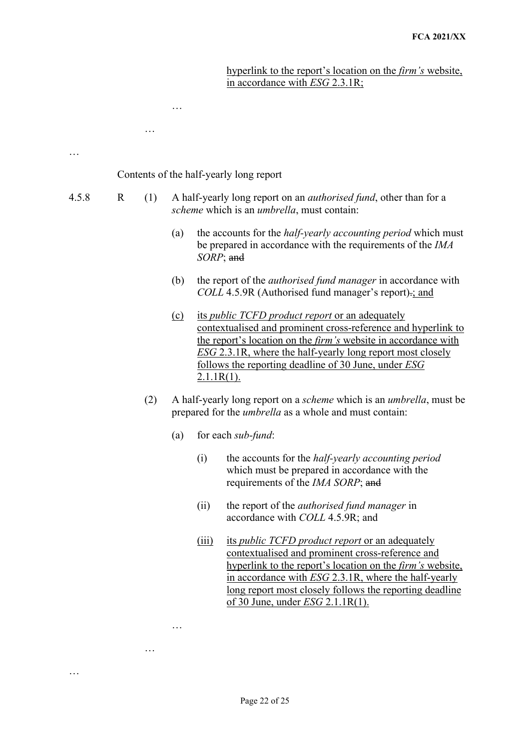hyperlink to the report's location on the *firm's* website, in accordance with *ESG* 2.3.1R;

…

…

…

Contents of the half-yearly long report

4.5.8 R (1) A half-yearly long report on an *authorised fund*, other than for a *scheme* which is an *umbrella*, must contain:

(a) the accounts for the *half-yearly accounting period* which must be prepared in accordance with the requirements of the *IMA SORP*; ~~and~~

(b) the report of the *authorised fund manager* in accordance with *COLL* 4.5.9R (Authorised fund manager's report)~~.~~; and

(c) its *public TCFD product report* or an adequately contextualised and prominent cross-reference and hyperlink to the report's location on the *firm's* website in accordance with *ESG* 2.3.1R, where the half-yearly long report most closely follows the reporting deadline of 30 June, under *ESG* 2.1.1R(1).

(2) A half-yearly long report on a *scheme* which is an *umbrella*, must be prepared for the *umbrella* as a whole and must contain:

(a) for each *sub-fund*:

(i) the accounts for the *half-yearly accounting period* which must be prepared in accordance with the requirements of the *IMA SORP*; ~~and~~

(ii) the report of the *authorised fund manager* in accordance with *COLL* 4.5.9R; and

(iii) its *public TCFD product report* or an adequately contextualised and prominent cross-reference and hyperlink to the report's location on the *firm's* website, in accordance with *ESG* 2.3.1R, where the half-yearly long report most closely follows the reporting deadline of 30 June, under *ESG* 2.1.1R(1).

…

…

…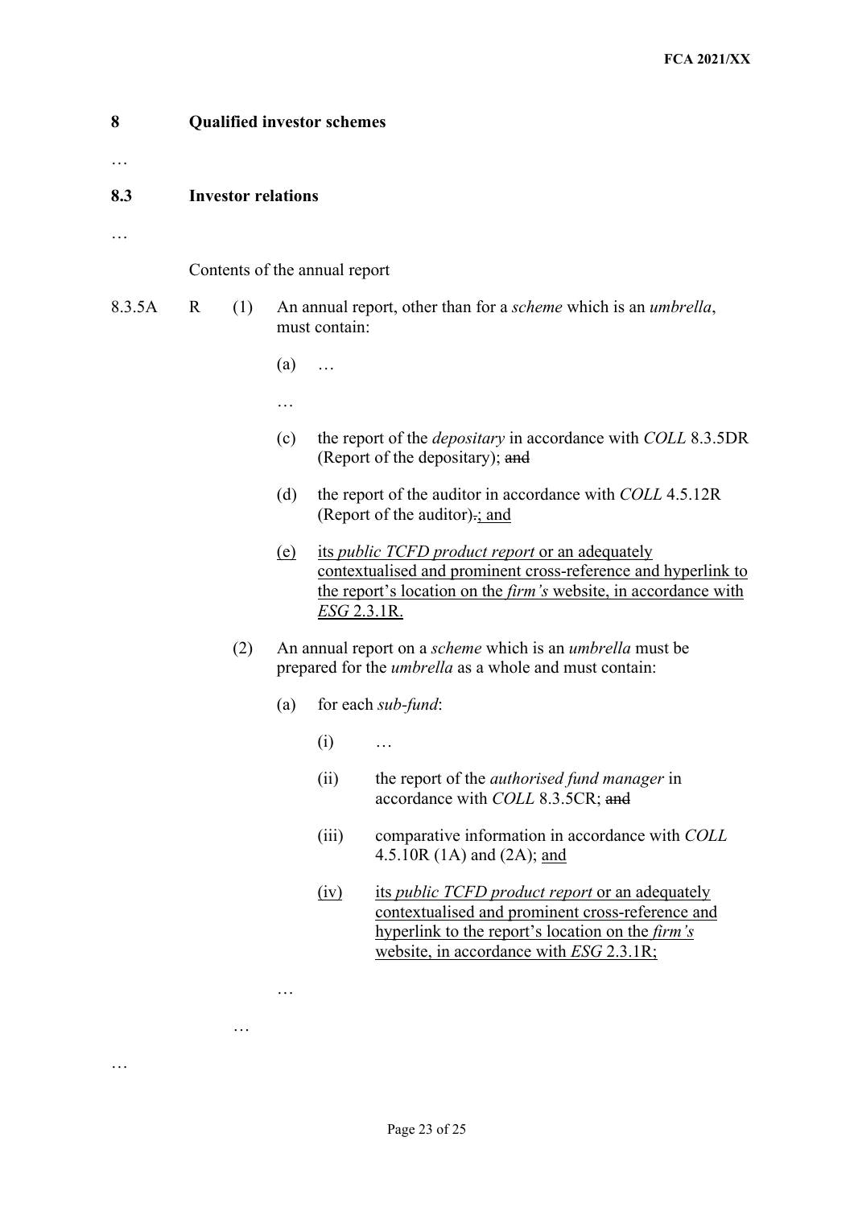# 8 Qualified investor schemes

…

## 8.3 Investor relations

…

Contents of the annual report

8.3.5A R (1) An annual report, other than for a *scheme* which is an *umbrella*, must contain:

(a) …

…

(c) the report of the *depositary* in accordance with *COLL* 8.3.5DR (Report of the depositary); ~~and~~

(d) the report of the auditor in accordance with *COLL* 4.5.12R (Report of the auditor)~~.~~; and

(e) its *public TCFD product report* or an adequately contextualised and prominent cross-reference and hyperlink to the report's location on the *firm's* website, in accordance with *ESG* 2.3.1R.

(2) An annual report on a *scheme* which is an *umbrella* must be prepared for the *umbrella* as a whole and must contain:

(a) for each *sub-fund*:

(i) …

(ii) the report of the *authorised fund manager* in accordance with *COLL* 8.3.5CR; ~~and~~

(iii) comparative information in accordance with *COLL* 4.5.10R (1A) and (2A); and

(iv) its *public TCFD product report* or an adequately contextualised and prominent cross-reference and hyperlink to the report's location on the *firm's* website, in accordance with *ESG* 2.3.1R;

…

…

…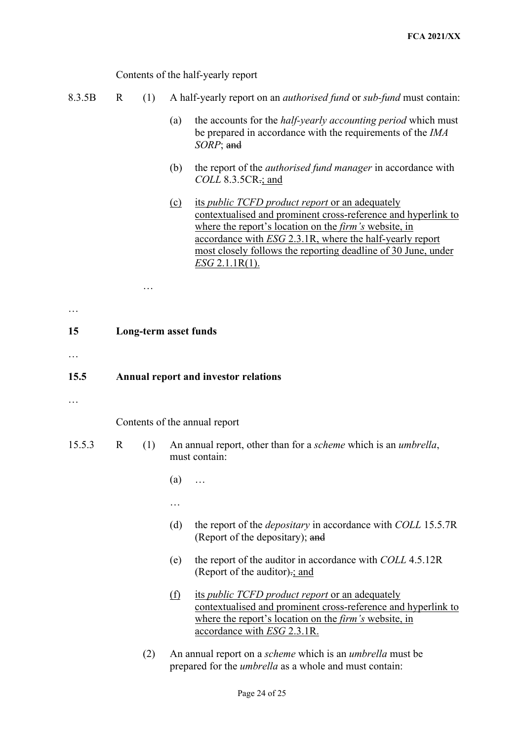Contents of the half-yearly report

8.3.5B R (1) A half-yearly report on an *authorised fund* or *sub-fund* must contain:

(a) the accounts for the *half-yearly accounting period* which must be prepared in accordance with the requirements of the *IMA SORP*; ~~and~~

(b) the report of the *authorised fund manager* in accordance with *COLL* 8.3.5CR~~.~~; and

(c) its *public TCFD product report* or an adequately contextualised and prominent cross-reference and hyperlink to where the report's location on the *firm's* website, in accordance with *ESG* 2.3.1R, where the half-yearly report most closely follows the reporting deadline of 30 June, under *ESG* 2.1.1R(1).

…

…

**15 Long-term asset funds**

…

**15.5 Annual report and investor relations**

…

Contents of the annual report

15.5.3 R (1) An annual report, other than for a *scheme* which is an *umbrella*, must contain:

(a) …

…

(d) the report of the *depositary* in accordance with *COLL* 15.5.7R (Report of the depositary); ~~and~~

(e) the report of the auditor in accordance with *COLL* 4.5.12R (Report of the auditor)~~.~~; and

(f) its *public TCFD product report* or an adequately contextualised and prominent cross-reference and hyperlink to where the report's location on the *firm's* website, in accordance with *ESG* 2.3.1R.

(2) An annual report on a *scheme* which is an *umbrella* must be prepared for the *umbrella* as a whole and must contain: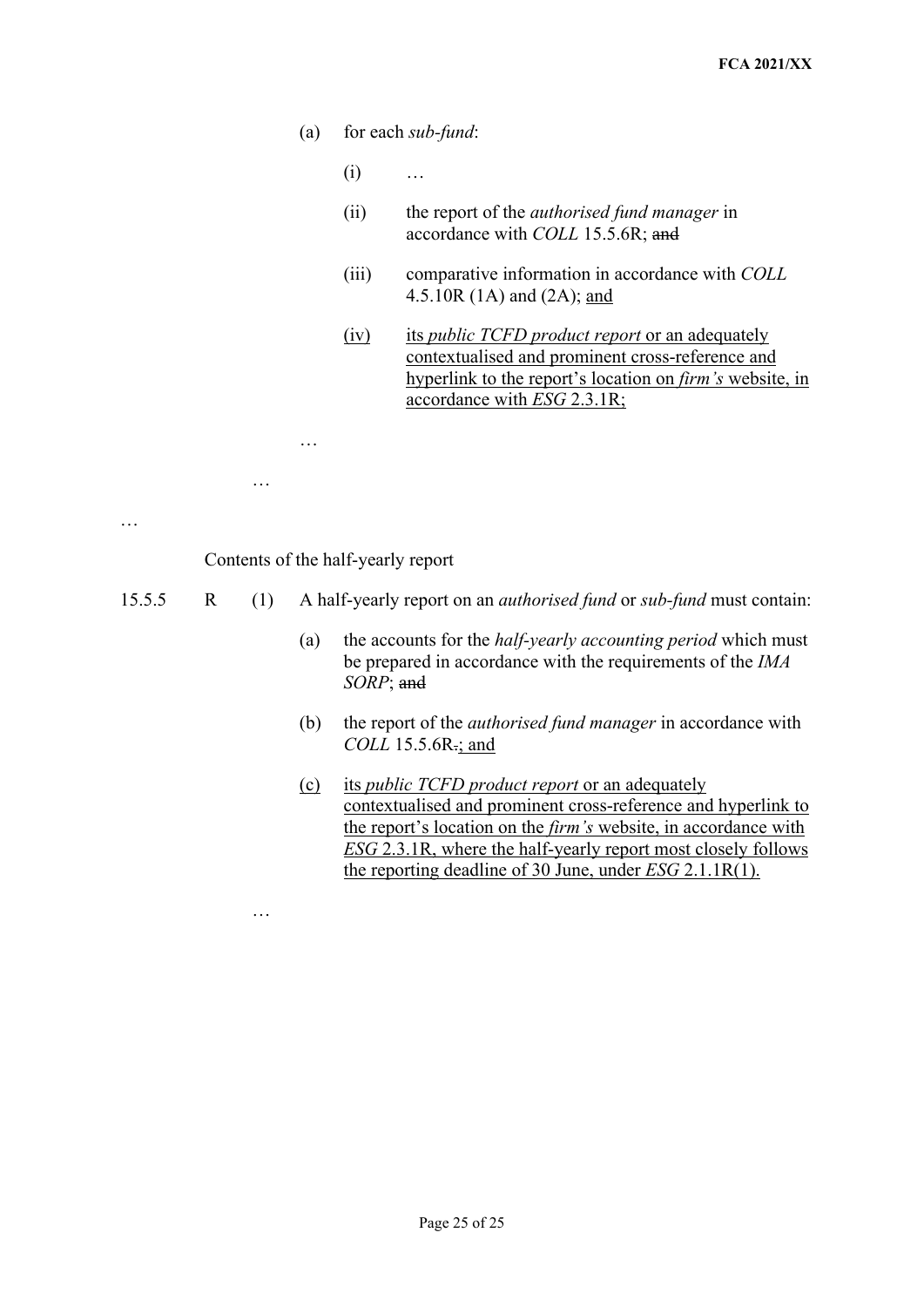(a) for each *sub-fund*:

(i) …

(ii) the report of the *authorised fund manager* in accordance with *COLL* 15.5.6R; ~~and~~

(iii) comparative information in accordance with *COLL* 4.5.10R (1A) and (2A); <u>and</u>

<u>(iv) its *public TCFD product report* or an adequately contextualised and prominent cross-reference and hyperlink to the report's location on *firm's* website, in accordance with *ESG* 2.3.1R;</u>

…

…

…

Contents of the half-yearly report

15.5.5 R (1) A half-yearly report on an *authorised fund* or *sub-fund* must contain:

(a) the accounts for the *half-yearly accounting period* which must be prepared in accordance with the requirements of the *IMA SORP*; ~~and~~

(b) the report of the *authorised fund manager* in accordance with *COLL* 15.5.6R~~.~~<u>; and</u>

<u>(c) its *public TCFD product report* or an adequately contextualised and prominent cross-reference and hyperlink to the report's location on the *firm's* website, in accordance with *ESG* 2.3.1R, where the half-yearly report most closely follows the reporting deadline of 30 June, under *ESG* 2.1.1R(1).</u>

…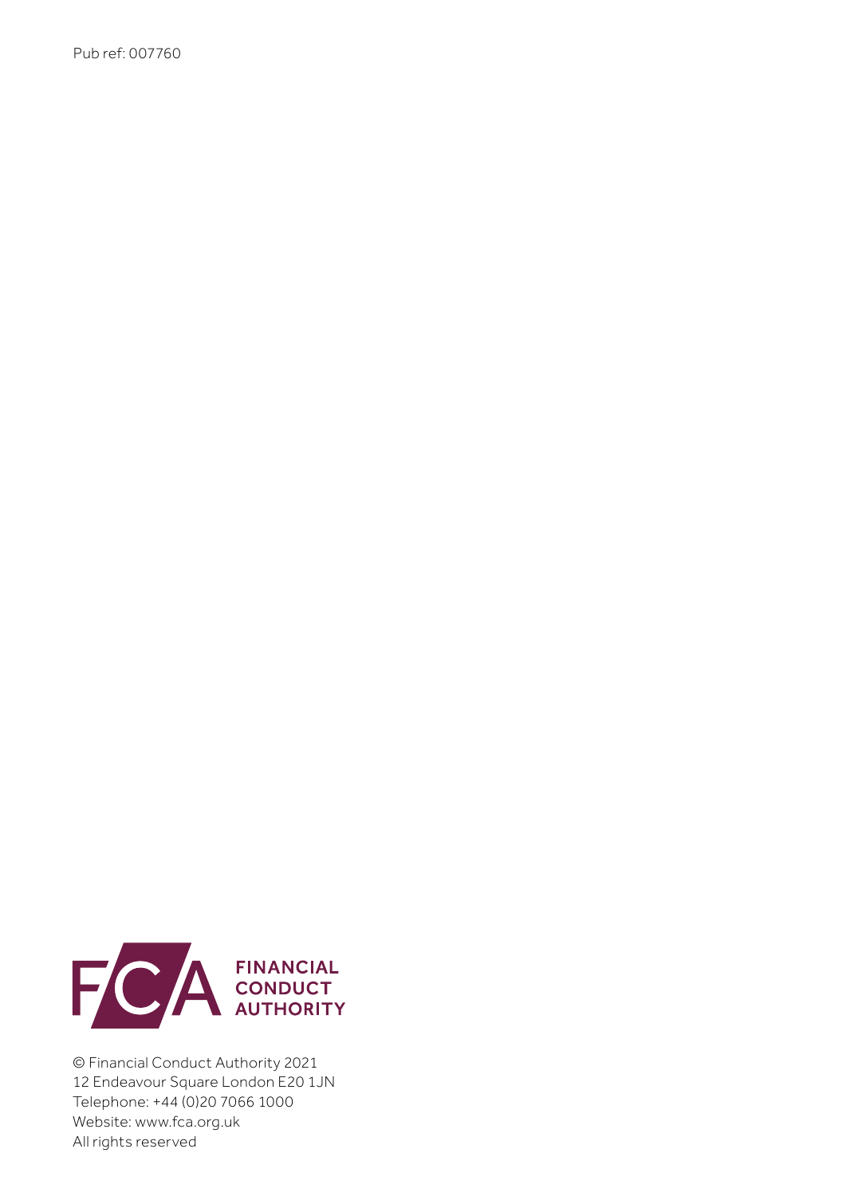Pub ref: 007760

FINANCIAL CONDUCT AUTHORITY

© Financial Conduct Authority 2021
12 Endeavour Square London E20 1JN
Telephone: +44 (0)20 7066 1000
Website: www.fca.org.uk
All rights reserved